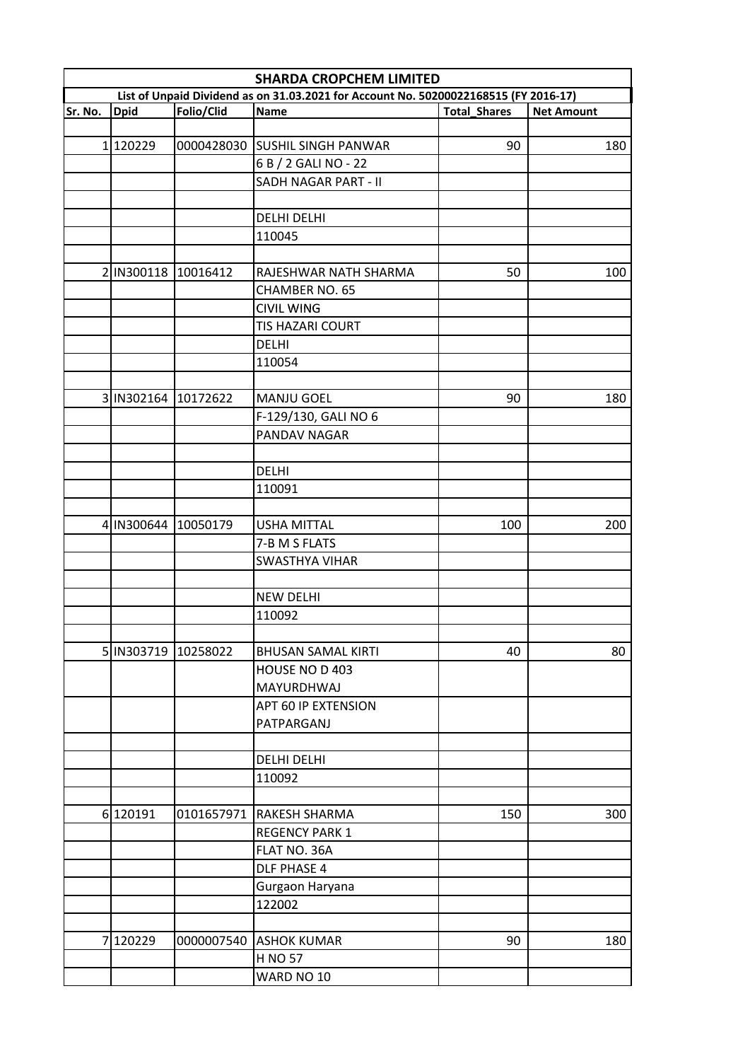# SHARDA CROPCHEM LIMITED

## List of Unpaid Dividend as on 31.03.2021 for Account No. 50200022168515 (FY 2016-17)

| Sr. No. | Dpid | Folio/Clid | Name | Total_Shares | Net Amount |
|---|---|---|---|---|---|
| | | | | | |
| 1 | 120229 | 0000428030 | SUSHIL SINGH PANWAR | 90 | 180 |
| | | | 6 B / 2 GALI NO - 22 | | |
| | | | SADH NAGAR PART - II | | |
| | | | | | |
| | | | DELHI DELHI | | |
| | | | 110045 | | |
| | | | | | |
| 2 | IN300118 | 10016412 | RAJESHWAR NATH SHARMA | 50 | 100 |
| | | | CHAMBER NO. 65 | | |
| | | | CIVIL WING | | |
| | | | TIS HAZARI COURT | | |
| | | | DELHI | | |
| | | | 110054 | | |
| | | | | | |
| 3 | IN302164 | 10172622 | MANJU GOEL | 90 | 180 |
| | | | F-129/130, GALI NO 6 | | |
| | | | PANDAV NAGAR | | |
| | | | | | |
| | | | DELHI | | |
| | | | 110091 | | |
| | | | | | |
| 4 | IN300644 | 10050179 | USHA MITTAL | 100 | 200 |
| | | | 7-B M S FLATS | | |
| | | | SWASTHYA VIHAR | | |
| | | | | | |
| | | | NEW DELHI | | |
| | | | 110092 | | |
| | | | | | |
| 5 | IN303719 | 10258022 | BHUSAN SAMAL KIRTI | 40 | 80 |
| | | | HOUSE NO D 403 MAYURDHWAJ | | |
| | | | APT 60 IP EXTENSION PATPARGANJ | | |
| | | | | | |
| | | | DELHI DELHI | | |
| | | | 110092 | | |
| | | | | | |
| 6 | 120191 | 0101657971 | RAKESH SHARMA | 150 | 300 |
| | | | REGENCY PARK 1 | | |
| | | | FLAT NO. 36A | | |
| | | | DLF PHASE 4 | | |
| | | | Gurgaon Haryana | | |
| | | | 122002 | | |
| | | | | | |
| 7 | 120229 | 0000007540 | ASHOK KUMAR | 90 | 180 |
| | | | H NO 57 | | |
| | | | WARD NO 10 | | |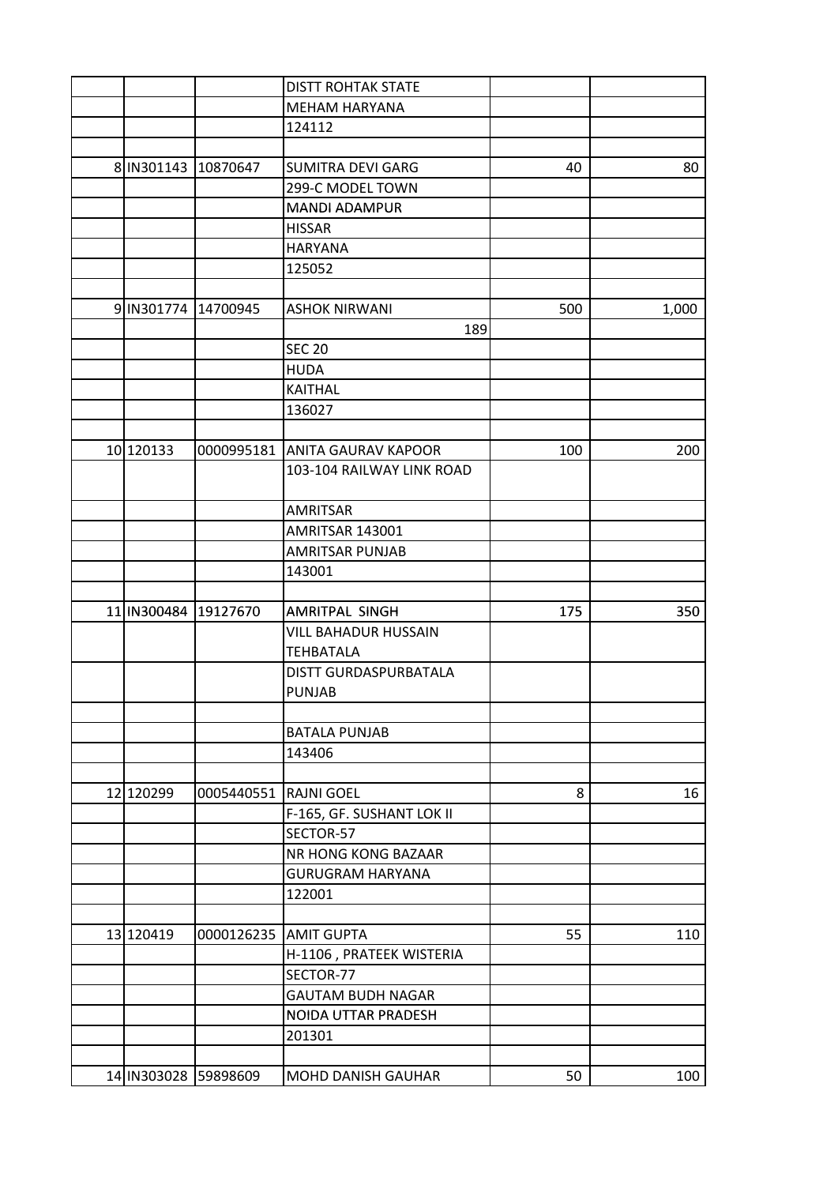| | | | | | |
|---|---|---|---|---|---|
| | | | DISTT ROHTAK STATE | | |
| | | | MEHAM HARYANA | | |
| | | | 124112 | | |
| | | | | | |
| 8 | IN301143 | 10870647 | SUMITRA DEVI GARG | 40 | 80 |
| | | | 299-C MODEL TOWN | | |
| | | | MANDI ADAMPUR | | |
| | | | HISSAR | | |
| | | | HARYANA | | |
| | | | 125052 | | |
| | | | | | |
| 9 | IN301774 | 14700945 | ASHOK NIRWANI | 500 | 1,000 |
| | | | 189 | | |
| | | | SEC 20 | | |
| | | | HUDA | | |
| | | | KAITHAL | | |
| | | | 136027 | | |
| | | | | | |
| 10 | 120133 | 0000995181 | ANITA GAURAV KAPOOR | 100 | 200 |
| | | | 103-104 RAILWAY LINK ROAD | | |
| | | | AMRITSAR | | |
| | | | AMRITSAR 143001 | | |
| | | | AMRITSAR PUNJAB | | |
| | | | 143001 | | |
| | | | | | |
| 11 | IN300484 | 19127670 | AMRITPAL SINGH | 175 | 350 |
| | | | VILL BAHADUR HUSSAIN TEHBATALA | | |
| | | | DISTT GURDASPURBATALA PUNJAB | | |
| | | | | | |
| | | | BATALA PUNJAB | | |
| | | | 143406 | | |
| | | | | | |
| 12 | 120299 | 0005440551 | RAJNI GOEL | 8 | 16 |
| | | | F-165, GF. SUSHANT LOK II | | |
| | | | SECTOR-57 | | |
| | | | NR HONG KONG BAZAAR | | |
| | | | GURUGRAM HARYANA | | |
| | | | 122001 | | |
| | | | | | |
| 13 | 120419 | 0000126235 | AMIT GUPTA | 55 | 110 |
| | | | H-1106 , PRATEEK WISTERIA | | |
| | | | SECTOR-77 | | |
| | | | GAUTAM BUDH NAGAR | | |
| | | | NOIDA UTTAR PRADESH | | |
| | | | 201301 | | |
| | | | | | |
| 14 | IN303028 | 59898609 | MOHD DANISH GAUHAR | 50 | 100 |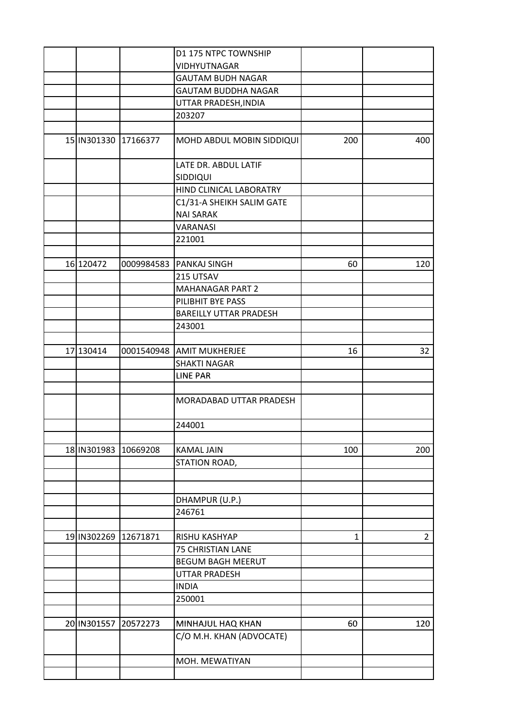| | | | | |
|---|---|---|---|---|
| | | D1 175 NTPC TOWNSHIP VIDHYUTNAGAR | | |
| | | GAUTAM BUDH NAGAR | | |
| | | GAUTAM BUDDHA NAGAR | | |
| | | UTTAR PRADESH,INDIA | | |
| | | 203207 | | |
| | | | | |
| 15 IN301330 | 17166377 | MOHD ABDUL MOBIN SIDDIQUI | 200 | 400 |
| | | LATE DR. ABDUL LATIF SIDDIQUI | | |
| | | HIND CLINICAL LABORATRY | | |
| | | C1/31-A SHEIKH SALIM GATE NAI SARAK | | |
| | | VARANASI | | |
| | | 221001 | | |
| | | | | |
| 16 120472 | 0009984583 | PANKAJ SINGH | 60 | 120 |
| | | 215 UTSAV | | |
| | | MAHANAGAR PART 2 | | |
| | | PILIBHIT BYE PASS | | |
| | | BAREILLY UTTAR PRADESH | | |
| | | 243001 | | |
| | | | | |
| 17 130414 | 0001540948 | AMIT MUKHERJEE | 16 | 32 |
| | | SHAKTI NAGAR | | |
| | | LINE PAR | | |
| | | | | |
| | | MORADABAD UTTAR PRADESH | | |
| | | 244001 | | |
| | | | | |
| 18 IN301983 | 10669208 | KAMAL JAIN | 100 | 200 |
| | | STATION ROAD, | | |
| | | | | |
| | | | | |
| | | DHAMPUR (U.P.) | | |
| | | 246761 | | |
| | | | | |
| 19 IN302269 | 12671871 | RISHU KASHYAP | 1 | 2 |
| | | 75 CHRISTIAN LANE | | |
| | | BEGUM BAGH MEERUT | | |
| | | UTTAR PRADESH | | |
| | | INDIA | | |
| | | 250001 | | |
| | | | | |
| 20 IN301557 | 20572273 | MINHAJUL HAQ KHAN | 60 | 120 |
| | | C/O M.H. KHAN (ADVOCATE) | | |
| | | MOH. MEWATIYAN | | |
| | | | | |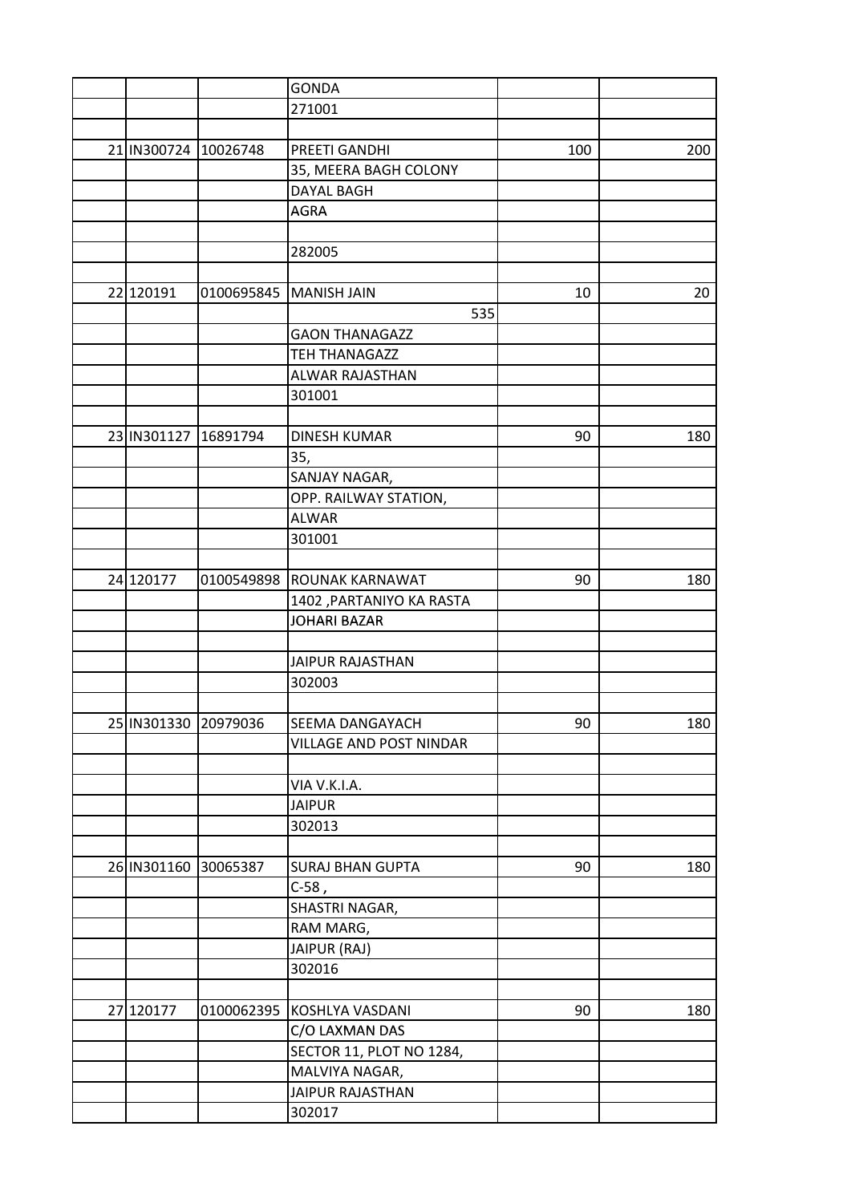| | | | | | |
|---|---|---|---|---|---|
| | | | GONDA | | |
| | | | 271001 | | |
| | | | | | |
| 21 | IN300724 | 10026748 | PREETI GANDHI | 100 | 200 |
| | | | 35, MEERA BAGH COLONY | | |
| | | | DAYAL BAGH | | |
| | | | AGRA | | |
| | | | | | |
| | | | 282005 | | |
| | | | | | |
| 22 | 120191 | 0100695845 | MANISH JAIN | 10 | 20 |
| | | | 535 | | |
| | | | GAON THANAGAZZ | | |
| | | | TEH THANAGAZZ | | |
| | | | ALWAR RAJASTHAN | | |
| | | | 301001 | | |
| | | | | | |
| 23 | IN301127 | 16891794 | DINESH KUMAR | 90 | 180 |
| | | | 35, | | |
| | | | SANJAY NAGAR, | | |
| | | | OPP. RAILWAY STATION, | | |
| | | | ALWAR | | |
| | | | 301001 | | |
| | | | | | |
| 24 | 120177 | 0100549898 | ROUNAK KARNAWAT | 90 | 180 |
| | | | 1402 ,PARTANIYO KA RASTA | | |
| | | | JOHARI BAZAR | | |
| | | | | | |
| | | | JAIPUR RAJASTHAN | | |
| | | | 302003 | | |
| | | | | | |
| 25 | IN301330 | 20979036 | SEEMA DANGAYACH | 90 | 180 |
| | | | VILLAGE AND POST NINDAR | | |
| | | | | | |
| | | | VIA V.K.I.A. | | |
| | | | JAIPUR | | |
| | | | 302013 | | |
| | | | | | |
| 26 | IN301160 | 30065387 | SURAJ BHAN GUPTA | 90 | 180 |
| | | | C-58 , | | |
| | | | SHASTRI NAGAR, | | |
| | | | RAM MARG, | | |
| | | | JAIPUR (RAJ) | | |
| | | | 302016 | | |
| | | | | | |
| 27 | 120177 | 0100062395 | KOSHLYA VASDANI | 90 | 180 |
| | | | C/O LAXMAN DAS | | |
| | | | SECTOR 11, PLOT NO 1284, | | |
| | | | MALVIYA NAGAR, | | |
| | | | JAIPUR RAJASTHAN | | |
| | | | 302017 | | |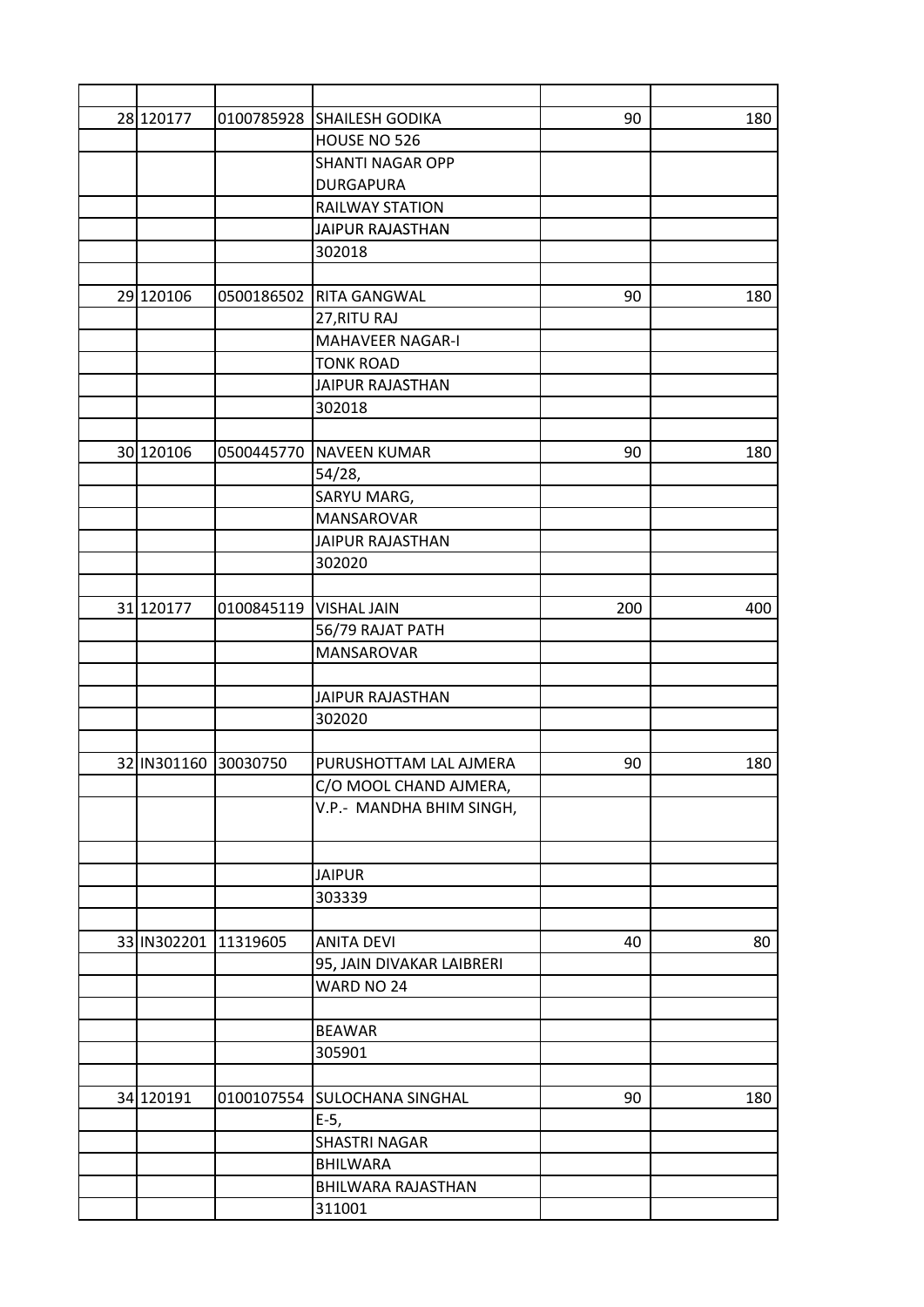| | | | | | |
|---|---|---|---|---|---|
| 28 | 120177 | 0100785928 | SHAILESH GODIKA | 90 | 180 |
| | | | HOUSE NO 526 | | |
| | | | SHANTI NAGAR OPP DURGAPURA | | |
| | | | RAILWAY STATION | | |
| | | | JAIPUR RAJASTHAN | | |
| | | | 302018 | | |
| | | | | | |
| 29 | 120106 | 0500186502 | RITA GANGWAL | 90 | 180 |
| | | | 27,RITU RAJ | | |
| | | | MAHAVEER NAGAR-I | | |
| | | | TONK ROAD | | |
| | | | JAIPUR RAJASTHAN | | |
| | | | 302018 | | |
| | | | | | |
| 30 | 120106 | 0500445770 | NAVEEN KUMAR | 90 | 180 |
| | | | 54/28, | | |
| | | | SARYU MARG, | | |
| | | | MANSAROVAR | | |
| | | | JAIPUR RAJASTHAN | | |
| | | | 302020 | | |
| | | | | | |
| 31 | 120177 | 0100845119 | VISHAL JAIN | 200 | 400 |
| | | | 56/79 RAJAT PATH | | |
| | | | MANSAROVAR | | |
| | | | | | |
| | | | JAIPUR RAJASTHAN | | |
| | | | 302020 | | |
| | | | | | |
| 32 | IN301160 | 30030750 | PURUSHOTTAM LAL AJMERA | 90 | 180 |
| | | | C/O MOOL CHAND AJMERA, | | |
| | | | V.P.- MANDHA BHIM SINGH, | | |
| | | | | | |
| | | | JAIPUR | | |
| | | | 303339 | | |
| | | | | | |
| 33 | IN302201 | 11319605 | ANITA DEVI | 40 | 80 |
| | | | 95, JAIN DIVAKAR LAIBRERI | | |
| | | | WARD NO 24 | | |
| | | | | | |
| | | | BEAWAR | | |
| | | | 305901 | | |
| | | | | | |
| 34 | 120191 | 0100107554 | SULOCHANA SINGHAL | 90 | 180 |
| | | | E-5, | | |
| | | | SHASTRI NAGAR | | |
| | | | BHILWARA | | |
| | | | BHILWARA RAJASTHAN | | |
| | | | 311001 | | |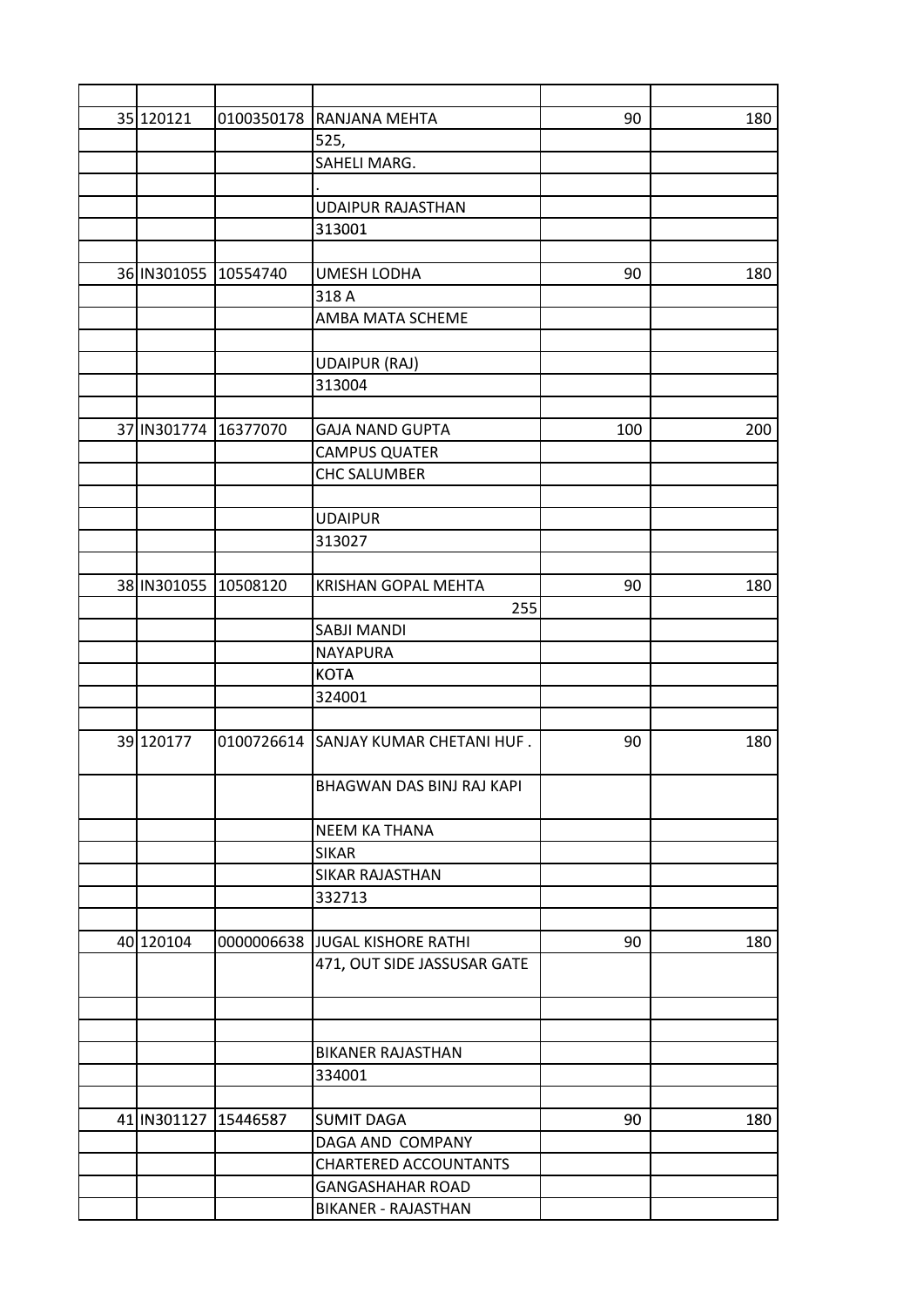| | | | | | |
|---|---|---|---|---|---|
| 35 | 120121 | 0100350178 | RANJANA MEHTA | 90 | 180 |
| | | | 525, | | |
| | | | SAHELI MARG. | | |
| | | | . | | |
| | | | UDAIPUR RAJASTHAN | | |
| | | | 313001 | | |
| | | | | | |
| 36 | IN301055 | 10554740 | UMESH LODHA | 90 | 180 |
| | | | 318 A | | |
| | | | AMBA MATA SCHEME | | |
| | | | | | |
| | | | UDAIPUR (RAJ) | | |
| | | | 313004 | | |
| | | | | | |
| 37 | IN301774 | 16377070 | GAJA NAND GUPTA | 100 | 200 |
| | | | CAMPUS QUATER | | |
| | | | CHC SALUMBER | | |
| | | | | | |
| | | | UDAIPUR | | |
| | | | 313027 | | |
| | | | | | |
| 38 | IN301055 | 10508120 | KRISHAN GOPAL MEHTA | 90 | 180 |
| | | | 255 | | |
| | | | SABJI MANDI | | |
| | | | NAYAPURA | | |
| | | | KOTA | | |
| | | | 324001 | | |
| | | | | | |
| 39 | 120177 | 0100726614 | SANJAY KUMAR CHETANI HUF . | 90 | 180 |
| | | | BHAGWAN DAS BINJ RAJ KAPI | | |
| | | | NEEM KA THANA | | |
| | | | SIKAR | | |
| | | | SIKAR RAJASTHAN | | |
| | | | 332713 | | |
| | | | | | |
| 40 | 120104 | 0000006638 | JUGAL KISHORE RATHI | 90 | 180 |
| | | | 471, OUT SIDE JASSUSAR GATE | | |
| | | | | | |
| | | | | | |
| | | | BIKANER RAJASTHAN | | |
| | | | 334001 | | |
| | | | | | |
| 41 | IN301127 | 15446587 | SUMIT DAGA | 90 | 180 |
| | | | DAGA AND COMPANY | | |
| | | | CHARTERED ACCOUNTANTS | | |
| | | | GANGASHAHAR ROAD | | |
| | | | BIKANER - RAJASTHAN | | |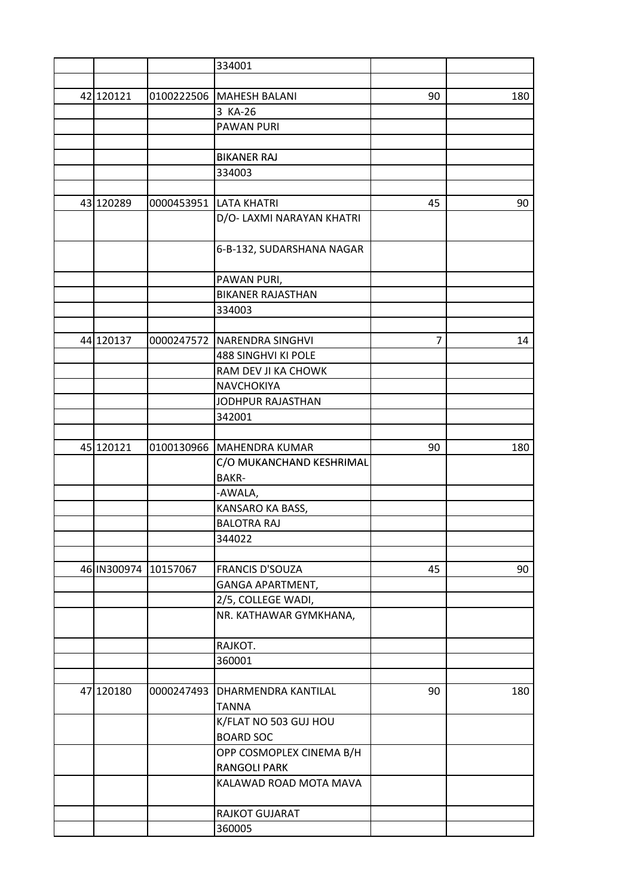| | | | | | |
|---|---|---|---|---|---|
| | | | 334001 | | |
| | | | | | |
| 42 | 120121 | 0100222506 | MAHESH BALANI | 90 | 180 |
| | | | 3 KA-26 | | |
| | | | PAWAN PURI | | |
| | | | | | |
| | | | BIKANER RAJ | | |
| | | | 334003 | | |
| | | | | | |
| 43 | 120289 | 0000453951 | LATA KHATRI | 45 | 90 |
| | | | D/O- LAXMI NARAYAN KHATRI | | |
| | | | 6-B-132, SUDARSHANA NAGAR | | |
| | | | PAWAN PURI, | | |
| | | | BIKANER RAJASTHAN | | |
| | | | 334003 | | |
| | | | | | |
| 44 | 120137 | 0000247572 | NARENDRA SINGHVI | 7 | 14 |
| | | | 488 SINGHVI KI POLE | | |
| | | | RAM DEV JI KA CHOWK | | |
| | | | NAVCHOKIYA | | |
| | | | JODHPUR RAJASTHAN | | |
| | | | 342001 | | |
| | | | | | |
| 45 | 120121 | 0100130966 | MAHENDRA KUMAR | 90 | 180 |
| | | | C/O MUKANCHAND KESHRIMAL BAKR- | | |
| | | | -AWALA, | | |
| | | | KANSARO KA BASS, | | |
| | | | BALOTRA RAJ | | |
| | | | 344022 | | |
| | | | | | |
| 46 | IN300974 | 10157067 | FRANCIS D'SOUZA | 45 | 90 |
| | | | GANGA APARTMENT, | | |
| | | | 2/5, COLLEGE WADI, | | |
| | | | NR. KATHAWAR GYMKHANA, | | |
| | | | RAJKOT. | | |
| | | | 360001 | | |
| | | | | | |
| 47 | 120180 | 0000247493 | DHARMENDRA KANTILAL TANNA | 90 | 180 |
| | | | K/FLAT NO 503 GUJ HOU BOARD SOC | | |
| | | | OPP COSMOPLEX CINEMA B/H RANGOLI PARK | | |
| | | | KALAWAD ROAD MOTA MAVA | | |
| | | | RAJKOT GUJARAT | | |
| | | | 360005 | | |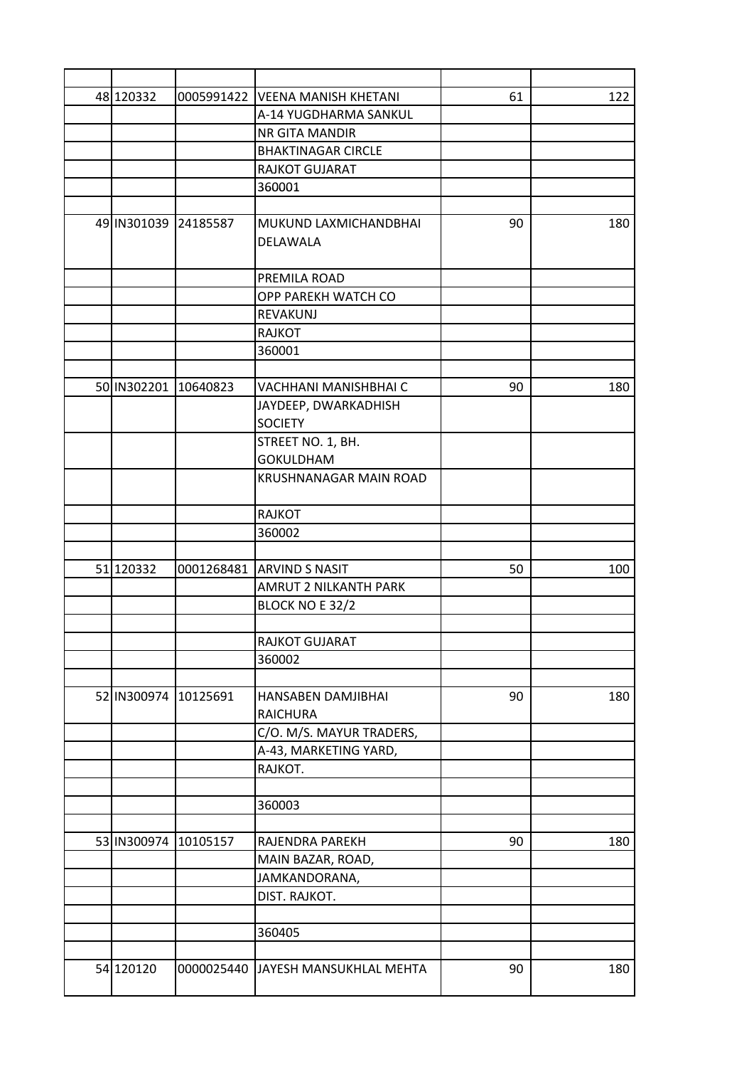| | | | | | |
|---|---|---|---|---|---|
| 48 | 120332 | 0005991422 | VEENA MANISH KHETANI | 61 | 122 |
| | | | A-14 YUGDHARMA SANKUL | | |
| | | | NR GITA MANDIR | | |
| | | | BHAKTINAGAR CIRCLE | | |
| | | | RAJKOT GUJARAT | | |
| | | | 360001 | | |
| | | | | | |
| 49 | IN301039 | 24185587 | MUKUND LAXMICHANDBHAI DELAWALA | 90 | 180 |
| | | | PREMILA ROAD | | |
| | | | OPP PAREKH WATCH CO | | |
| | | | REVAKUNJ | | |
| | | | RAJKOT | | |
| | | | 360001 | | |
| | | | | | |
| 50 | IN302201 | 10640823 | VACHHANI MANISHBHAI C | 90 | 180 |
| | | | JAYDEEP, DWARKADHISH SOCIETY | | |
| | | | STREET NO. 1, BH. GOKULDHAM | | |
| | | | KRUSHNANAGAR MAIN ROAD | | |
| | | | RAJKOT | | |
| | | | 360002 | | |
| | | | | | |
| 51 | 120332 | 0001268481 | ARVIND S NASIT | 50 | 100 |
| | | | AMRUT 2 NILKANTH PARK | | |
| | | | BLOCK NO E 32/2 | | |
| | | | | | |
| | | | RAJKOT GUJARAT | | |
| | | | 360002 | | |
| | | | | | |
| 52 | IN300974 | 10125691 | HANSABEN DAMJIBHAI RAICHURA | 90 | 180 |
| | | | C/O. M/S. MAYUR TRADERS, | | |
| | | | A-43, MARKETING YARD, | | |
| | | | RAJKOT. | | |
| | | | | | |
| | | | 360003 | | |
| | | | | | |
| 53 | IN300974 | 10105157 | RAJENDRA PAREKH | 90 | 180 |
| | | | MAIN BAZAR, ROAD, | | |
| | | | JAMKANDORANA, | | |
| | | | DIST. RAJKOT. | | |
| | | | | | |
| | | | 360405 | | |
| | | | | | |
| 54 | 120120 | 0000025440 | JAYESH MANSUKHLAL MEHTA | 90 | 180 |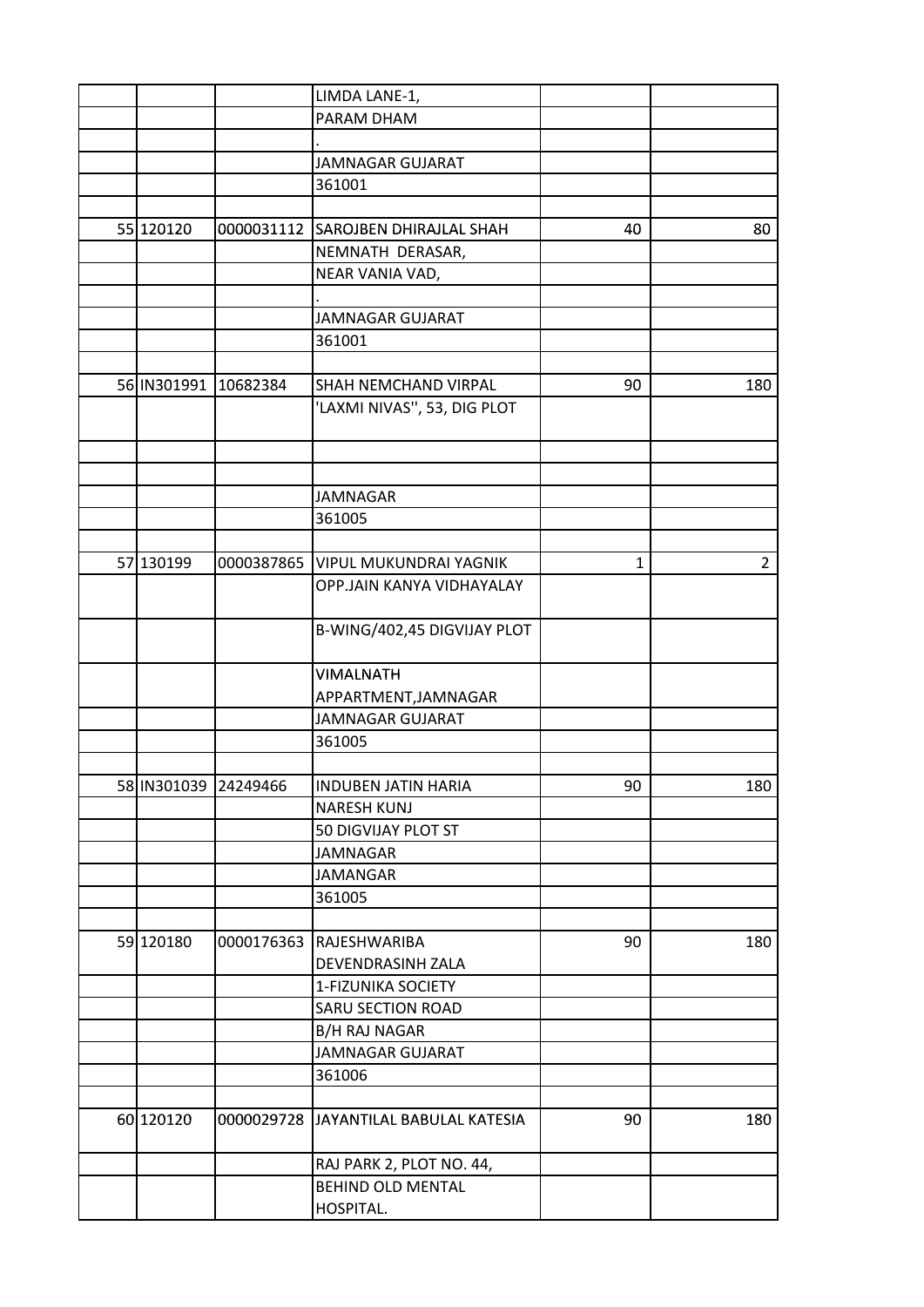| | | | | | |
|---|---|---|---|---|---|
| | | | LIMDA LANE-1, | | |
| | | | PARAM DHAM | | |
| | | | . | | |
| | | | JAMNAGAR GUJARAT | | |
| | | | 361001 | | |
| | | | | | |
| 55 | 120120 | 0000031112 | SAROJBEN DHIRAJLAL SHAH | 40 | 80 |
| | | | NEMNATH DERASAR, | | |
| | | | NEAR VANIA VAD, | | |
| | | | . | | |
| | | | JAMNAGAR GUJARAT | | |
| | | | 361001 | | |
| | | | | | |
| 56 | IN301991 | 10682384 | SHAH NEMCHAND VIRPAL | 90 | 180 |
| | | | 'LAXMI NIVAS'', 53, DIG PLOT | | |
| | | | | | |
| | | | | | |
| | | | JAMNAGAR | | |
| | | | 361005 | | |
| | | | | | |
| 57 | 130199 | 0000387865 | VIPUL MUKUNDRAI YAGNIK | 1 | 2 |
| | | | OPP.JAIN KANYA VIDHAYALAY | | |
| | | | B-WING/402,45 DIGVIJAY PLOT | | |
| | | | VIMALNATH APPARTMENT,JAMNAGAR | | |
| | | | JAMNAGAR GUJARAT | | |
| | | | 361005 | | |
| | | | | | |
| 58 | IN301039 | 24249466 | INDUBEN JATIN HARIA | 90 | 180 |
| | | | NARESH KUNJ | | |
| | | | 50 DIGVIJAY PLOT ST | | |
| | | | JAMNAGAR | | |
| | | | JAMANGAR | | |
| | | | 361005 | | |
| | | | | | |
| 59 | 120180 | 0000176363 | RAJESHWARIBA DEVENDRASINH ZALA | 90 | 180 |
| | | | 1-FIZUNIKA SOCIETY | | |
| | | | SARU SECTION ROAD | | |
| | | | B/H RAJ NAGAR | | |
| | | | JAMNAGAR GUJARAT | | |
| | | | 361006 | | |
| | | | | | |
| 60 | 120120 | 0000029728 | JAYANTILAL BABULAL KATESIA | 90 | 180 |
| | | | RAJ PARK 2, PLOT NO. 44, | | |
| | | | BEHIND OLD MENTAL HOSPITAL. | | |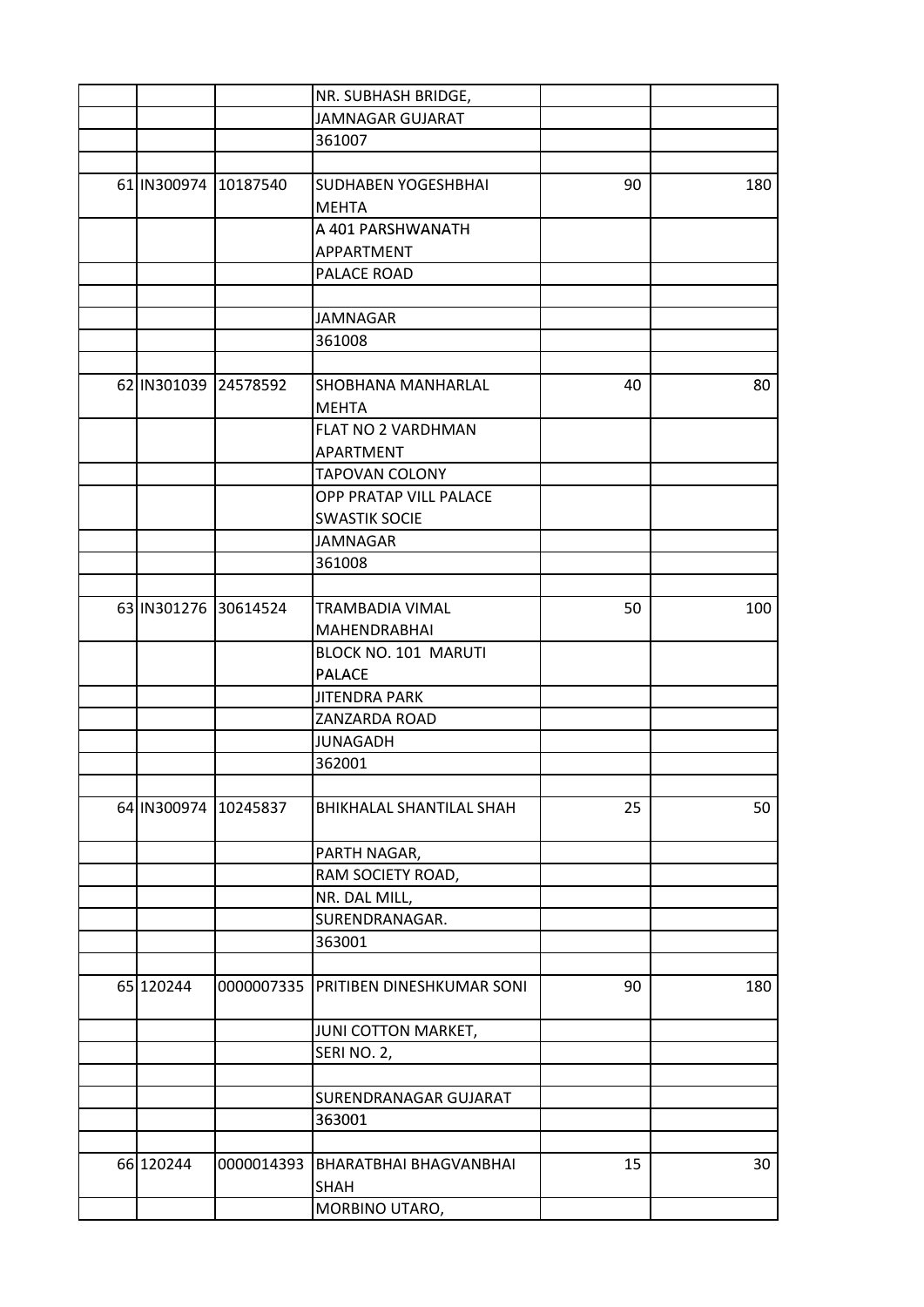| | | | | | |
|---|---|---|---|---|---|
| | | | NR. SUBHASH BRIDGE, | | |
| | | | JAMNAGAR GUJARAT | | |
| | | | 361007 | | |
| | | | | | |
| 61 | IN300974 | 10187540 | SUDHABEN YOGESHBHAI MEHTA | 90 | 180 |
| | | | A 401 PARSHWANATH APPARTMENT | | |
| | | | PALACE ROAD | | |
| | | | | | |
| | | | JAMNAGAR | | |
| | | | 361008 | | |
| | | | | | |
| 62 | IN301039 | 24578592 | SHOBHANA MANHARLAL MEHTA | 40 | 80 |
| | | | FLAT NO 2 VARDHMAN APARTMENT | | |
| | | | TAPOVAN COLONY | | |
| | | | OPP PRATAP VILL PALACE SWASTIK SOCIE | | |
| | | | JAMNAGAR | | |
| | | | 361008 | | |
| | | | | | |
| 63 | IN301276 | 30614524 | TRAMBADIA VIMAL MAHENDRABHAI | 50 | 100 |
| | | | BLOCK NO. 101 MARUTI PALACE | | |
| | | | JITENDRA PARK | | |
| | | | ZANZARDA ROAD | | |
| | | | JUNAGADH | | |
| | | | 362001 | | |
| | | | | | |
| 64 | IN300974 | 10245837 | BHIKHALAL SHANTILAL SHAH | 25 | 50 |
| | | | PARTH NAGAR, | | |
| | | | RAM SOCIETY ROAD, | | |
| | | | NR. DAL MILL, | | |
| | | | SURENDRANAGAR. | | |
| | | | 363001 | | |
| | | | | | |
| 65 | 120244 | 0000007335 | PRITIBEN DINESHKUMAR SONI | 90 | 180 |
| | | | JUNI COTTON MARKET, | | |
| | | | SERI NO. 2, | | |
| | | | | | |
| | | | SURENDRANAGAR GUJARAT | | |
| | | | 363001 | | |
| | | | | | |
| 66 | 120244 | 0000014393 | BHARATBHAI BHAGVANBHAI SHAH | 15 | 30 |
| | | | MORBINO UTARO, | | |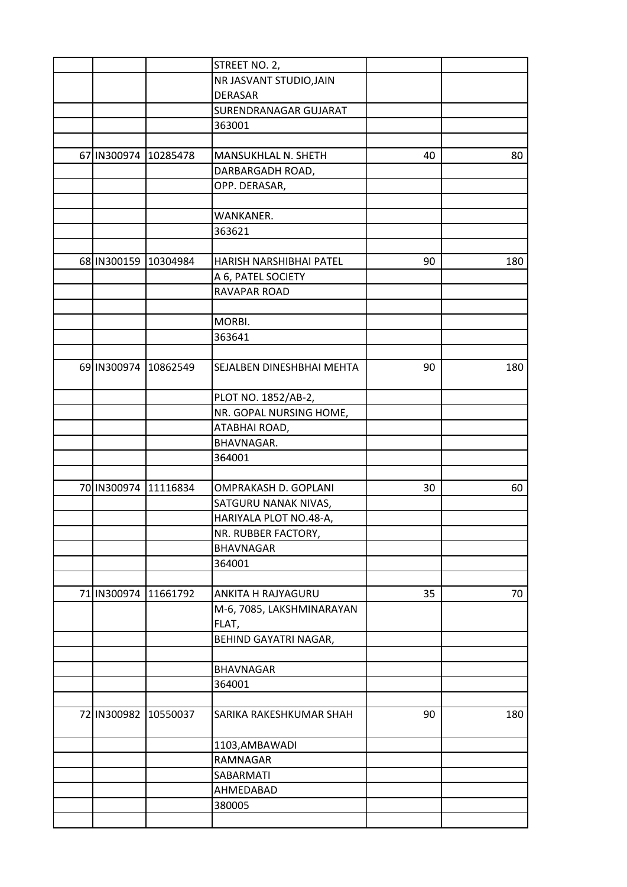| | | | | | |
|---|---|---|---|---|---|
| | | | STREET NO. 2, | | |
| | | | NR JASVANT STUDIO,JAIN DERASAR | | |
| | | | SURENDRANAGAR GUJARAT | | |
| | | | 363001 | | |
| | | | | | |
| 67 | IN300974 | 10285478 | MANSUKHLAL N. SHETH | 40 | 80 |
| | | | DARBARGADH ROAD, | | |
| | | | OPP. DERASAR, | | |
| | | | | | |
| | | | WANKANER. | | |
| | | | 363621 | | |
| | | | | | |
| 68 | IN300159 | 10304984 | HARISH NARSHIBHAI PATEL | 90 | 180 |
| | | | A 6, PATEL SOCIETY | | |
| | | | RAVAPAR ROAD | | |
| | | | | | |
| | | | MORBI. | | |
| | | | 363641 | | |
| | | | | | |
| 69 | IN300974 | 10862549 | SEJALBEN DINESHBHAI MEHTA | 90 | 180 |
| | | | PLOT NO. 1852/AB-2, | | |
| | | | NR. GOPAL NURSING HOME, | | |
| | | | ATABHAI ROAD, | | |
| | | | BHAVNAGAR. | | |
| | | | 364001 | | |
| | | | | | |
| 70 | IN300974 | 11116834 | OMPRAKASH D. GOPLANI | 30 | 60 |
| | | | SATGURU NANAK NIVAS, | | |
| | | | HARIYALA PLOT NO.48-A, | | |
| | | | NR. RUBBER FACTORY, | | |
| | | | BHAVNAGAR | | |
| | | | 364001 | | |
| | | | | | |
| 71 | IN300974 | 11661792 | ANKITA H RAJYAGURU | 35 | 70 |
| | | | M-6, 7085, LAKSHMINARAYAN FLAT, | | |
| | | | BEHIND GAYATRI NAGAR, | | |
| | | | | | |
| | | | BHAVNAGAR | | |
| | | | 364001 | | |
| | | | | | |
| 72 | IN300982 | 10550037 | SARIKA RAKESHKUMAR SHAH | 90 | 180 |
| | | | 1103,AMBAWADI | | |
| | | | RAMNAGAR | | |
| | | | SABARMATI | | |
| | | | AHMEDABAD | | |
| | | | 380005 | | |
| | | | | | |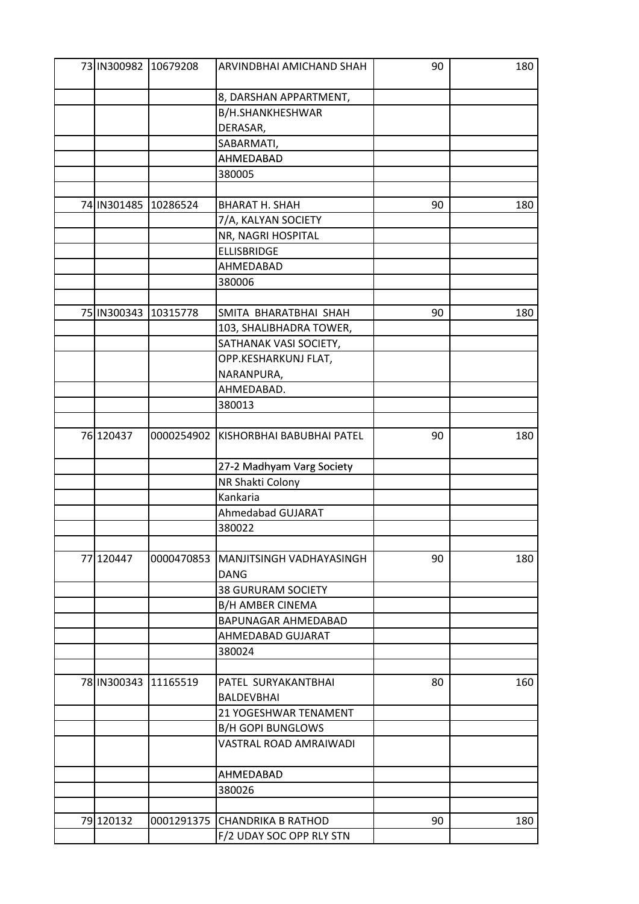| | | | | | |
|---|---|---|---|---|---|
| 73 | IN300982 | 10679208 | ARVINDBHAI AMICHAND SHAH | 90 | 180 |
| | | | 8, DARSHAN APPARTMENT, | | |
| | | | B/H.SHANKHESHWAR DERASAR, | | |
| | | | SABARMATI, | | |
| | | | AHMEDABAD | | |
| | | | 380005 | | |
| | | | | | |
| 74 | IN301485 | 10286524 | BHARAT H. SHAH | 90 | 180 |
| | | | 7/A, KALYAN SOCIETY | | |
| | | | NR, NAGRI HOSPITAL | | |
| | | | ELLISBRIDGE | | |
| | | | AHMEDABAD | | |
| | | | 380006 | | |
| | | | | | |
| 75 | IN300343 | 10315778 | SMITA BHARATBHAI SHAH | 90 | 180 |
| | | | 103, SHALIBHADRA TOWER, | | |
| | | | SATHANAK VASI SOCIETY, | | |
| | | | OPP.KESHARKUNJ FLAT, NARANPURA, | | |
| | | | AHMEDABAD. | | |
| | | | 380013 | | |
| | | | | | |
| 76 | 120437 | 0000254902 | KISHORBHAI BABUBHAI PATEL | 90 | 180 |
| | | | 27-2 Madhyam Varg Society | | |
| | | | NR Shakti Colony | | |
| | | | Kankaria | | |
| | | | Ahmedabad GUJARAT | | |
| | | | 380022 | | |
| | | | | | |
| 77 | 120447 | 0000470853 | MANJITSINGH VADHAYASINGH DANG | 90 | 180 |
| | | | 38 GURURAM SOCIETY | | |
| | | | B/H AMBER CINEMA | | |
| | | | BAPUNAGAR AHMEDABAD | | |
| | | | AHMEDABAD GUJARAT | | |
| | | | 380024 | | |
| | | | | | |
| 78 | IN300343 | 11165519 | PATEL SURYAKANTBHAI BALDEVBHAI | 80 | 160 |
| | | | 21 YOGESHWAR TENAMENT | | |
| | | | B/H GOPI BUNGLOWS | | |
| | | | VASTRAL ROAD AMRAIWADI | | |
| | | | AHMEDABAD | | |
| | | | 380026 | | |
| | | | | | |
| 79 | 120132 | 0001291375 | CHANDRIKA B RATHOD | 90 | 180 |
| | | | F/2 UDAY SOC OPP RLY STN | | |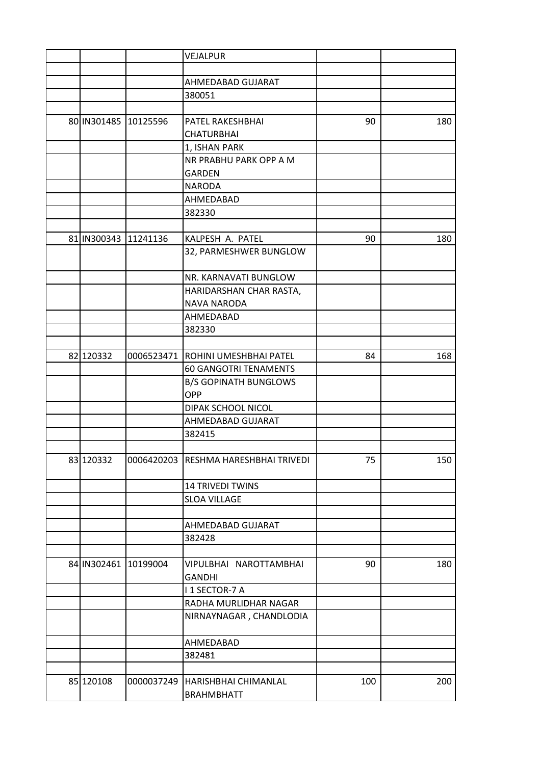| | | | | | |
|---|---|---|---|---|---|
| | | | VEJALPUR | | |
| | | | | | |
| | | | AHMEDABAD GUJARAT | | |
| | | | 380051 | | |
| | | | | | |
| 80 | IN301485 | 10125596 | PATEL RAKESHBHAI CHATURBHAI | 90 | 180 |
| | | | 1, ISHAN PARK | | |
| | | | NR PRABHU PARK OPP A M GARDEN | | |
| | | | NARODA | | |
| | | | AHMEDABAD | | |
| | | | 382330 | | |
| | | | | | |
| 81 | IN300343 | 11241136 | KALPESH A. PATEL | 90 | 180 |
| | | | 32, PARMESHWER BUNGLOW | | |
| | | | NR. KARNAVATI BUNGLOW | | |
| | | | HARIDARSHAN CHAR RASTA, NAVA NARODA | | |
| | | | AHMEDABAD | | |
| | | | 382330 | | |
| | | | | | |
| 82 | 120332 | 0006523471 | ROHINI UMESHBHAI PATEL | 84 | 168 |
| | | | 60 GANGOTRI TENAMENTS | | |
| | | | B/S GOPINATH BUNGLOWS OPP | | |
| | | | DIPAK SCHOOL NICOL | | |
| | | | AHMEDABAD GUJARAT | | |
| | | | 382415 | | |
| | | | | | |
| 83 | 120332 | 0006420203 | RESHMA HARESHBHAI TRIVEDI | 75 | 150 |
| | | | 14 TRIVEDI TWINS | | |
| | | | SLOA VILLAGE | | |
| | | | | | |
| | | | AHMEDABAD GUJARAT | | |
| | | | 382428 | | |
| | | | | | |
| 84 | IN302461 | 10199004 | VIPULBHAI NAROTTAMBHAI GANDHI | 90 | 180 |
| | | | I 1 SECTOR-7 A | | |
| | | | RADHA MURLIDHAR NAGAR | | |
| | | | NIRNAYNAGAR , CHANDLODIA | | |
| | | | AHMEDABAD | | |
| | | | 382481 | | |
| | | | | | |
| 85 | 120108 | 0000037249 | HARISHBHAI CHIMANLAL BRAHMBHATT | 100 | 200 |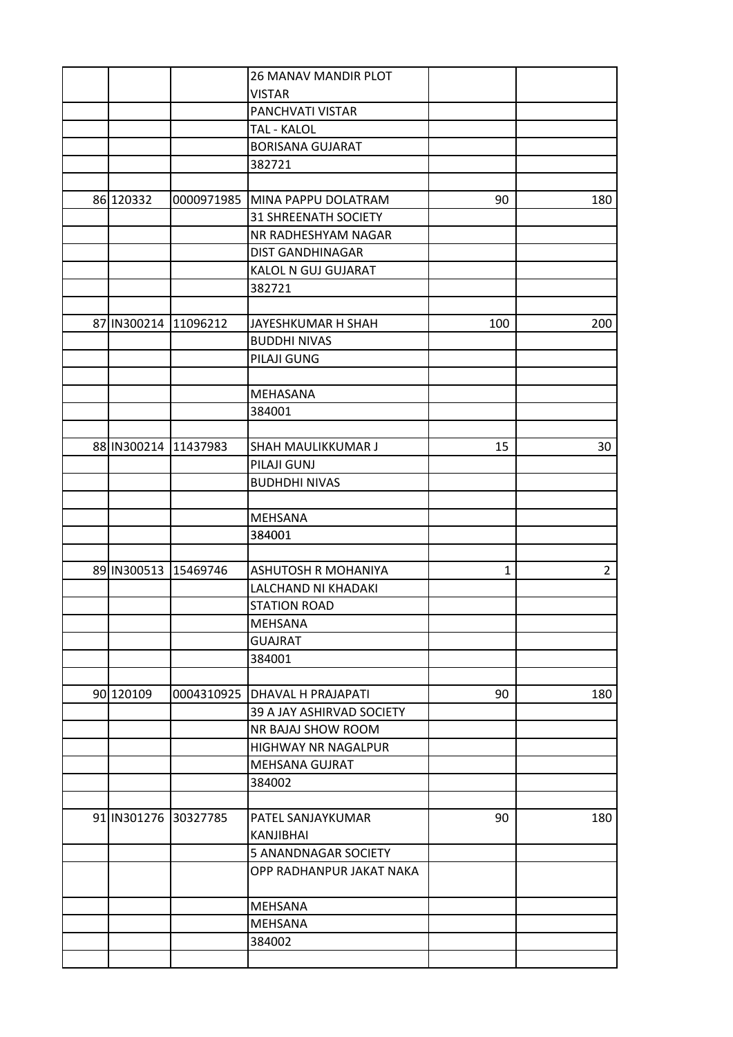| | | | | |
|---|---|---|---|---|
| | | 26 MANAV MANDIR PLOT VISTAR | | |
| | | PANCHVATI VISTAR | | |
| | | TAL - KALOL | | |
| | | BORISANA GUJARAT | | |
| | | 382721 | | |
| | | | | |
| 86 | 120332 | 0000971985 | MINA PAPPU DOLATRAM | 90 | 180 |
| | | 31 SHREENATH SOCIETY | | |
| | | NR RADHESHYAM NAGAR | | |
| | | DIST GANDHINAGAR | | |
| | | KALOL N GUJ GUJARAT | | |
| | | 382721 | | |
| | | | | |
| 87 | IN300214 | 11096212 | JAYESHKUMAR H SHAH | 100 | 200 |
| | | BUDDHI NIVAS | | |
| | | PILAJI GUNG | | |
| | | | | |
| | | MEHASANA | | |
| | | 384001 | | |
| | | | | |
| 88 | IN300214 | 11437983 | SHAH MAULIKKUMAR J | 15 | 30 |
| | | PILAJI GUNJ | | |
| | | BUDHDHI NIVAS | | |
| | | | | |
| | | MEHSANA | | |
| | | 384001 | | |
| | | | | |
| 89 | IN300513 | 15469746 | ASHUTOSH R MOHANIYA | 1 | 2 |
| | | LALCHAND NI KHADAKI | | |
| | | STATION ROAD | | |
| | | MEHSANA | | |
| | | GUAJRAT | | |
| | | 384001 | | |
| | | | | |
| 90 | 120109 | 0004310925 | DHAVAL H PRAJAPATI | 90 | 180 |
| | | 39 A JAY ASHIRVAD SOCIETY | | |
| | | NR BAJAJ SHOW ROOM | | |
| | | HIGHWAY NR NAGALPUR | | |
| | | MEHSANA GUJRAT | | |
| | | 384002 | | |
| | | | | |
| 91 | IN301276 | 30327785 | PATEL SANJAYKUMAR KANJIBHAI | 90 | 180 |
| | | 5 ANANDNAGAR SOCIETY | | |
| | | OPP RADHANPUR JAKAT NAKA | | |
| | | MEHSANA | | |
| | | MEHSANA | | |
| | | 384002 | | |
| | | | | |

| | | | | | |
|---|---|---|---|---|---|
| | | | 26 MANAV MANDIR PLOT VISTAR | | |
| | | | PANCHVATI VISTAR | | |
| | | | TAL - KALOL | | |
| | | | BORISANA GUJARAT | | |
| | | | 382721 | | |
| | | | | | |
| 86 | 120332 | 0000971985 | MINA PAPPU DOLATRAM | 90 | 180 |
| | | | 31 SHREENATH SOCIETY | | |
| | | | NR RADHESHYAM NAGAR | | |
| | | | DIST GANDHINAGAR | | |
| | | | KALOL N GUJ GUJARAT | | |
| | | | 382721 | | |
| | | | | | |
| 87 | IN300214 | 11096212 | JAYESHKUMAR H SHAH | 100 | 200 |
| | | | BUDDHI NIVAS | | |
| | | | PILAJI GUNG | | |
| | | | | | |
| | | | MEHASANA | | |
| | | | 384001 | | |
| | | | | | |
| 88 | IN300214 | 11437983 | SHAH MAULIKKUMAR J | 15 | 30 |
| | | | PILAJI GUNJ | | |
| | | | BUDHDHI NIVAS | | |
| | | | | | |
| | | | MEHSANA | | |
| | | | 384001 | | |
| | | | | | |
| 89 | IN300513 | 15469746 | ASHUTOSH R MOHANIYA | 1 | 2 |
| | | | LALCHAND NI KHADAKI | | |
| | | | STATION ROAD | | |
| | | | MEHSANA | | |
| | | | GUAJRAT | | |
| | | | 384001 | | |
| | | | | | |
| 90 | 120109 | 0004310925 | DHAVAL H PRAJAPATI | 90 | 180 |
| | | | 39 A JAY ASHIRVAD SOCIETY | | |
| | | | NR BAJAJ SHOW ROOM | | |
| | | | HIGHWAY NR NAGALPUR | | |
| | | | MEHSANA GUJRAT | | |
| | | | 384002 | | |
| | | | | | |
| 91 | IN301276 | 30327785 | PATEL SANJAYKUMAR KANJIBHAI | 90 | 180 |
| | | | 5 ANANDNAGAR SOCIETY | | |
| | | | OPP RADHANPUR JAKAT NAKA | | |
| | | | MEHSANA | | |
| | | | MEHSANA | | |
| | | | 384002 | | |
| | | | | | |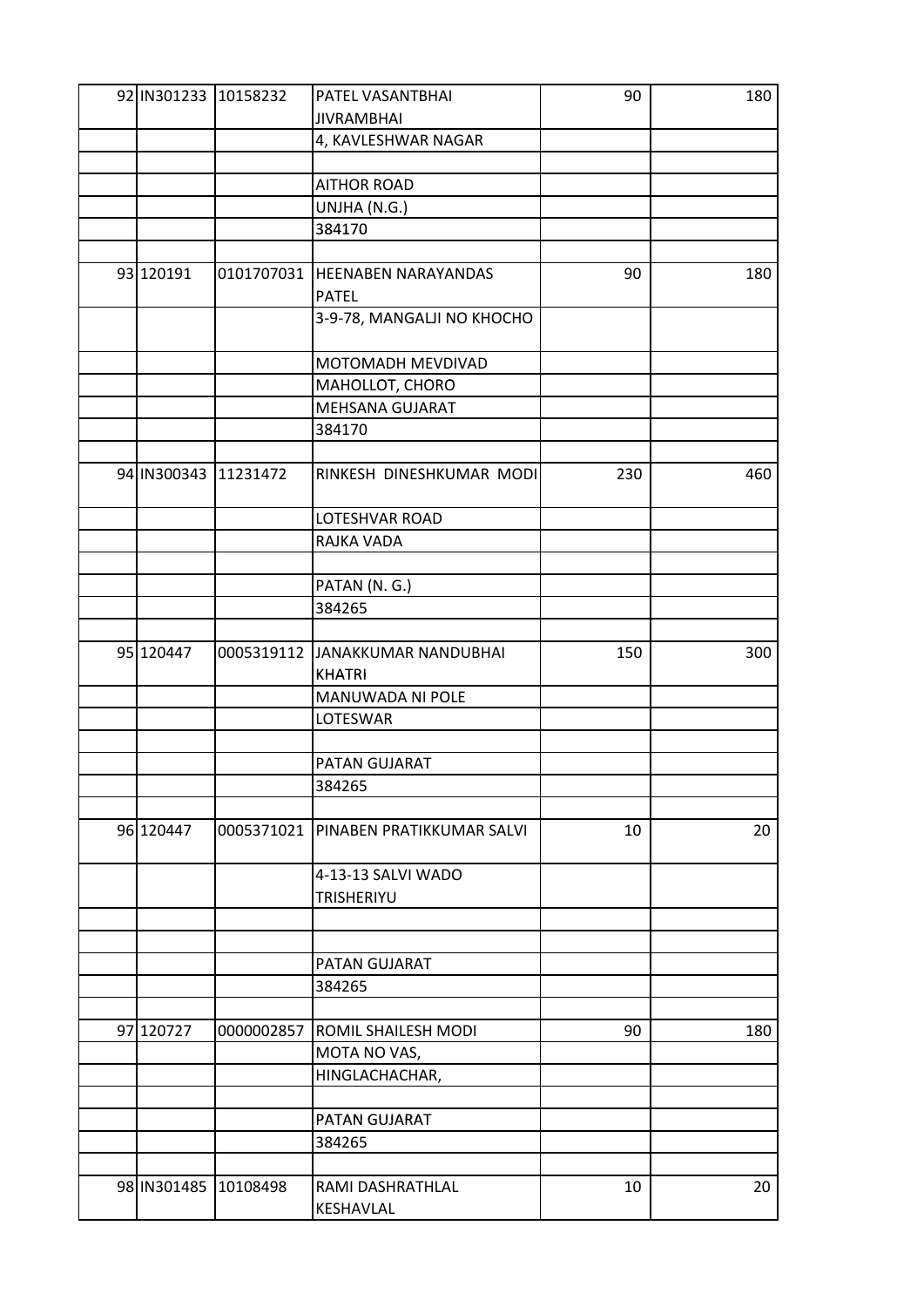| 92 | IN301233 | 10158232 | PATEL VASANTBHAI JIVRAMBHAI | 90 | 180 |
|---|---|---|---|---|---|
| | | | 4, KAVLESHWAR NAGAR | | |
| | | | | | |
| | | | AITHOR ROAD | | |
| | | | UNJHA (N.G.) | | |
| | | | 384170 | | |
| | | | | | |
| 93 | 120191 | 0101707031 | HEENABEN NARAYANDAS PATEL | 90 | 180 |
| | | | 3-9-78, MANGALJI NO KHOCHO | | |
| | | | MOTOMADH MEVDIVAD | | |
| | | | MAHOLLOT, CHORO | | |
| | | | MEHSANA GUJARAT | | |
| | | | 384170 | | |
| | | | | | |
| 94 | IN300343 | 11231472 | RINKESH DINESHKUMAR MODI | 230 | 460 |
| | | | LOTESHVAR ROAD | | |
| | | | RAJKA VADA | | |
| | | | | | |
| | | | PATAN (N. G.) | | |
| | | | 384265 | | |
| | | | | | |
| 95 | 120447 | 0005319112 | JANAKKUMAR NANDUBHAI KHATRI | 150 | 300 |
| | | | MANUWADA NI POLE | | |
| | | | LOTESWAR | | |
| | | | | | |
| | | | PATAN GUJARAT | | |
| | | | 384265 | | |
| | | | | | |
| 96 | 120447 | 0005371021 | PINABEN PRATIKKUMAR SALVI | 10 | 20 |
| | | | 4-13-13 SALVI WADO TRISHERIYU | | |
| | | | | | |
| | | | | | |
| | | | PATAN GUJARAT | | |
| | | | 384265 | | |
| | | | | | |
| 97 | 120727 | 0000002857 | ROMIL SHAILESH MODI | 90 | 180 |
| | | | MOTA NO VAS, | | |
| | | | HINGLACHACHAR, | | |
| | | | | | |
| | | | PATAN GUJARAT | | |
| | | | 384265 | | |
| | | | | | |
| 98 | IN301485 | 10108498 | RAMI DASHRATHLAL KESHAVLAL | 10 | 20 |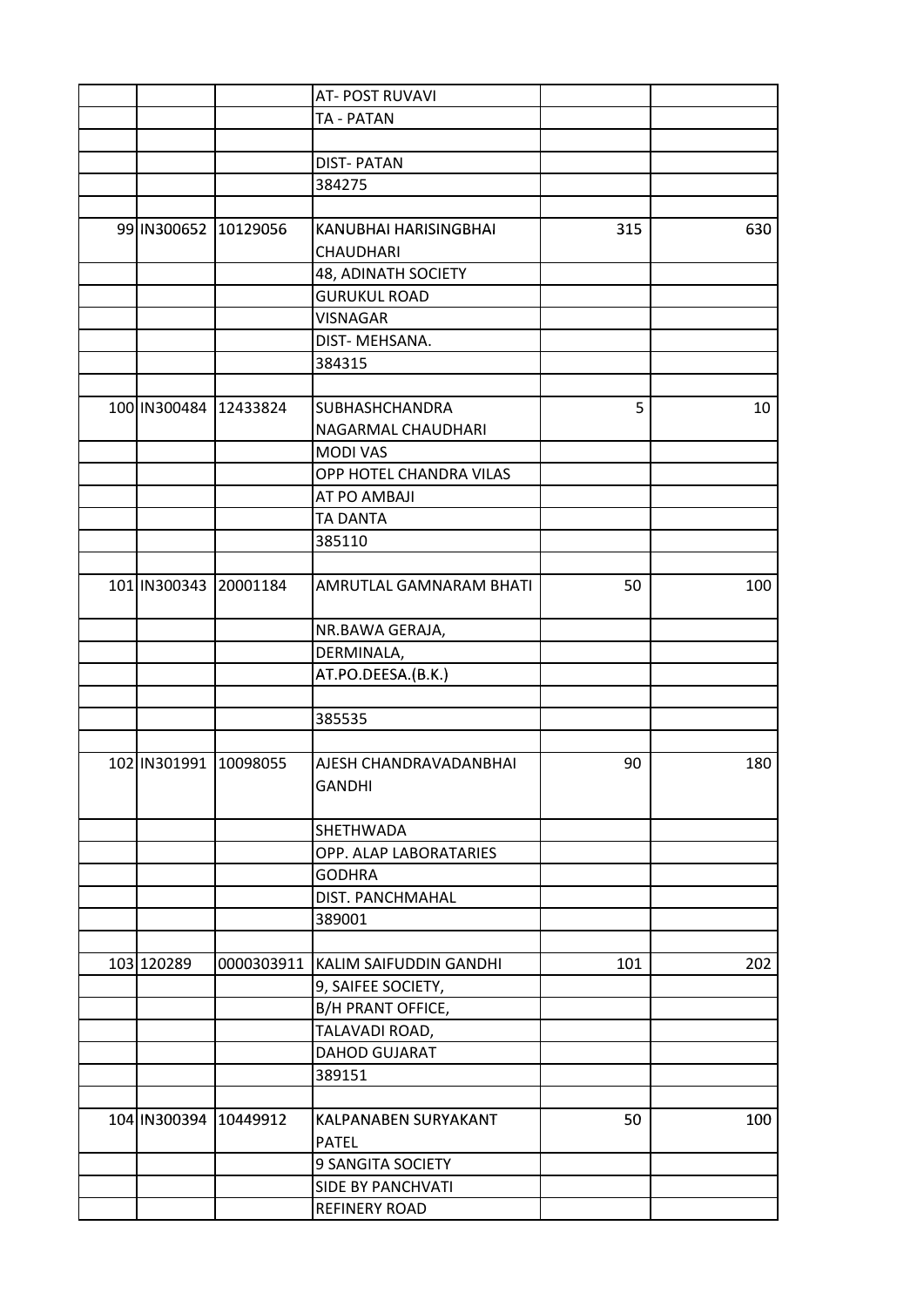| | | | | | |
|---|---|---|---|---|---|
| | | | AT- POST RUVAVI | | |
| | | | TA - PATAN | | |
| | | | | | |
| | | | DIST- PATAN | | |
| | | | 384275 | | |
| | | | | | |
| 99 | IN300652 | 10129056 | KANUBHAI HARISINGBHAI CHAUDHARI | 315 | 630 |
| | | | 48, ADINATH SOCIETY | | |
| | | | GURUKUL ROAD | | |
| | | | VISNAGAR | | |
| | | | DIST- MEHSANA. | | |
| | | | 384315 | | |
| | | | | | |
| 100 | IN300484 | 12433824 | SUBHASHCHANDRA NAGARMAL CHAUDHARI | 5 | 10 |
| | | | MODI VAS | | |
| | | | OPP HOTEL CHANDRA VILAS | | |
| | | | AT PO AMBAJI | | |
| | | | TA DANTA | | |
| | | | 385110 | | |
| | | | | | |
| 101 | IN300343 | 20001184 | AMRUTLAL GAMNARAM BHATI | 50 | 100 |
| | | | NR.BAWA GERAJA, | | |
| | | | DERMINALA, | | |
| | | | AT.PO.DEESA.(B.K.) | | |
| | | | | | |
| | | | 385535 | | |
| | | | | | |
| 102 | IN301991 | 10098055 | AJESH CHANDRAVADANBHAI GANDHI | 90 | 180 |
| | | | SHETHWADA | | |
| | | | OPP. ALAP LABORATARIES | | |
| | | | GODHRA | | |
| | | | DIST. PANCHMAHAL | | |
| | | | 389001 | | |
| | | | | | |
| 103 | 120289 | 0000303911 | KALIM SAIFUDDIN GANDHI | 101 | 202 |
| | | | 9, SAIFEE SOCIETY, | | |
| | | | B/H PRANT OFFICE, | | |
| | | | TALAVADI ROAD, | | |
| | | | DAHOD GUJARAT | | |
| | | | 389151 | | |
| | | | | | |
| 104 | IN300394 | 10449912 | KALPANABEN SURYAKANT PATEL | 50 | 100 |
| | | | 9 SANGITA SOCIETY | | |
| | | | SIDE BY PANCHVATI | | |
| | | | REFINERY ROAD | | |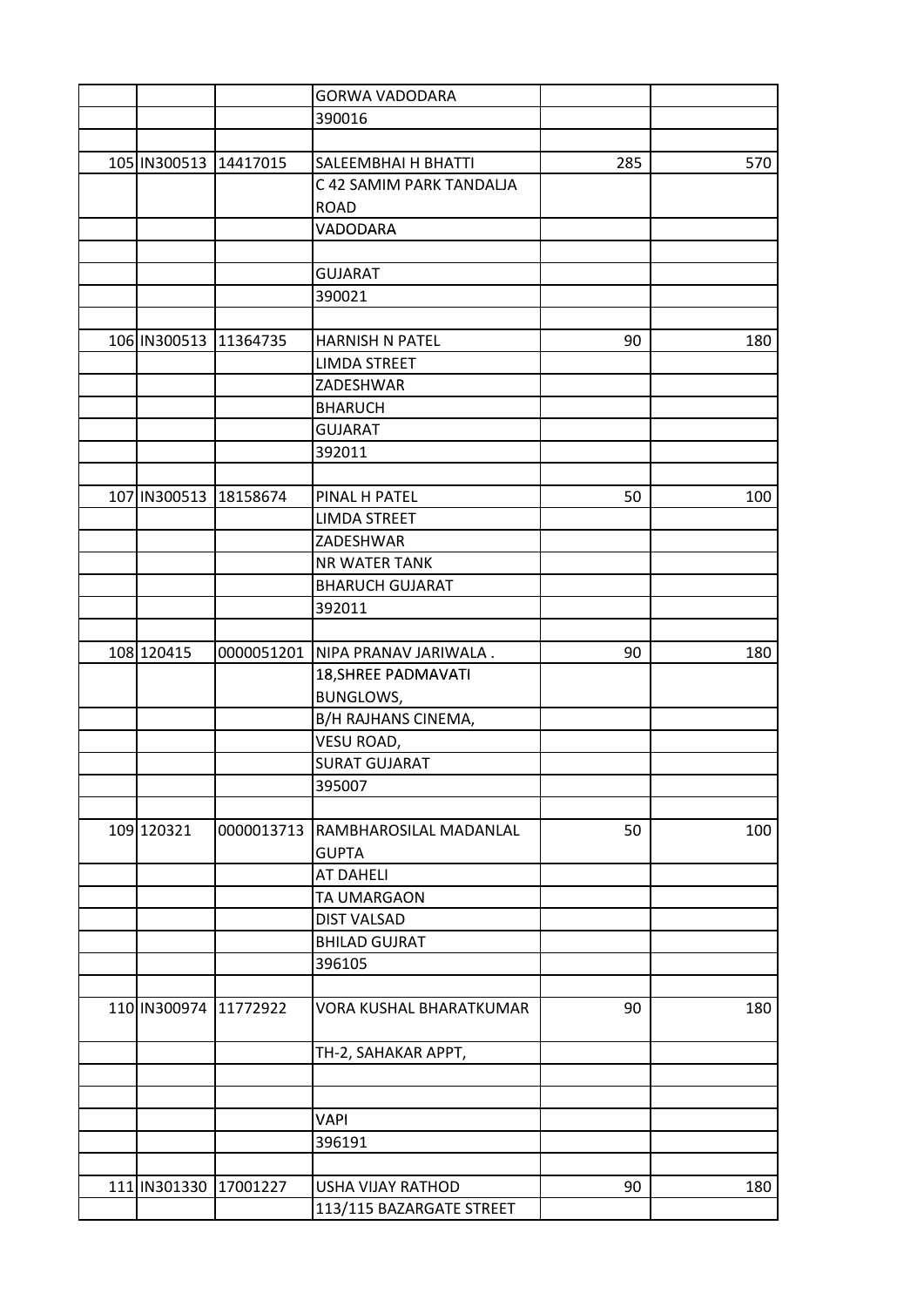| | | | | | |
|---|---|---|---|---|---|
| | | | GORWA VADODARA | | |
| | | | 390016 | | |
| | | | | | |
| 105 | IN300513 | 14417015 | SALEEMBHAI H BHATTI | 285 | 570 |
| | | | C 42 SAMIM PARK TANDALJA ROAD | | |
| | | | VADODARA | | |
| | | | | | |
| | | | GUJARAT | | |
| | | | 390021 | | |
| | | | | | |
| 106 | IN300513 | 11364735 | HARNISH N PATEL | 90 | 180 |
| | | | LIMDA STREET | | |
| | | | ZADESHWAR | | |
| | | | BHARUCH | | |
| | | | GUJARAT | | |
| | | | 392011 | | |
| | | | | | |
| 107 | IN300513 | 18158674 | PINAL H PATEL | 50 | 100 |
| | | | LIMDA STREET | | |
| | | | ZADESHWAR | | |
| | | | NR WATER TANK | | |
| | | | BHARUCH GUJARAT | | |
| | | | 392011 | | |
| | | | | | |
| 108 | 120415 | 0000051201 | NIPA PRANAV JARIWALA . | 90 | 180 |
| | | | 18,SHREE PADMAVATI BUNGLOWS, | | |
| | | | B/H RAJHANS CINEMA, | | |
| | | | VESU ROAD, | | |
| | | | SURAT GUJARAT | | |
| | | | 395007 | | |
| | | | | | |
| 109 | 120321 | 0000013713 | RAMBHAROSILAL MADANLAL GUPTA | 50 | 100 |
| | | | AT DAHELI | | |
| | | | TA UMARGAON | | |
| | | | DIST VALSAD | | |
| | | | BHILAD GUJRAT | | |
| | | | 396105 | | |
| | | | | | |
| 110 | IN300974 | 11772922 | VORA KUSHAL BHARATKUMAR | 90 | 180 |
| | | | TH-2, SAHAKAR APPT, | | |
| | | | | | |
| | | | | | |
| | | | VAPI | | |
| | | | 396191 | | |
| | | | | | |
| 111 | IN301330 | 17001227 | USHA VIJAY RATHOD | 90 | 180 |
| | | | 113/115 BAZARGATE STREET | | |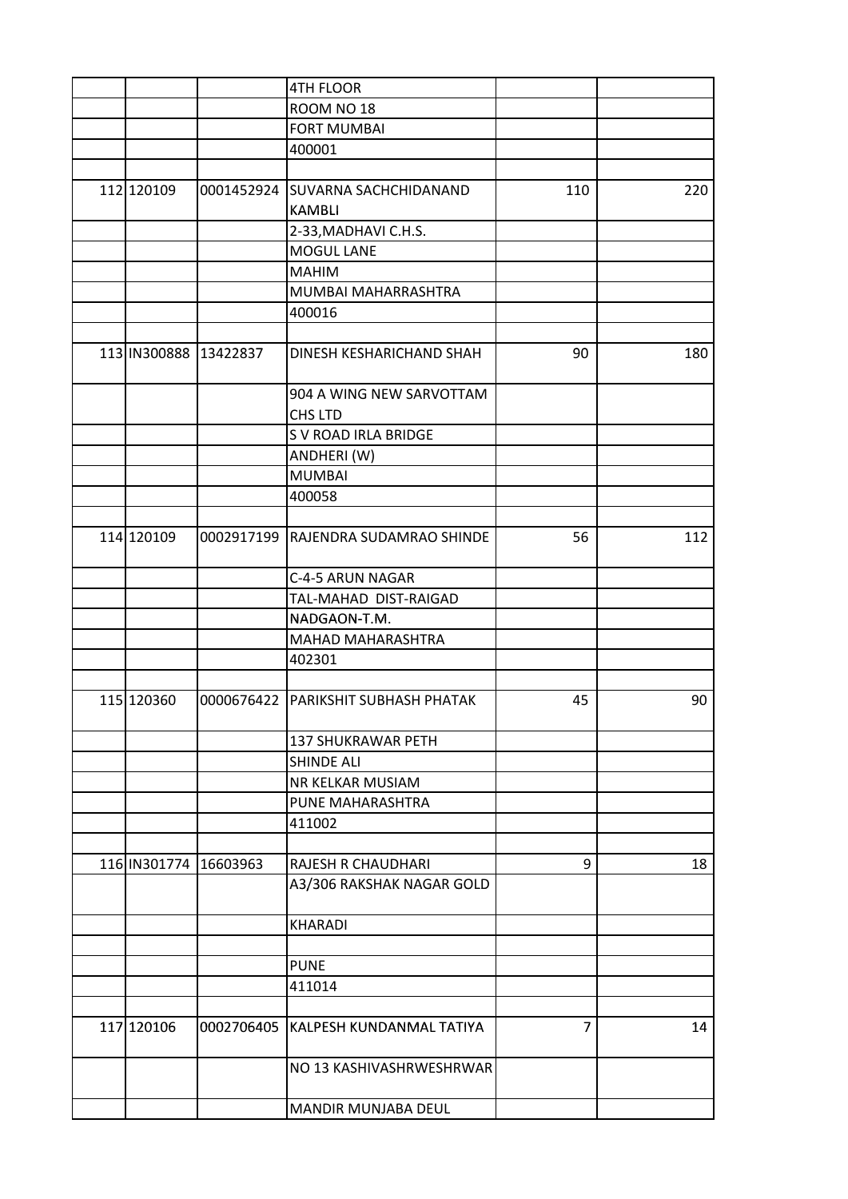| | | | | | |
|---|---|---|---|---|---|
| | | | 4TH FLOOR | | |
| | | | ROOM NO 18 | | |
| | | | FORT MUMBAI | | |
| | | | 400001 | | |
| | | | | | |
| 112 | 120109 | 0001452924 | SUVARNA SACHCHIDANAND KAMBLI | 110 | 220 |
| | | | 2-33,MADHAVI C.H.S. | | |
| | | | MOGUL LANE | | |
| | | | MAHIM | | |
| | | | MUMBAI MAHARRASHTRA | | |
| | | | 400016 | | |
| | | | | | |
| 113 | IN300888 | 13422837 | DINESH KESHARICHAND SHAH | 90 | 180 |
| | | | 904 A WING NEW SARVOTTAM CHS LTD | | |
| | | | S V ROAD IRLA BRIDGE | | |
| | | | ANDHERI (W) | | |
| | | | MUMBAI | | |
| | | | 400058 | | |
| | | | | | |
| 114 | 120109 | 0002917199 | RAJENDRA SUDAMRAO SHINDE | 56 | 112 |
| | | | C-4-5 ARUN NAGAR | | |
| | | | TAL-MAHAD DIST-RAIGAD | | |
| | | | NADGAON-T.M. | | |
| | | | MAHAD MAHARASHTRA | | |
| | | | 402301 | | |
| | | | | | |
| 115 | 120360 | 0000676422 | PARIKSHIT SUBHASH PHATAK | 45 | 90 |
| | | | 137 SHUKRAWAR PETH | | |
| | | | SHINDE ALI | | |
| | | | NR KELKAR MUSIAM | | |
| | | | PUNE MAHARASHTRA | | |
| | | | 411002 | | |
| | | | | | |
| 116 | IN301774 | 16603963 | RAJESH R CHAUDHARI | 9 | 18 |
| | | | A3/306 RAKSHAK NAGAR GOLD | | |
| | | | KHARADI | | |
| | | | | | |
| | | | PUNE | | |
| | | | 411014 | | |
| | | | | | |
| 117 | 120106 | 0002706405 | KALPESH KUNDANMAL TATIYA | 7 | 14 |
| | | | NO 13 KASHIVASHRWESHRWAR | | |
| | | | MANDIR MUNJABA DEUL | | |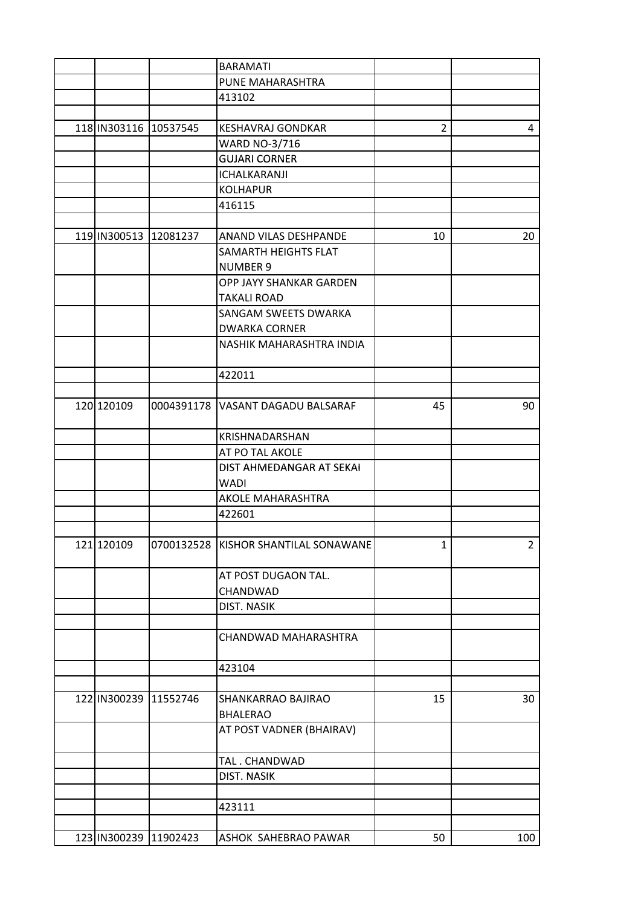| | | | | | |
|---|---|---|---|---|---|
| | | | BARAMATI | | |
| | | | PUNE MAHARASHTRA | | |
| | | | 413102 | | |
| | | | | | |
| 118 | IN303116 | 10537545 | KESHAVRAJ GONDKAR | 2 | 4 |
| | | | WARD NO-3/716 | | |
| | | | GUJARI CORNER | | |
| | | | ICHALKARANJI | | |
| | | | KOLHAPUR | | |
| | | | 416115 | | |
| | | | | | |
| 119 | IN300513 | 12081237 | ANAND VILAS DESHPANDE | 10 | 20 |
| | | | SAMARTH HEIGHTS FLAT NUMBER 9 | | |
| | | | OPP JAYY SHANKAR GARDEN TAKALI ROAD | | |
| | | | SANGAM SWEETS DWARKA DWARKA CORNER | | |
| | | | NASHIK MAHARASHTRA INDIA | | |
| | | | 422011 | | |
| | | | | | |
| 120 | 120109 | 0004391178 | VASANT DAGADU BALSARAF | 45 | 90 |
| | | | KRISHNADARSHAN | | |
| | | | AT PO TAL AKOLE | | |
| | | | DIST AHMEDANGAR AT SEKAI WADI | | |
| | | | AKOLE MAHARASHTRA | | |
| | | | 422601 | | |
| | | | | | |
| 121 | 120109 | 0700132528 | KISHOR SHANTILAL SONAWANE | 1 | 2 |
| | | | AT POST DUGAON TAL. CHANDWAD | | |
| | | | DIST. NASIK | | |
| | | | | | |
| | | | CHANDWAD MAHARASHTRA | | |
| | | | 423104 | | |
| | | | | | |
| 122 | IN300239 | 11552746 | SHANKARRAO BAJIRAO BHALERAO | 15 | 30 |
| | | | AT POST VADNER (BHAIRAV) | | |
| | | | TAL . CHANDWAD | | |
| | | | DIST. NASIK | | |
| | | | | | |
| | | | 423111 | | |
| | | | | | |
| 123 | IN300239 | 11902423 | ASHOK SAHEBRAO PAWAR | 50 | 100 |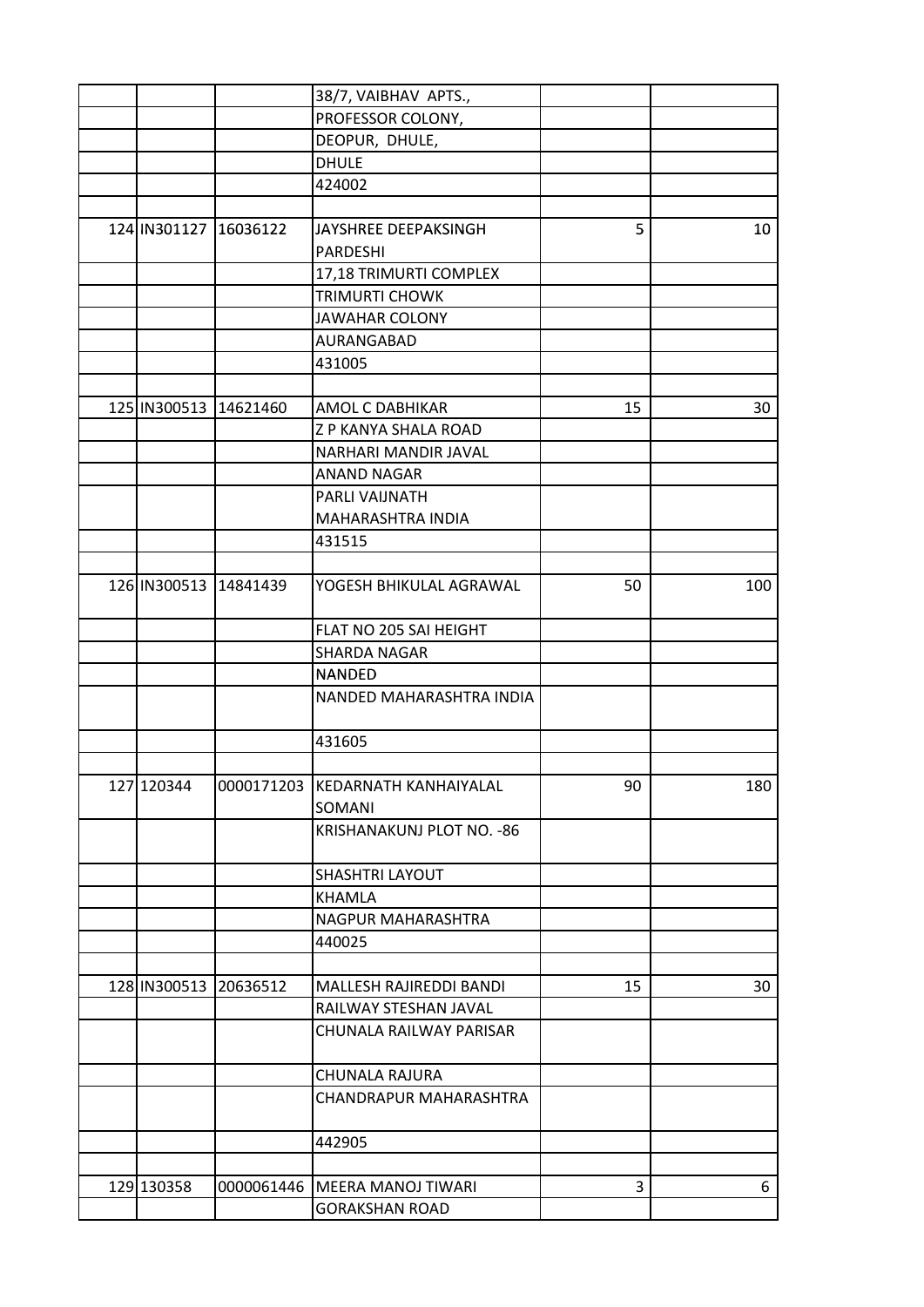| | | | | | |
|---|---|---|---|---|---|
| | | | 38/7, VAIBHAV APTS., | | |
| | | | PROFESSOR COLONY, | | |
| | | | DEOPUR, DHULE, | | |
| | | | DHULE | | |
| | | | 424002 | | |
| | | | | | |
| 124 | IN301127 | 16036122 | JAYSHREE DEEPAKSINGH PARDESHI | 5 | 10 |
| | | | 17,18 TRIMURTI COMPLEX | | |
| | | | TRIMURTI CHOWK | | |
| | | | JAWAHAR COLONY | | |
| | | | AURANGABAD | | |
| | | | 431005 | | |
| | | | | | |
| 125 | IN300513 | 14621460 | AMOL C DABHIKAR | 15 | 30 |
| | | | Z P KANYA SHALA ROAD | | |
| | | | NARHARI MANDIR JAVAL | | |
| | | | ANAND NAGAR | | |
| | | | PARLI VAIJNATH | | |
| | | | MAHARASHTRA INDIA | | |
| | | | 431515 | | |
| | | | | | |
| 126 | IN300513 | 14841439 | YOGESH BHIKULAL AGRAWAL | 50 | 100 |
| | | | FLAT NO 205 SAI HEIGHT | | |
| | | | SHARDA NAGAR | | |
| | | | NANDED | | |
| | | | NANDED MAHARASHTRA INDIA | | |
| | | | 431605 | | |
| | | | | | |
| 127 | 120344 | 0000171203 | KEDARNATH KANHAIYALAL SOMANI | 90 | 180 |
| | | | KRISHANAKUNJ PLOT NO. -86 | | |
| | | | SHASHTRI LAYOUT | | |
| | | | KHAMLA | | |
| | | | NAGPUR MAHARASHTRA | | |
| | | | 440025 | | |
| | | | | | |
| 128 | IN300513 | 20636512 | MALLESH RAJIREDDI BANDI | 15 | 30 |
| | | | RAILWAY STESHAN JAVAL | | |
| | | | CHUNALA RAILWAY PARISAR | | |
| | | | CHUNALA RAJURA | | |
| | | | CHANDRAPUR MAHARASHTRA | | |
| | | | 442905 | | |
| | | | | | |
| 129 | 130358 | 0000061446 | MEERA MANOJ TIWARI | 3 | 6 |
| | | | GORAKSHAN ROAD | | |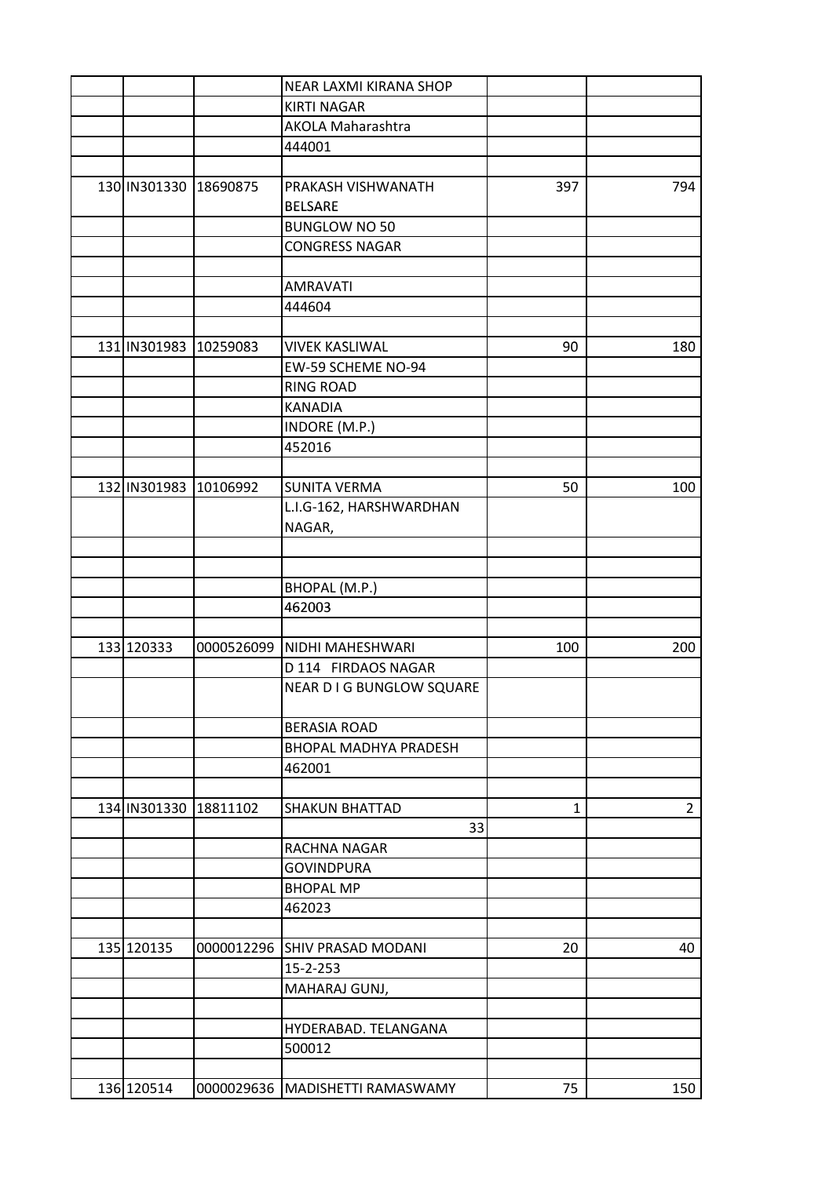| | | | | | |
|---|---|---|---|---|---|
| | | | NEAR LAXMI KIRANA SHOP | | |
| | | | KIRTI NAGAR | | |
| | | | AKOLA Maharashtra | | |
| | | | 444001 | | |
| | | | | | |
| 130 | IN301330 | 18690875 | PRAKASH VISHWANATH BELSARE | 397 | 794 |
| | | | BUNGLOW NO 50 | | |
| | | | CONGRESS NAGAR | | |
| | | | | | |
| | | | AMRAVATI | | |
| | | | 444604 | | |
| | | | | | |
| 131 | IN301983 | 10259083 | VIVEK KASLIWAL | 90 | 180 |
| | | | EW-59 SCHEME NO-94 | | |
| | | | RING ROAD | | |
| | | | KANADIA | | |
| | | | INDORE (M.P.) | | |
| | | | 452016 | | |
| | | | | | |
| 132 | IN301983 | 10106992 | SUNITA VERMA | 50 | 100 |
| | | | L.I.G-162, HARSHWARDHAN NAGAR, | | |
| | | | | | |
| | | | | | |
| | | | BHOPAL (M.P.) | | |
| | | | 462003 | | |
| | | | | | |
| 133 | 120333 | 0000526099 | NIDHI MAHESHWARI | 100 | 200 |
| | | | D 114 FIRDAOS NAGAR | | |
| | | | NEAR D I G BUNGLOW SQUARE | | |
| | | | BERASIA ROAD | | |
| | | | BHOPAL MADHYA PRADESH | | |
| | | | 462001 | | |
| | | | | | |
| 134 | IN301330 | 18811102 | SHAKUN BHATTAD | 1 | 2 |
| | | | 33 | | |
| | | | RACHNA NAGAR | | |
| | | | GOVINDPURA | | |
| | | | BHOPAL MP | | |
| | | | 462023 | | |
| | | | | | |
| 135 | 120135 | 0000012296 | SHIV PRASAD MODANI | 20 | 40 |
| | | | 15-2-253 | | |
| | | | MAHARAJ GUNJ, | | |
| | | | | | |
| | | | HYDERABAD. TELANGANA | | |
| | | | 500012 | | |
| | | | | | |
| 136 | 120514 | 0000029636 | MADISHETTI RAMASWAMY | 75 | 150 |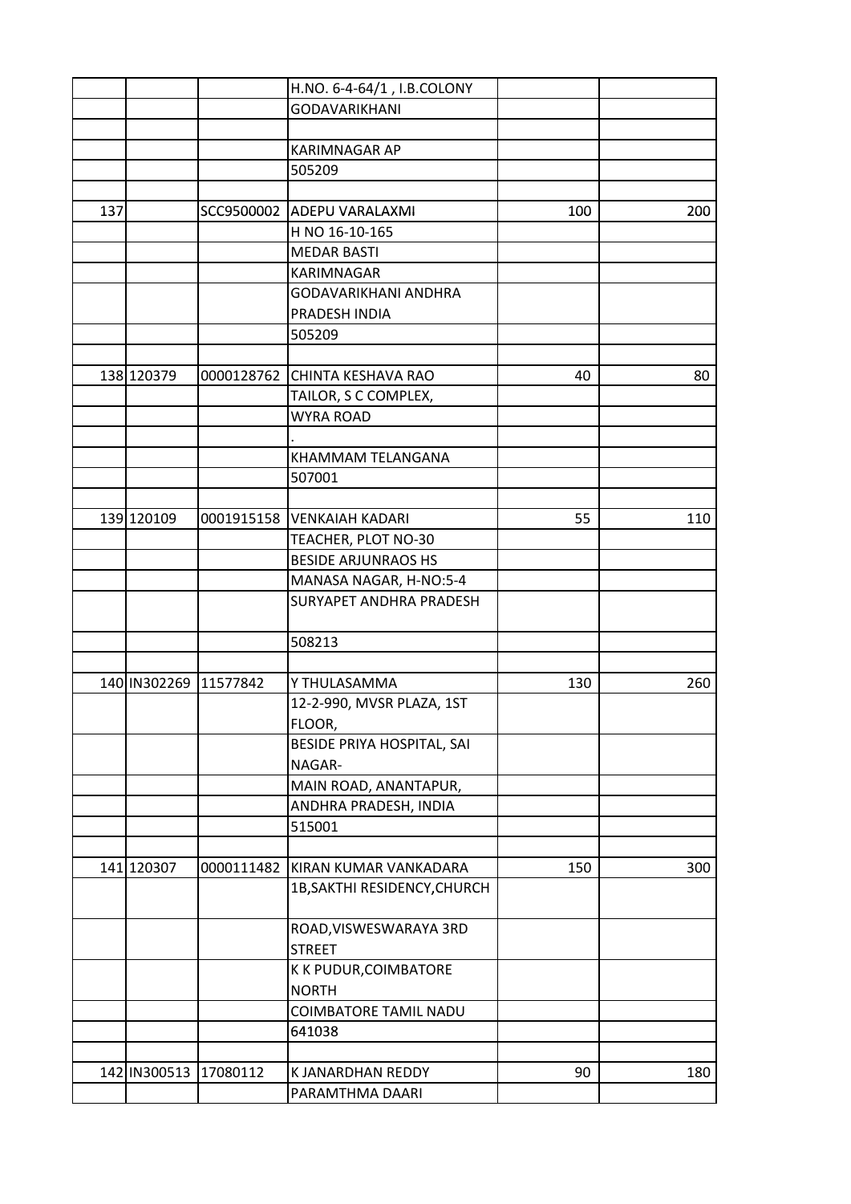| | | | | | |
|---|---|---|---|---|---|
| | | | H.NO. 6-4-64/1 , I.B.COLONY | | |
| | | | GODAVARIKHANI | | |
| | | | | | |
| | | | KARIMNAGAR AP | | |
| | | | 505209 | | |
| | | | | | |
| 137 | | SCC9500002 | ADEPU VARALAXMI | 100 | 200 |
| | | | H NO 16-10-165 | | |
| | | | MEDAR BASTI | | |
| | | | KARIMNAGAR | | |
| | | | GODAVARIKHANI ANDHRA PRADESH INDIA | | |
| | | | 505209 | | |
| | | | | | |
| 138 | 120379 | 0000128762 | CHINTA KESHAVA RAO | 40 | 80 |
| | | | TAILOR, S C COMPLEX, | | |
| | | | WYRA ROAD | | |
| | | | . | | |
| | | | KHAMMAM TELANGANA | | |
| | | | 507001 | | |
| | | | | | |
| 139 | 120109 | 0001915158 | VENKAIAH KADARI | 55 | 110 |
| | | | TEACHER, PLOT NO-30 | | |
| | | | BESIDE ARJUNRAOS HS | | |
| | | | MANASA NAGAR, H-NO:5-4 | | |
| | | | SURYAPET ANDHRA PRADESH | | |
| | | | 508213 | | |
| | | | | | |
| 140 | IN302269 | 11577842 | Y THULASAMMA | 130 | 260 |
| | | | 12-2-990, MVSR PLAZA, 1ST FLOOR, | | |
| | | | BESIDE PRIYA HOSPITAL, SAI NAGAR- | | |
| | | | MAIN ROAD, ANANTAPUR, | | |
| | | | ANDHRA PRADESH, INDIA | | |
| | | | 515001 | | |
| | | | | | |
| 141 | 120307 | 0000111482 | KIRAN KUMAR VANKADARA | 150 | 300 |
| | | | 1B,SAKTHI RESIDENCY,CHURCH | | |
| | | | ROAD,VISWESWARAYA 3RD STREET | | |
| | | | K K PUDUR,COIMBATORE NORTH | | |
| | | | COIMBATORE TAMIL NADU | | |
| | | | 641038 | | |
| | | | | | |
| 142 | IN300513 | 17080112 | K JANARDHAN REDDY | 90 | 180 |
| | | | PARAMTHMA DAARI | | |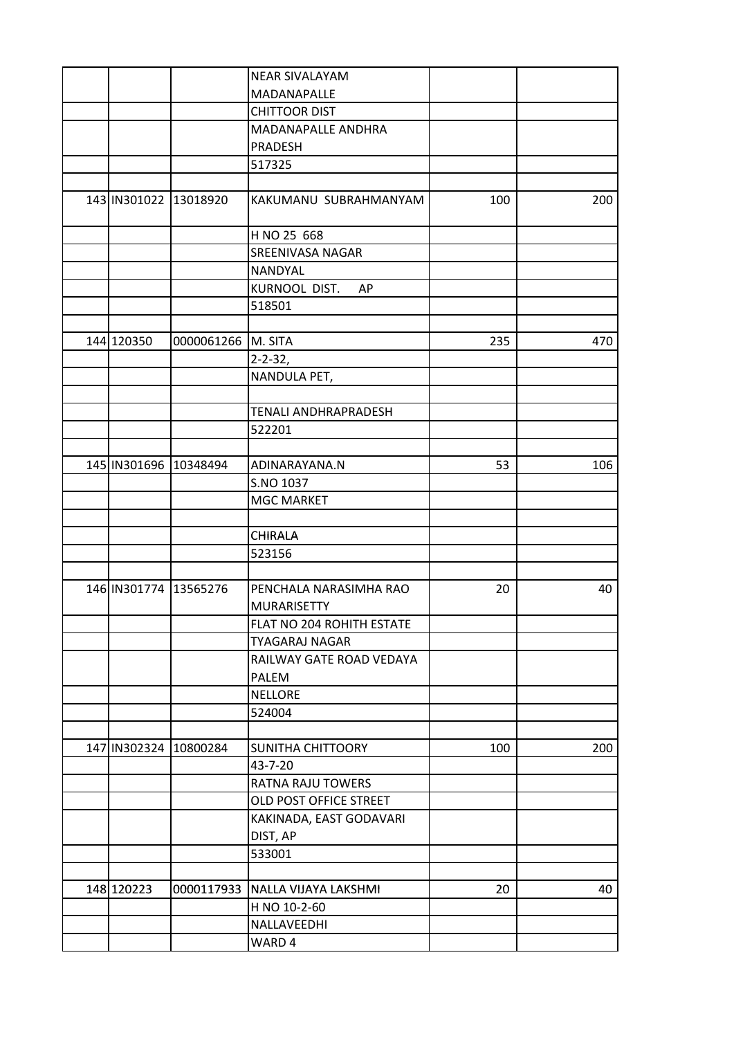| | | | | | |
|---|---|---|---|---|---|
| | | | NEAR SIVALAYAM MADANAPALLE | | |
| | | | CHITTOOR DIST | | |
| | | | MADANAPALLE ANDHRA PRADESH | | |
| | | | 517325 | | |
| | | | | | |
| 143 | IN301022 | 13018920 | KAKUMANU SUBRAHMANYAM | 100 | 200 |
| | | | H NO 25 668 | | |
| | | | SREENIVASA NAGAR | | |
| | | | NANDYAL | | |
| | | | KURNOOL DIST. AP | | |
| | | | 518501 | | |
| | | | | | |
| 144 | 120350 | 0000061266 | M. SITA | 235 | 470 |
| | | | 2-2-32, | | |
| | | | NANDULA PET, | | |
| | | | | | |
| | | | TENALI ANDHRAPRADESH | | |
| | | | 522201 | | |
| | | | | | |
| 145 | IN301696 | 10348494 | ADINARAYANA.N | 53 | 106 |
| | | | S.NO 1037 | | |
| | | | MGC MARKET | | |
| | | | | | |
| | | | CHIRALA | | |
| | | | 523156 | | |
| | | | | | |
| 146 | IN301774 | 13565276 | PENCHALA NARASIMHA RAO MURARISETTY | 20 | 40 |
| | | | FLAT NO 204 ROHITH ESTATE | | |
| | | | TYAGARAJ NAGAR | | |
| | | | RAILWAY GATE ROAD VEDAYA PALEM | | |
| | | | NELLORE | | |
| | | | 524004 | | |
| | | | | | |
| 147 | IN302324 | 10800284 | SUNITHA CHITTOORY | 100 | 200 |
| | | | 43-7-20 | | |
| | | | RATNA RAJU TOWERS | | |
| | | | OLD POST OFFICE STREET | | |
| | | | KAKINADA, EAST GODAVARI DIST, AP | | |
| | | | 533001 | | |
| | | | | | |
| 148 | 120223 | 0000117933 | NALLA VIJAYA LAKSHMI | 20 | 40 |
| | | | H NO 10-2-60 | | |
| | | | NALLAVEEDHI | | |
| | | | WARD 4 | | |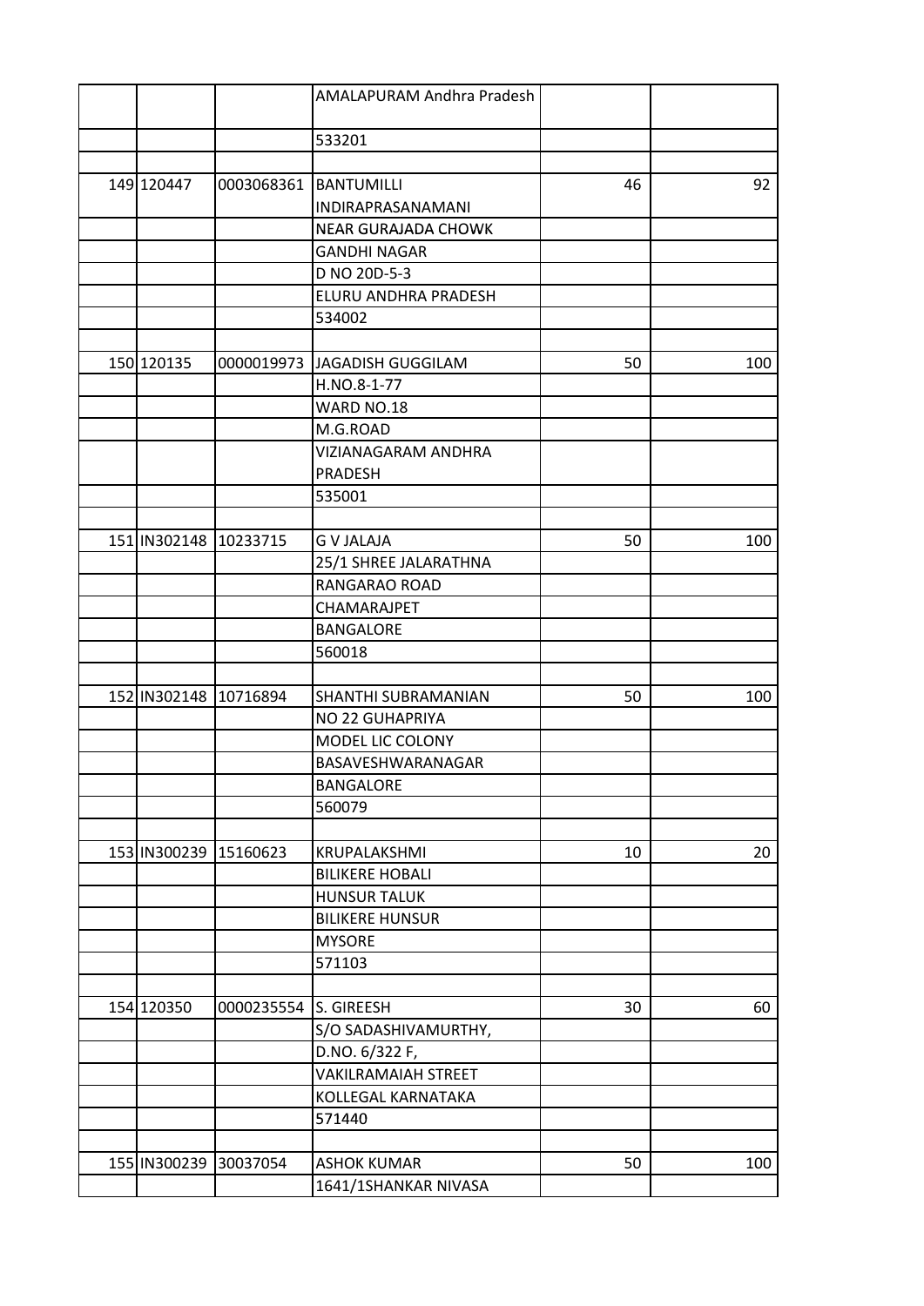| | | | | | |
|---|---|---|---|---|---|
| | | | AMALAPURAM Andhra Pradesh | | |
| | | | 533201 | | |
| | | | | | |
| 149 | 120447 | 0003068361 | BANTUMILLI INDIRAPRASANAMANI | 46 | 92 |
| | | | NEAR GURAJADA CHOWK | | |
| | | | GANDHI NAGAR | | |
| | | | D NO 20D-5-3 | | |
| | | | ELURU ANDHRA PRADESH | | |
| | | | 534002 | | |
| | | | | | |
| 150 | 120135 | 0000019973 | JAGADISH GUGGILAM | 50 | 100 |
| | | | H.NO.8-1-77 | | |
| | | | WARD NO.18 | | |
| | | | M.G.ROAD | | |
| | | | VIZIANAGARAM ANDHRA PRADESH | | |
| | | | 535001 | | |
| | | | | | |
| 151 | IN302148 | 10233715 | G V JALAJA | 50 | 100 |
| | | | 25/1 SHREE JALARATHNA | | |
| | | | RANGARAO ROAD | | |
| | | | CHAMARAJPET | | |
| | | | BANGALORE | | |
| | | | 560018 | | |
| | | | | | |
| 152 | IN302148 | 10716894 | SHANTHI SUBRAMANIAN | 50 | 100 |
| | | | NO 22 GUHAPRIYA | | |
| | | | MODEL LIC COLONY | | |
| | | | BASAVESHWARANAGAR | | |
| | | | BANGALORE | | |
| | | | 560079 | | |
| | | | | | |
| 153 | IN300239 | 15160623 | KRUPALAKSHMI | 10 | 20 |
| | | | BILIKERE HOBALI | | |
| | | | HUNSUR TALUK | | |
| | | | BILIKERE HUNSUR | | |
| | | | MYSORE | | |
| | | | 571103 | | |
| | | | | | |
| 154 | 120350 | 0000235554 | S. GIREESH | 30 | 60 |
| | | | S/O SADASHIVAMURTHY, | | |
| | | | D.NO. 6/322 F, | | |
| | | | VAKILRAMAIAH STREET | | |
| | | | KOLLEGAL KARNATAKA | | |
| | | | 571440 | | |
| | | | | | |
| 155 | IN300239 | 30037054 | ASHOK KUMAR | 50 | 100 |
| | | | 1641/1SHANKAR NIVASA | | |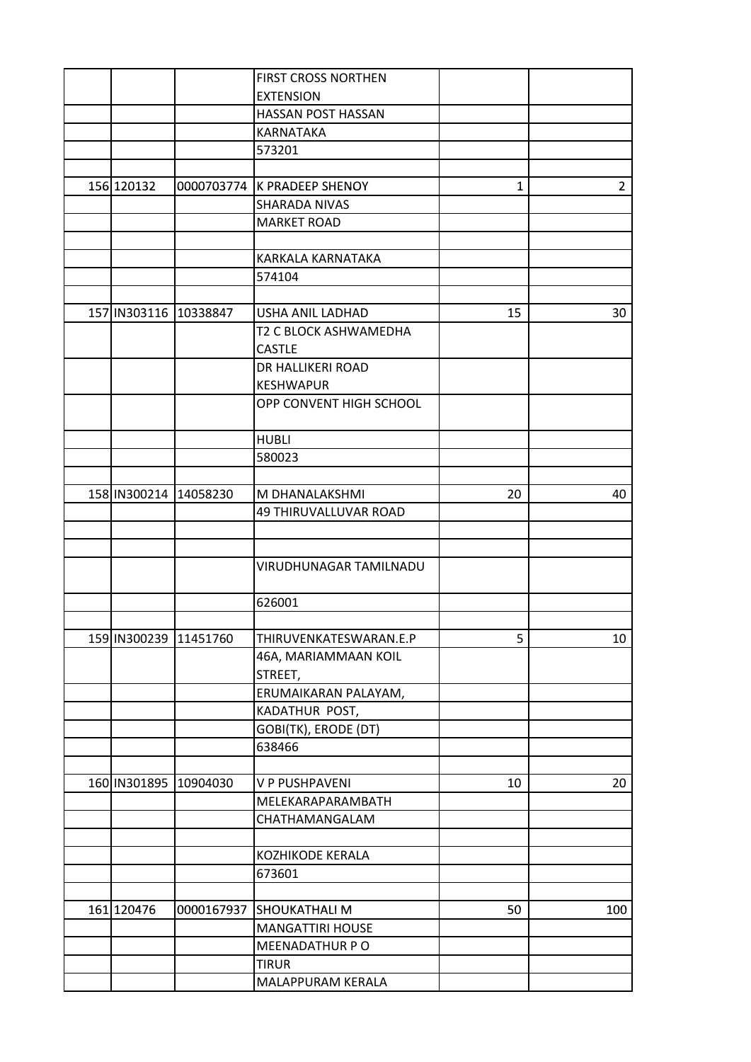| | | | | | |
|---|---|---|---|---|---|
| | | | FIRST CROSS NORTHEN EXTENSION | | |
| | | | HASSAN POST HASSAN | | |
| | | | KARNATAKA | | |
| | | | 573201 | | |
| | | | | | |
| 156 | 120132 | 0000703774 | K PRADEEP SHENOY | 1 | 2 |
| | | | SHARADA NIVAS | | |
| | | | MARKET ROAD | | |
| | | | | | |
| | | | KARKALA KARNATAKA | | |
| | | | 574104 | | |
| | | | | | |
| 157 | IN303116 | 10338847 | USHA ANIL LADHAD | 15 | 30 |
| | | | T2 C BLOCK ASHWAMEDHA CASTLE | | |
| | | | DR HALLIKERI ROAD KESHWAPUR | | |
| | | | OPP CONVENT HIGH SCHOOL | | |
| | | | HUBLI | | |
| | | | 580023 | | |
| | | | | | |
| 158 | IN300214 | 14058230 | M DHANALAKSHMI | 20 | 40 |
| | | | 49 THIRUVALLUVAR ROAD | | |
| | | | | | |
| | | | | | |
| | | | VIRUDHUNAGAR TAMILNADU | | |
| | | | 626001 | | |
| | | | | | |
| 159 | IN300239 | 11451760 | THIRUVENKATESWARAN.E.P | 5 | 10 |
| | | | 46A, MARIAMMAAN KOIL STREET, | | |
| | | | ERUMAIKARAN PALAYAM, | | |
| | | | KADATHUR POST, | | |
| | | | GOBI(TK), ERODE (DT) | | |
| | | | 638466 | | |
| | | | | | |
| 160 | IN301895 | 10904030 | V P PUSHPAVENI | 10 | 20 |
| | | | MELEKARAPARAMBATH | | |
| | | | CHATHAMANGALAM | | |
| | | | | | |
| | | | KOZHIKODE KERALA | | |
| | | | 673601 | | |
| | | | | | |
| 161 | 120476 | 0000167937 | SHOUKATHALI M | 50 | 100 |
| | | | MANGATTIRI HOUSE | | |
| | | | MEENADATHUR P O | | |
| | | | TIRUR | | |
| | | | MALAPPURAM KERALA | | |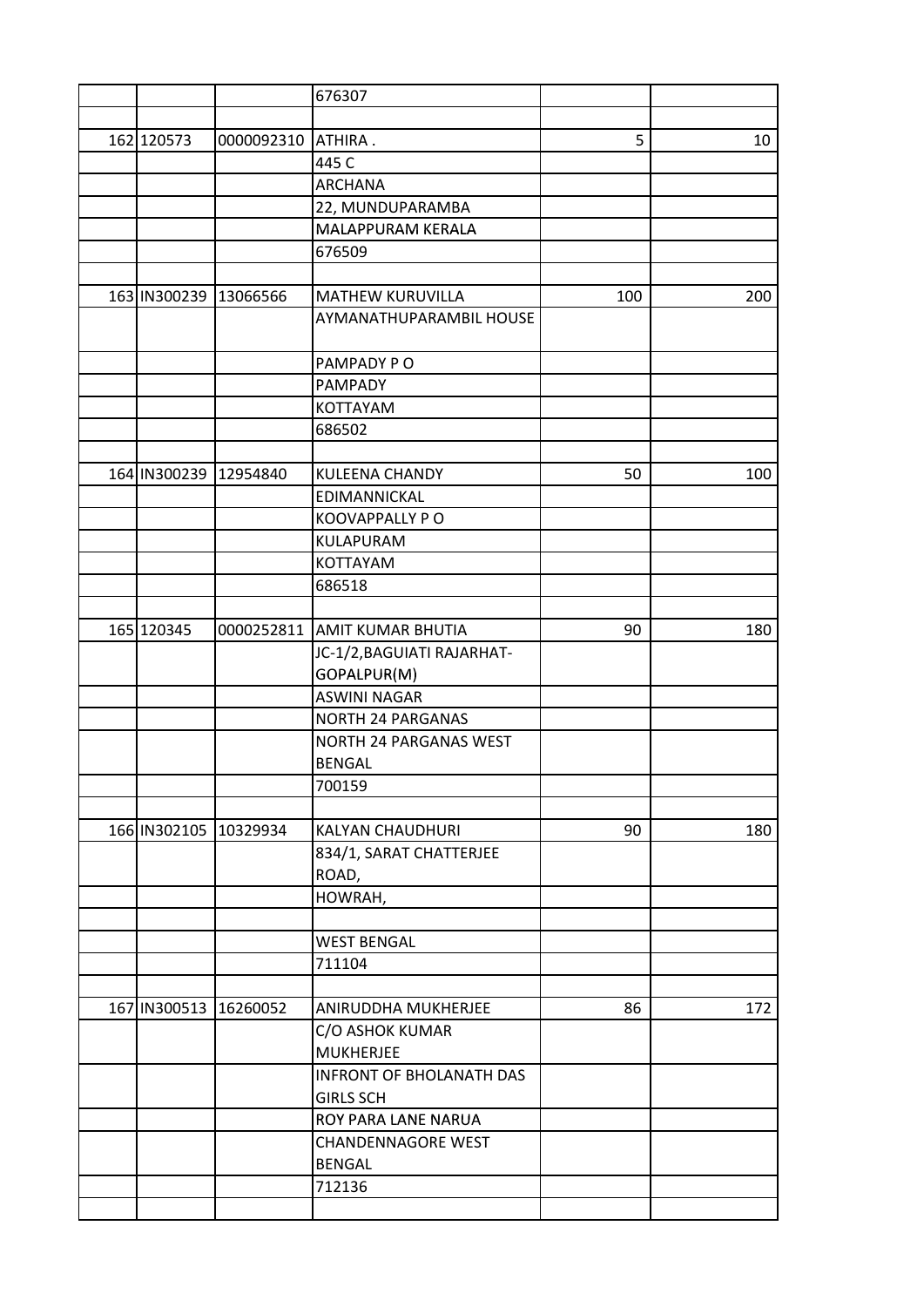| | | | | | |
|---|---|---|---|---|---|
| | | | 676307 | | |
| | | | | | |
| 162 | 120573 | 0000092310 | ATHIRA . | 5 | 10 |
| | | | 445 C | | |
| | | | ARCHANA | | |
| | | | 22, MUNDUPARAMBA | | |
| | | | MALAPPURAM KERALA | | |
| | | | 676509 | | |
| | | | | | |
| 163 | IN300239 | 13066566 | MATHEW KURUVILLA | 100 | 200 |
| | | | AYMANATHUPARAMBIL HOUSE | | |
| | | | PAMPADY P O | | |
| | | | PAMPADY | | |
| | | | KOTTAYAM | | |
| | | | 686502 | | |
| | | | | | |
| 164 | IN300239 | 12954840 | KULEENA CHANDY | 50 | 100 |
| | | | EDIMANNICKAL | | |
| | | | KOOVAPPALLY P O | | |
| | | | KULAPURAM | | |
| | | | KOTTAYAM | | |
| | | | 686518 | | |
| | | | | | |
| 165 | 120345 | 0000252811 | AMIT KUMAR BHUTIA | 90 | 180 |
| | | | JC-1/2,BAGUIATI RAJARHAT-GOPALPUR(M) | | |
| | | | ASWINI NAGAR | | |
| | | | NORTH 24 PARGANAS | | |
| | | | NORTH 24 PARGANAS WEST BENGAL | | |
| | | | 700159 | | |
| | | | | | |
| 166 | IN302105 | 10329934 | KALYAN CHAUDHURI | 90 | 180 |
| | | | 834/1, SARAT CHATTERJEE ROAD, | | |
| | | | HOWRAH, | | |
| | | | | | |
| | | | WEST BENGAL | | |
| | | | 711104 | | |
| | | | | | |
| 167 | IN300513 | 16260052 | ANIRUDDHA MUKHERJEE | 86 | 172 |
| | | | C/O ASHOK KUMAR MUKHERJEE | | |
| | | | INFRONT OF BHOLANATH DAS GIRLS SCH | | |
| | | | ROY PARA LANE NARUA | | |
| | | | CHANDENNAGORE WEST BENGAL | | |
| | | | 712136 | | |
| | | | | | |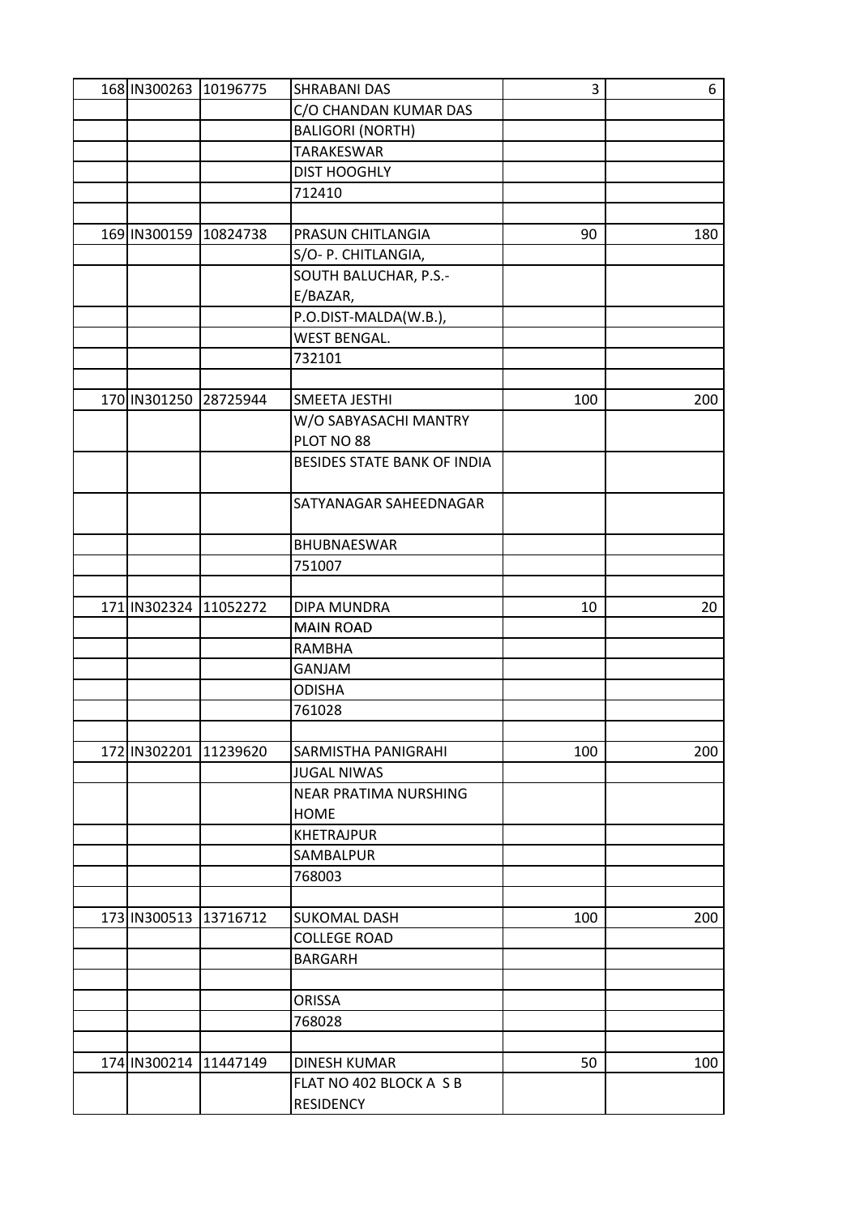| | | | | |
|---|---|---|---|---|
| 168 | IN300263 | 10196775 | SHRABANI DAS | 3 | 6 |
| | | | C/O CHANDAN KUMAR DAS | | |
| | | | BALIGORI (NORTH) | | |
| | | | TARAKESWAR | | |
| | | | DIST HOOGHLY | | |
| | | | 712410 | | |
| | | | | | |
| 169 | IN300159 | 10824738 | PRASUN CHITLANGIA | 90 | 180 |
| | | | S/O- P. CHITLANGIA, | | |
| | | | SOUTH BALUCHAR, P.S.- E/BAZAR, | | |
| | | | P.O.DIST-MALDA(W.B.), | | |
| | | | WEST BENGAL. | | |
| | | | 732101 | | |
| | | | | | |
| 170 | IN301250 | 28725944 | SMEETA JESTHI | 100 | 200 |
| | | | W/O SABYASACHI MANTRY PLOT NO 88 | | |
| | | | BESIDES STATE BANK OF INDIA | | |
| | | | SATYANAGAR SAHEEDNAGAR | | |
| | | | BHUBNAESWAR | | |
| | | | 751007 | | |
| | | | | | |
| 171 | IN302324 | 11052272 | DIPA MUNDRA | 10 | 20 |
| | | | MAIN ROAD | | |
| | | | RAMBHA | | |
| | | | GANJAM | | |
| | | | ODISHA | | |
| | | | 761028 | | |
| | | | | | |
| 172 | IN302201 | 11239620 | SARMISTHA PANIGRAHI | 100 | 200 |
| | | | JUGAL NIWAS | | |
| | | | NEAR PRATIMA NURSHING HOME | | |
| | | | KHETRAJPUR | | |
| | | | SAMBALPUR | | |
| | | | 768003 | | |
| | | | | | |
| 173 | IN300513 | 13716712 | SUKOMAL DASH | 100 | 200 |
| | | | COLLEGE ROAD | | |
| | | | BARGARH | | |
| | | | | | |
| | | | ORISSA | | |
| | | | 768028 | | |
| | | | | | |
| 174 | IN300214 | 11447149 | DINESH KUMAR | 50 | 100 |
| | | | FLAT NO 402 BLOCK A S B RESIDENCY | | |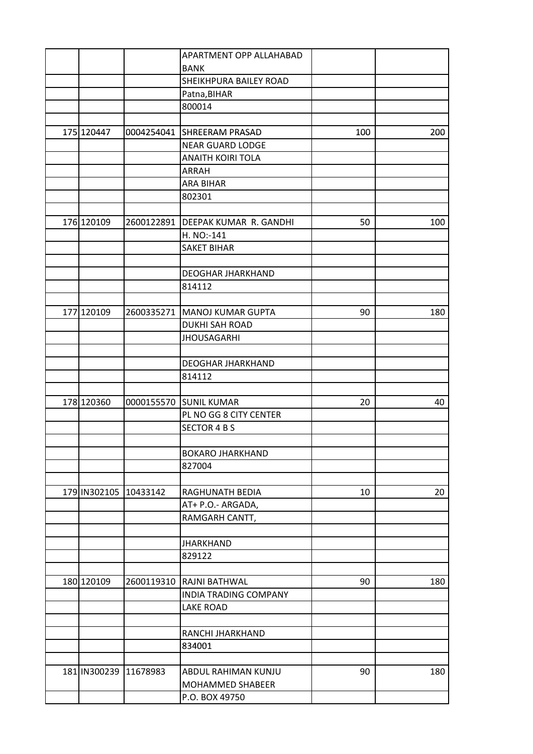| | | | | | |
|---|---|---|---|---|---|
| | | | APARTMENT OPP ALLAHABAD BANK | | |
| | | | SHEIKHPURA BAILEY ROAD | | |
| | | | Patna,BIHAR | | |
| | | | 800014 | | |
| | | | | | |
| 175 | 120447 | 0004254041 | SHREERAM PRASAD | 100 | 200 |
| | | | NEAR GUARD LODGE | | |
| | | | ANAITH KOIRI TOLA | | |
| | | | ARRAH | | |
| | | | ARA BIHAR | | |
| | | | 802301 | | |
| | | | | | |
| 176 | 120109 | 2600122891 | DEEPAK KUMAR R. GANDHI | 50 | 100 |
| | | | H. NO:-141 | | |
| | | | SAKET BIHAR | | |
| | | | | | |
| | | | DEOGHAR JHARKHAND | | |
| | | | 814112 | | |
| | | | | | |
| 177 | 120109 | 2600335271 | MANOJ KUMAR GUPTA | 90 | 180 |
| | | | DUKHI SAH ROAD | | |
| | | | JHOUSAGARHI | | |
| | | | | | |
| | | | DEOGHAR JHARKHAND | | |
| | | | 814112 | | |
| | | | | | |
| 178 | 120360 | 0000155570 | SUNIL KUMAR | 20 | 40 |
| | | | PL NO GG 8 CITY CENTER | | |
| | | | SECTOR 4 B S | | |
| | | | | | |
| | | | BOKARO JHARKHAND | | |
| | | | 827004 | | |
| | | | | | |
| 179 | IN302105 | 10433142 | RAGHUNATH BEDIA | 10 | 20 |
| | | | AT+ P.O.- ARGADA, | | |
| | | | RAMGARH CANTT, | | |
| | | | | | |
| | | | JHARKHAND | | |
| | | | 829122 | | |
| | | | | | |
| 180 | 120109 | 2600119310 | RAJNI BATHWAL | 90 | 180 |
| | | | INDIA TRADING COMPANY | | |
| | | | LAKE ROAD | | |
| | | | | | |
| | | | RANCHI JHARKHAND | | |
| | | | 834001 | | |
| | | | | | |
| 181 | IN300239 | 11678983 | ABDUL RAHIMAN KUNJU MOHAMMED SHABEER | 90 | 180 |
| | | | P.O. BOX 49750 | | |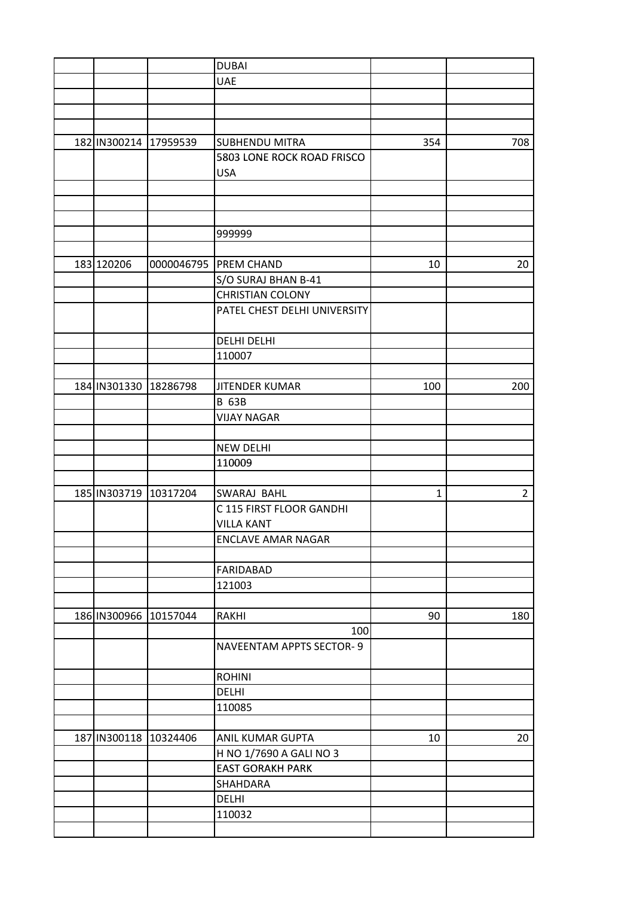| | | | | | |
|---|---|---|---|---|---|
| | | | DUBAI | | |
| | | | UAE | | |
| | | | | | |
| | | | | | |
| | | | | | |
| 182 | IN300214 | 17959539 | SUBHENDU MITRA | 354 | 708 |
| | | | 5803 LONE ROCK ROAD FRISCO USA | | |
| | | | | | |
| | | | | | |
| | | | | | |
| | | | 999999 | | |
| | | | | | |
| 183 | 120206 | 0000046795 | PREM CHAND | 10 | 20 |
| | | | S/O SURAJ BHAN B-41 | | |
| | | | CHRISTIAN COLONY | | |
| | | | PATEL CHEST DELHI UNIVERSITY | | |
| | | | DELHI DELHI | | |
| | | | 110007 | | |
| | | | | | |
| 184 | IN301330 | 18286798 | JITENDER KUMAR | 100 | 200 |
| | | | B 63B | | |
| | | | VIJAY NAGAR | | |
| | | | | | |
| | | | NEW DELHI | | |
| | | | 110009 | | |
| | | | | | |
| 185 | IN303719 | 10317204 | SWARAJ BAHL | 1 | 2 |
| | | | C 115 FIRST FLOOR GANDHI VILLA KANT | | |
| | | | ENCLAVE AMAR NAGAR | | |
| | | | | | |
| | | | FARIDABAD | | |
| | | | 121003 | | |
| | | | | | |
| 186 | IN300966 | 10157044 | RAKHI | 90 | 180 |
| | | | 100 | | |
| | | | NAVEENTAM APPTS SECTOR- 9 | | |
| | | | ROHINI | | |
| | | | DELHI | | |
| | | | 110085 | | |
| | | | | | |
| 187 | IN300118 | 10324406 | ANIL KUMAR GUPTA | 10 | 20 |
| | | | H NO 1/7690 A GALI NO 3 | | |
| | | | EAST GORAKH PARK | | |
| | | | SHAHDARA | | |
| | | | DELHI | | |
| | | | 110032 | | |
| | | | | | |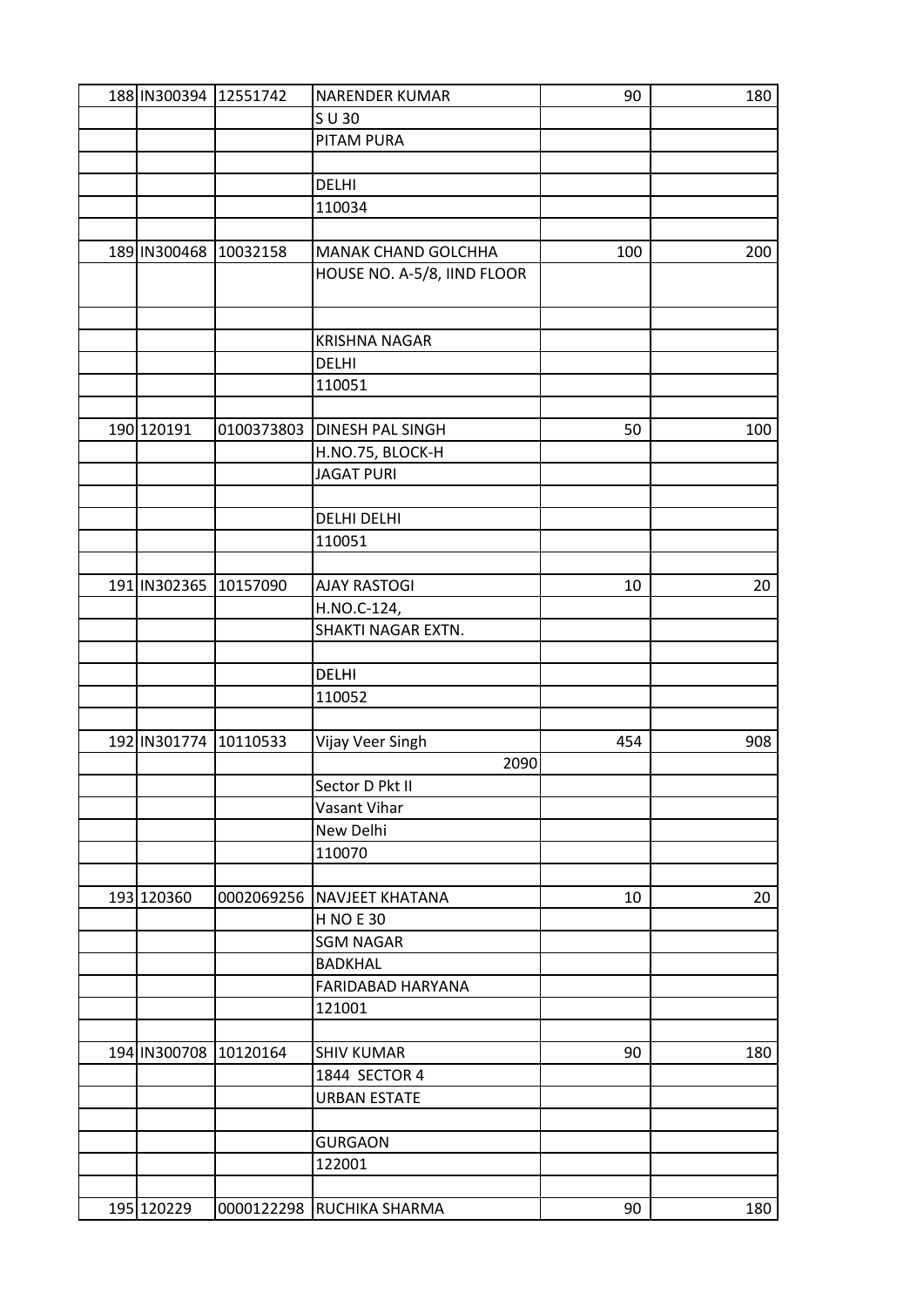| | | | | | |
|---|---|---|---|---|---|
| 188 | IN300394 | 12551742 | NARENDER KUMAR | 90 | 180 |
| | | | S U 30 | | |
| | | | PITAM PURA | | |
| | | | | | |
| | | | DELHI | | |
| | | | 110034 | | |
| | | | | | |
| 189 | IN300468 | 10032158 | MANAK CHAND GOLCHHA | 100 | 200 |
| | | | HOUSE NO. A-5/8, IIND FLOOR | | |
| | | | | | |
| | | | KRISHNA NAGAR | | |
| | | | DELHI | | |
| | | | 110051 | | |
| | | | | | |
| 190 | 120191 | 0100373803 | DINESH PAL SINGH | 50 | 100 |
| | | | H.NO.75, BLOCK-H | | |
| | | | JAGAT PURI | | |
| | | | | | |
| | | | DELHI DELHI | | |
| | | | 110051 | | |
| | | | | | |
| 191 | IN302365 | 10157090 | AJAY RASTOGI | 10 | 20 |
| | | | H.NO.C-124, | | |
| | | | SHAKTI NAGAR EXTN. | | |
| | | | | | |
| | | | DELHI | | |
| | | | 110052 | | |
| | | | | | |
| 192 | IN301774 | 10110533 | Vijay Veer Singh | 454 | 908 |
| | | | 2090 | | |
| | | | Sector D Pkt II | | |
| | | | Vasant Vihar | | |
| | | | New Delhi | | |
| | | | 110070 | | |
| | | | | | |
| 193 | 120360 | 0002069256 | NAVJEET KHATANA | 10 | 20 |
| | | | H NO E 30 | | |
| | | | SGM NAGAR | | |
| | | | BADKHAL | | |
| | | | FARIDABAD HARYANA | | |
| | | | 121001 | | |
| | | | | | |
| 194 | IN300708 | 10120164 | SHIV KUMAR | 90 | 180 |
| | | | 1844 SECTOR 4 | | |
| | | | URBAN ESTATE | | |
| | | | | | |
| | | | GURGAON | | |
| | | | 122001 | | |
| | | | | | |
| 195 | 120229 | 0000122298 | RUCHIKA SHARMA | 90 | 180 |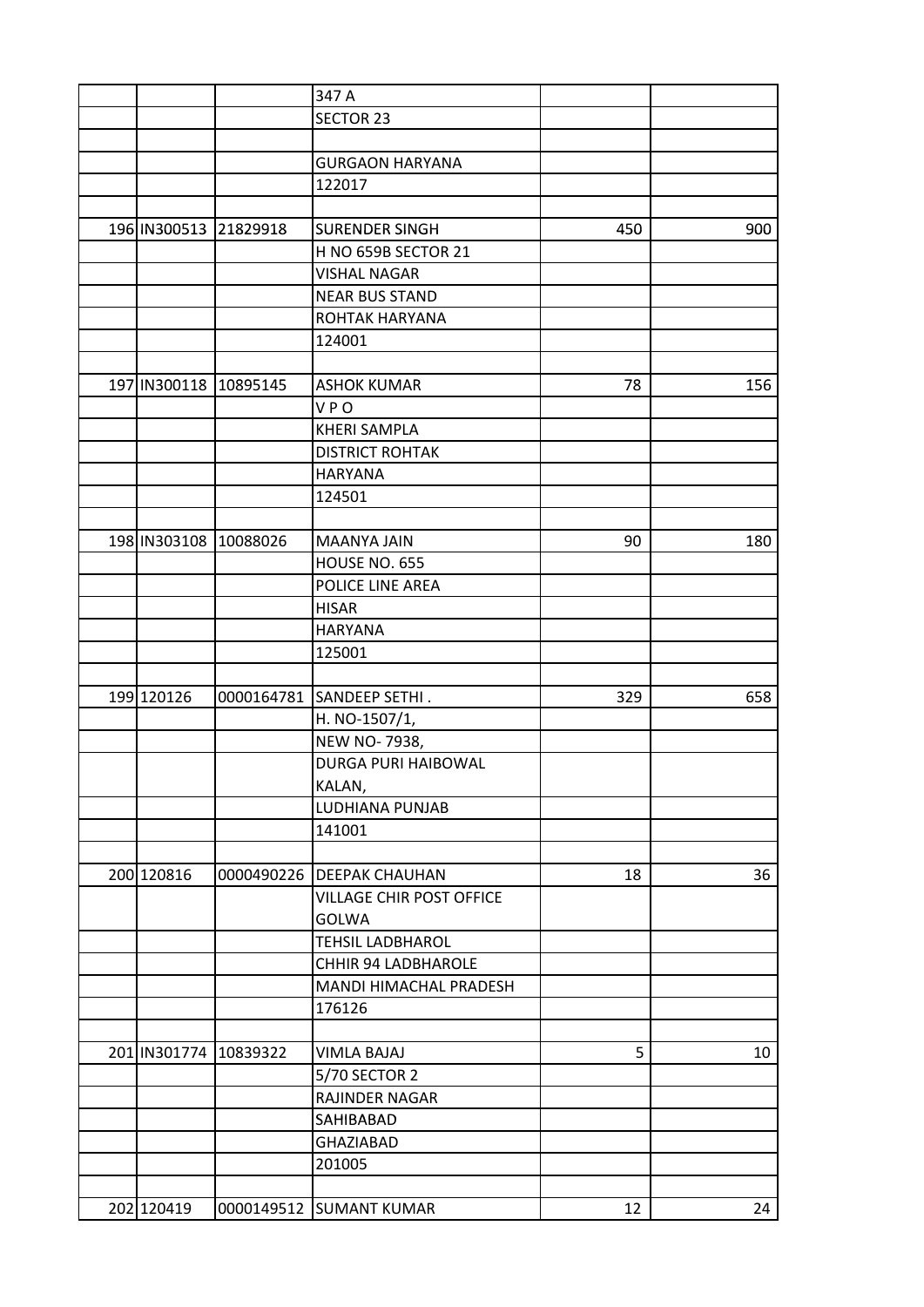| | | | | | |
|---|---|---|---|---|---|
| | | | 347 A | | |
| | | | SECTOR 23 | | |
| | | | | | |
| | | | GURGAON HARYANA | | |
| | | | 122017 | | |
| | | | | | |
| 196 | IN300513 | 21829918 | SURENDER SINGH | 450 | 900 |
| | | | H NO 659B SECTOR 21 | | |
| | | | VISHAL NAGAR | | |
| | | | NEAR BUS STAND | | |
| | | | ROHTAK HARYANA | | |
| | | | 124001 | | |
| | | | | | |
| 197 | IN300118 | 10895145 | ASHOK KUMAR | 78 | 156 |
| | | | V P O | | |
| | | | KHERI SAMPLA | | |
| | | | DISTRICT ROHTAK | | |
| | | | HARYANA | | |
| | | | 124501 | | |
| | | | | | |
| 198 | IN303108 | 10088026 | MAANYA JAIN | 90 | 180 |
| | | | HOUSE NO. 655 | | |
| | | | POLICE LINE AREA | | |
| | | | HISAR | | |
| | | | HARYANA | | |
| | | | 125001 | | |
| | | | | | |
| 199 | 120126 | 0000164781 | SANDEEP SETHI . | 329 | 658 |
| | | | H. NO-1507/1, | | |
| | | | NEW NO- 7938, | | |
| | | | DURGA PURI HAIBOWAL KALAN, | | |
| | | | LUDHIANA PUNJAB | | |
| | | | 141001 | | |
| | | | | | |
| 200 | 120816 | 0000490226 | DEEPAK CHAUHAN | 18 | 36 |
| | | | VILLAGE CHIR POST OFFICE GOLWA | | |
| | | | TEHSIL LADBHAROL | | |
| | | | CHHIR 94 LADBHAROLE | | |
| | | | MANDI HIMACHAL PRADESH | | |
| | | | 176126 | | |
| | | | | | |
| 201 | IN301774 | 10839322 | VIMLA BAJAJ | 5 | 10 |
| | | | 5/70 SECTOR 2 | | |
| | | | RAJINDER NAGAR | | |
| | | | SAHIBABAD | | |
| | | | GHAZIABAD | | |
| | | | 201005 | | |
| | | | | | |
| 202 | 120419 | 0000149512 | SUMANT KUMAR | 12 | 24 |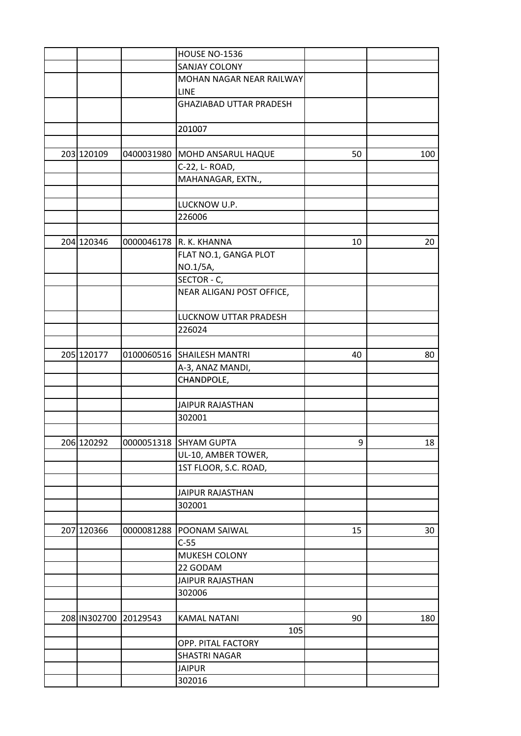| | | | | | |
|---|---|---|---|---|---|
| | | | HOUSE NO-1536 | | |
| | | | SANJAY COLONY | | |
| | | | MOHAN NAGAR NEAR RAILWAY LINE | | |
| | | | GHAZIABAD UTTAR PRADESH | | |
| | | | 201007 | | |
| | | | | | |
| 203 | 120109 | 0400031980 | MOHD ANSARUL HAQUE | 50 | 100 |
| | | | C-22, L- ROAD, | | |
| | | | MAHANAGAR, EXTN., | | |
| | | | | | |
| | | | LUCKNOW U.P. | | |
| | | | 226006 | | |
| | | | | | |
| 204 | 120346 | 0000046178 | R. K. KHANNA | 10 | 20 |
| | | | FLAT NO.1, GANGA PLOT NO.1/5A, | | |
| | | | SECTOR - C, | | |
| | | | NEAR ALIGANJ POST OFFICE, | | |
| | | | LUCKNOW UTTAR PRADESH | | |
| | | | 226024 | | |
| | | | | | |
| 205 | 120177 | 0100060516 | SHAILESH MANTRI | 40 | 80 |
| | | | A-3, ANAZ MANDI, | | |
| | | | CHANDPOLE, | | |
| | | | | | |
| | | | JAIPUR RAJASTHAN | | |
| | | | 302001 | | |
| | | | | | |
| 206 | 120292 | 0000051318 | SHYAM GUPTA | 9 | 18 |
| | | | UL-10, AMBER TOWER, | | |
| | | | 1ST FLOOR, S.C. ROAD, | | |
| | | | | | |
| | | | JAIPUR RAJASTHAN | | |
| | | | 302001 | | |
| | | | | | |
| 207 | 120366 | 0000081288 | POONAM SAIWAL | 15 | 30 |
| | | | C-55 | | |
| | | | MUKESH COLONY | | |
| | | | 22 GODAM | | |
| | | | JAIPUR RAJASTHAN | | |
| | | | 302006 | | |
| | | | | | |
| 208 | IN302700 | 20129543 | KAMAL NATANI | 90 | 180 |
| | | | 105 | | |
| | | | OPP. PITAL FACTORY | | |
| | | | SHASTRI NAGAR | | |
| | | | JAIPUR | | |
| | | | 302016 | | |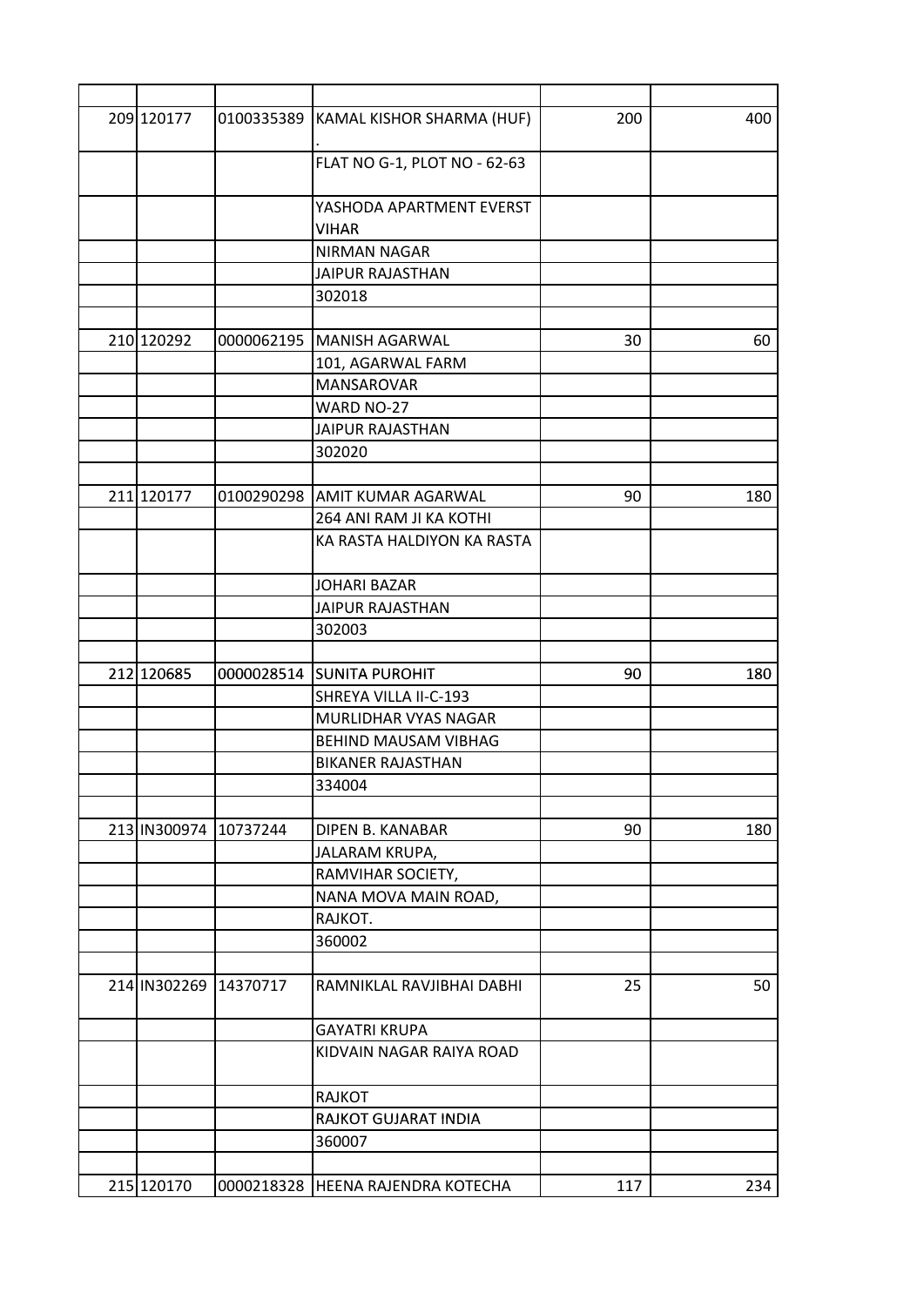| | | | | | |
|---|---|---|---|---|---|
| 209 | 120177 | 0100335389 | KAMAL KISHOR SHARMA (HUF) . | 200 | 400 |
| | | | FLAT NO G-1, PLOT NO - 62-63 | | |
| | | | YASHODA APARTMENT EVERST VIHAR | | |
| | | | NIRMAN NAGAR | | |
| | | | JAIPUR RAJASTHAN | | |
| | | | 302018 | | |
| | | | | | |
| 210 | 120292 | 0000062195 | MANISH AGARWAL | 30 | 60 |
| | | | 101, AGARWAL FARM | | |
| | | | MANSAROVAR | | |
| | | | WARD NO-27 | | |
| | | | JAIPUR RAJASTHAN | | |
| | | | 302020 | | |
| | | | | | |
| 211 | 120177 | 0100290298 | AMIT KUMAR AGARWAL | 90 | 180 |
| | | | 264 ANI RAM JI KA KOTHI | | |
| | | | KA RASTA HALDIYON KA RASTA | | |
| | | | JOHARI BAZAR | | |
| | | | JAIPUR RAJASTHAN | | |
| | | | 302003 | | |
| | | | | | |
| 212 | 120685 | 0000028514 | SUNITA PUROHIT | 90 | 180 |
| | | | SHREYA VILLA II-C-193 | | |
| | | | MURLIDHAR VYAS NAGAR | | |
| | | | BEHIND MAUSAM VIBHAG | | |
| | | | BIKANER RAJASTHAN | | |
| | | | 334004 | | |
| | | | | | |
| 213 | IN300974 | 10737244 | DIPEN B. KANABAR | 90 | 180 |
| | | | JALARAM KRUPA, | | |
| | | | RAMVIHAR SOCIETY, | | |
| | | | NANA MOVA MAIN ROAD, | | |
| | | | RAJKOT. | | |
| | | | 360002 | | |
| | | | | | |
| 214 | IN302269 | 14370717 | RAMNIKLAL RAVJIBHAI DABHI | 25 | 50 |
| | | | GAYATRI KRUPA | | |
| | | | KIDVAIN NAGAR RAIYA ROAD | | |
| | | | RAJKOT | | |
| | | | RAJKOT GUJARAT INDIA | | |
| | | | 360007 | | |
| | | | | | |
| 215 | 120170 | 0000218328 | HEENA RAJENDRA KOTECHA | 117 | 234 |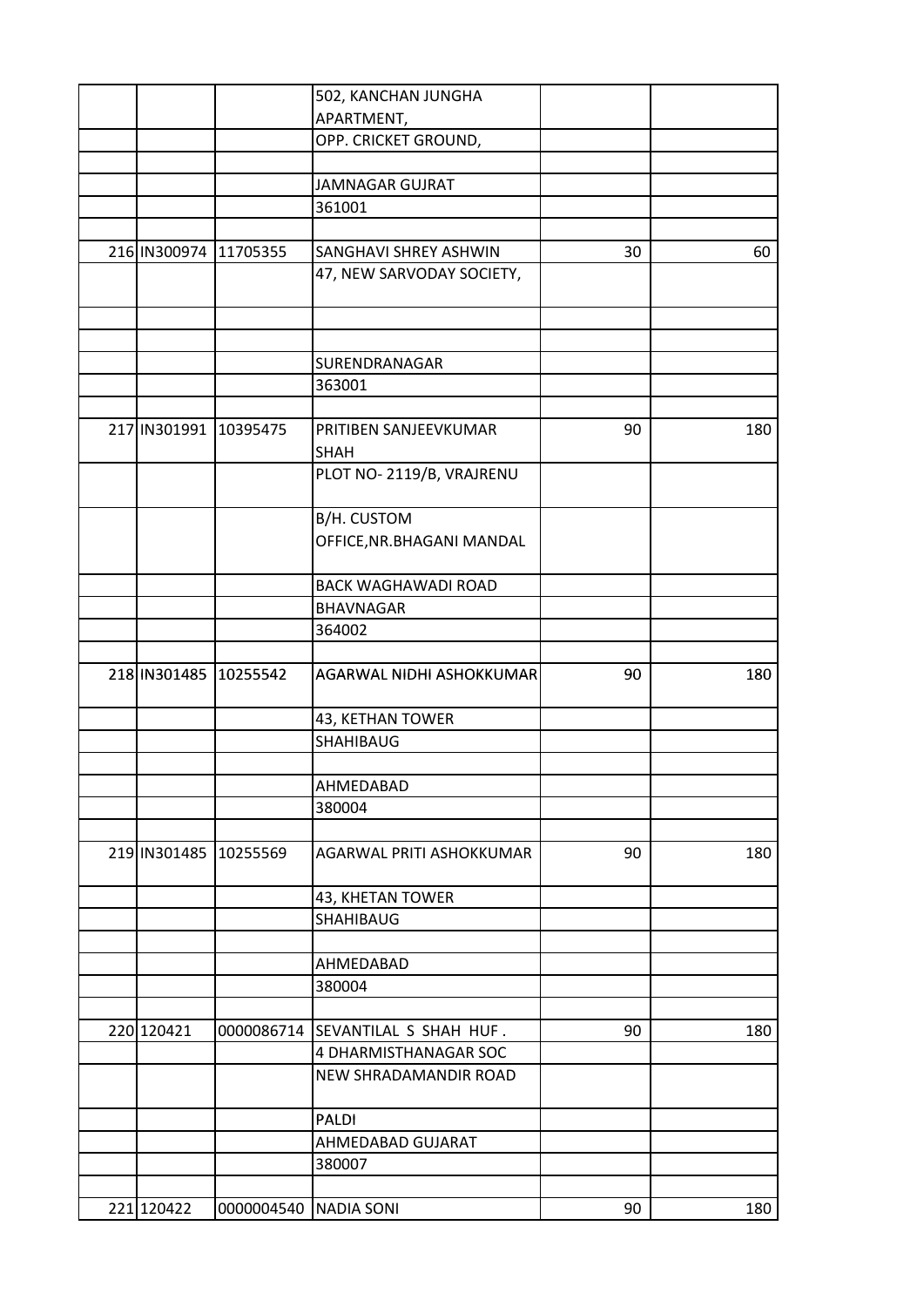| | | | | | |
|---|---|---|---|---|---|
| | | | 502, KANCHAN JUNGHA APARTMENT, | | |
| | | | OPP. CRICKET GROUND, | | |
| | | | | | |
| | | | JAMNAGAR GUJRAT | | |
| | | | 361001 | | |
| | | | | | |
| 216 | IN300974 | 11705355 | SANGHAVI SHREY ASHWIN | 30 | 60 |
| | | | 47, NEW SARVODAY SOCIETY, | | |
| | | | | | |
| | | | | | |
| | | | SURENDRANAGAR | | |
| | | | 363001 | | |
| | | | | | |
| 217 | IN301991 | 10395475 | PRITIBEN SANJEEVKUMAR SHAH | 90 | 180 |
| | | | PLOT NO- 2119/B, VRAJRENU | | |
| | | | B/H. CUSTOM OFFICE,NR.BHAGANI MANDAL | | |
| | | | BACK WAGHAWADI ROAD | | |
| | | | BHAVNAGAR | | |
| | | | 364002 | | |
| | | | | | |
| 218 | IN301485 | 10255542 | AGARWAL NIDHI ASHOKKUMAR | 90 | 180 |
| | | | 43, KETHAN TOWER | | |
| | | | SHAHIBAUG | | |
| | | | | | |
| | | | AHMEDABAD | | |
| | | | 380004 | | |
| | | | | | |
| 219 | IN301485 | 10255569 | AGARWAL PRITI ASHOKKUMAR | 90 | 180 |
| | | | 43, KHETAN TOWER | | |
| | | | SHAHIBAUG | | |
| | | | | | |
| | | | AHMEDABAD | | |
| | | | 380004 | | |
| | | | | | |
| 220 | 120421 | 0000086714 | SEVANTILAL S SHAH HUF . | 90 | 180 |
| | | | 4 DHARMISTHANAGAR SOC | | |
| | | | NEW SHRADAMANDIR ROAD | | |
| | | | PALDI | | |
| | | | AHMEDABAD GUJARAT | | |
| | | | 380007 | | |
| | | | | | |
| 221 | 120422 | 0000004540 | NADIA SONI | 90 | 180 |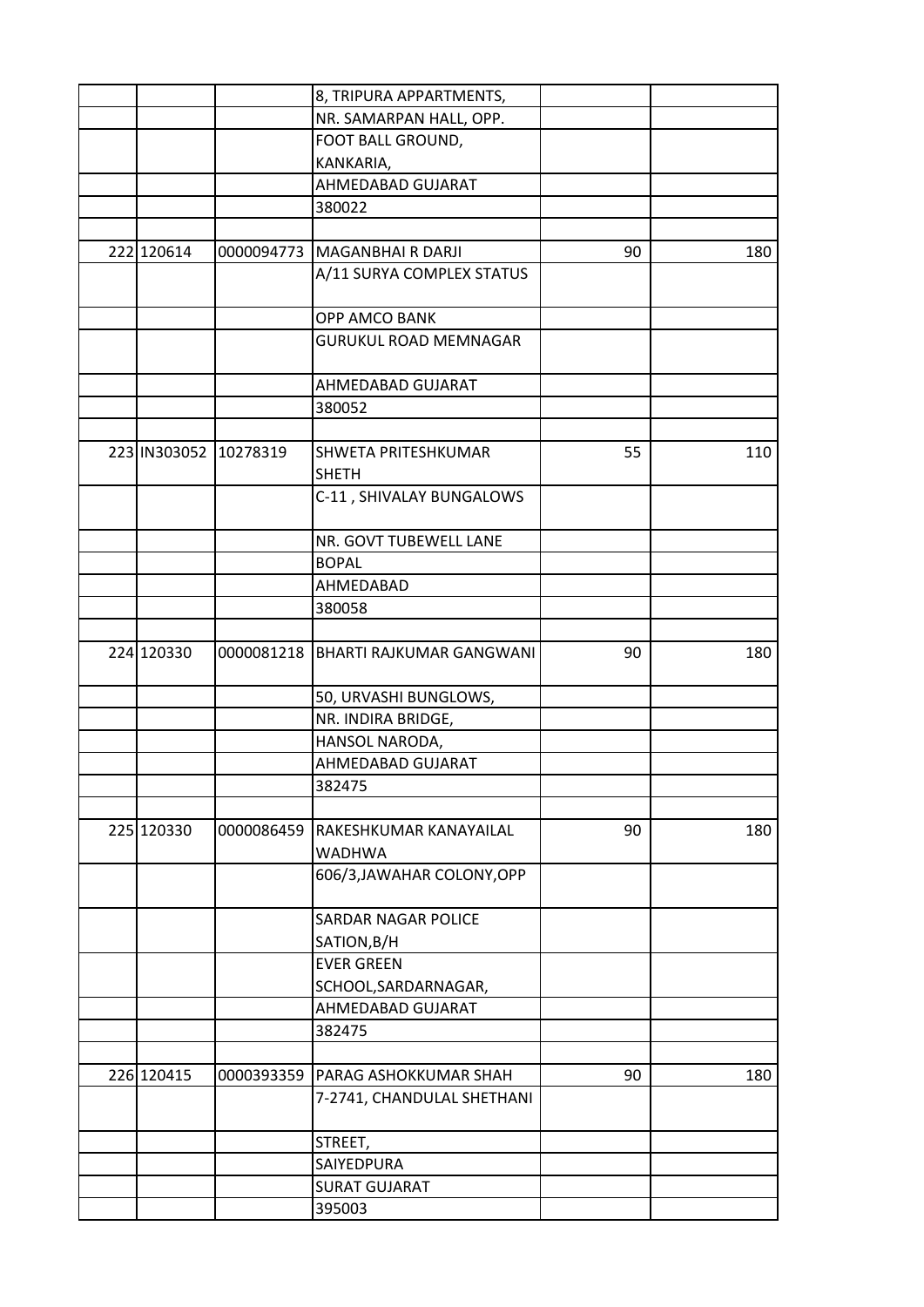| | | | | | |
|---|---|---|---|---|---|
| | | | 8, TRIPURA APPARTMENTS, | | |
| | | | NR. SAMARPAN HALL, OPP. | | |
| | | | FOOT BALL GROUND, KANKARIA, | | |
| | | | AHMEDABAD GUJARAT | | |
| | | | 380022 | | |
| | | | | | |
| 222 | 120614 | 0000094773 | MAGANBHAI R DARJI | 90 | 180 |
| | | | A/11 SURYA COMPLEX STATUS | | |
| | | | OPP AMCO BANK | | |
| | | | GURUKUL ROAD MEMNAGAR | | |
| | | | AHMEDABAD GUJARAT | | |
| | | | 380052 | | |
| | | | | | |
| 223 | IN303052 | 10278319 | SHWETA PRITESHKUMAR SHETH | 55 | 110 |
| | | | C-11 , SHIVALAY BUNGALOWS | | |
| | | | NR. GOVT TUBEWELL LANE | | |
| | | | BOPAL | | |
| | | | AHMEDABAD | | |
| | | | 380058 | | |
| | | | | | |
| 224 | 120330 | 0000081218 | BHARTI RAJKUMAR GANGWANI | 90 | 180 |
| | | | 50, URVASHI BUNGLOWS, | | |
| | | | NR. INDIRA BRIDGE, | | |
| | | | HANSOL NARODA, | | |
| | | | AHMEDABAD GUJARAT | | |
| | | | 382475 | | |
| | | | | | |
| 225 | 120330 | 0000086459 | RAKESHKUMAR KANAYAILAL WADHWA | 90 | 180 |
| | | | 606/3,JAWAHAR COLONY,OPP | | |
| | | | SARDAR NAGAR POLICE SATION,B/H | | |
| | | | EVER GREEN SCHOOL,SARDARNAGAR, | | |
| | | | AHMEDABAD GUJARAT | | |
| | | | 382475 | | |
| | | | | | |
| 226 | 120415 | 0000393359 | PARAG ASHOKKUMAR SHAH | 90 | 180 |
| | | | 7-2741, CHANDULAL SHETHANI | | |
| | | | STREET, | | |
| | | | SAIYEDPURA | | |
| | | | SURAT GUJARAT | | |
| | | | 395003 | | |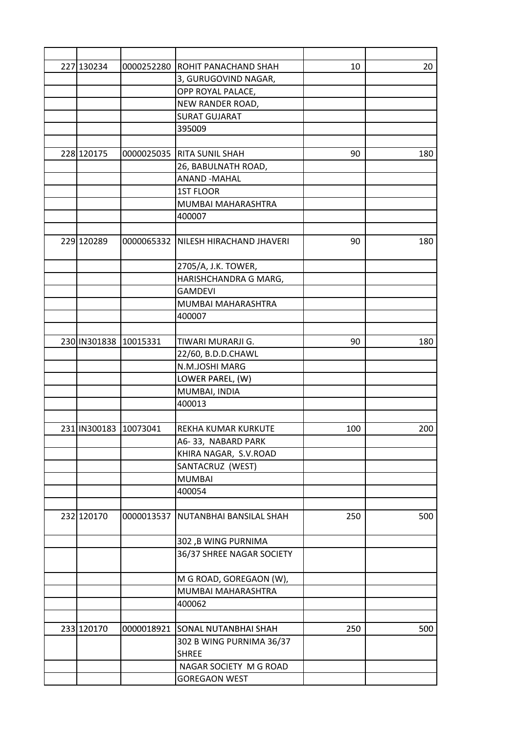| | | | | | |
|---|---|---|---|---|---|
| 227 | 130234 | 0000252280 | ROHIT PANACHAND SHAH | 10 | 20 |
| | | | 3, GURUGOVIND NAGAR, | | |
| | | | OPP ROYAL PALACE, | | |
| | | | NEW RANDER ROAD, | | |
| | | | SURAT GUJARAT | | |
| | | | 395009 | | |
| | | | | | |
| 228 | 120175 | 0000025035 | RITA SUNIL SHAH | 90 | 180 |
| | | | 26, BABULNATH ROAD, | | |
| | | | ANAND -MAHAL | | |
| | | | 1ST FLOOR | | |
| | | | MUMBAI MAHARASHTRA | | |
| | | | 400007 | | |
| | | | | | |
| 229 | 120289 | 0000065332 | NILESH HIRACHAND JHAVERI | 90 | 180 |
| | | | 2705/A, J.K. TOWER, | | |
| | | | HARISHCHANDRA G MARG, | | |
| | | | GAMDEVI | | |
| | | | MUMBAI MAHARASHTRA | | |
| | | | 400007 | | |
| | | | | | |
| 230 | IN301838 | 10015331 | TIWARI MURARJI G. | 90 | 180 |
| | | | 22/60, B.D.D.CHAWL | | |
| | | | N.M.JOSHI MARG | | |
| | | | LOWER PAREL, (W) | | |
| | | | MUMBAI, INDIA | | |
| | | | 400013 | | |
| | | | | | |
| 231 | IN300183 | 10073041 | REKHA KUMAR KURKUTE | 100 | 200 |
| | | | A6- 33, NABARD PARK | | |
| | | | KHIRA NAGAR, S.V.ROAD | | |
| | | | SANTACRUZ (WEST) | | |
| | | | MUMBAI | | |
| | | | 400054 | | |
| | | | | | |
| 232 | 120170 | 0000013537 | NUTANBHAI BANSILAL SHAH | 250 | 500 |
| | | | 302 ,B WING PURNIMA | | |
| | | | 36/37 SHREE NAGAR SOCIETY | | |
| | | | M G ROAD, GOREGAON (W), | | |
| | | | MUMBAI MAHARASHTRA | | |
| | | | 400062 | | |
| | | | | | |
| 233 | 120170 | 0000018921 | SONAL NUTANBHAI SHAH | 250 | 500 |
| | | | 302 B WING PURNIMA 36/37 SHREE | | |
| | | | NAGAR SOCIETY M G ROAD | | |
| | | | GOREGAON WEST | | |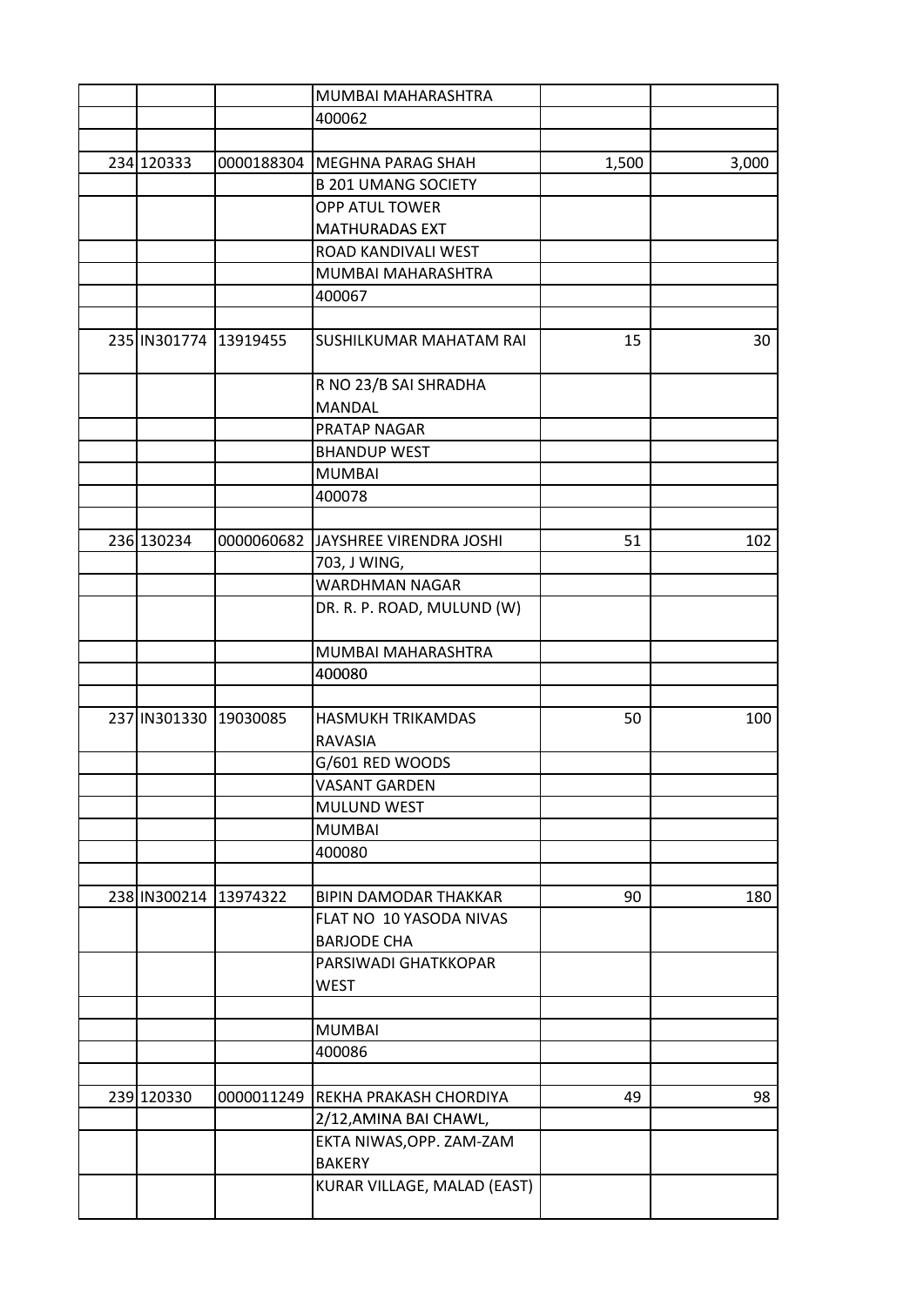| | | | | | |
|---|---|---|---|---|---|
| | | | MUMBAI MAHARASHTRA | | |
| | | | 400062 | | |
| | | | | | |
| 234 | 120333 | 0000188304 | MEGHNA PARAG SHAH | 1,500 | 3,000 |
| | | | B 201 UMANG SOCIETY | | |
| | | | OPP ATUL TOWER MATHURADAS EXT | | |
| | | | ROAD KANDIVALI WEST | | |
| | | | MUMBAI MAHARASHTRA | | |
| | | | 400067 | | |
| | | | | | |
| 235 | IN301774 | 13919455 | SUSHILKUMAR MAHATAM RAI | 15 | 30 |
| | | | R NO 23/B SAI SHRADHA MANDAL | | |
| | | | PRATAP NAGAR | | |
| | | | BHANDUP WEST | | |
| | | | MUMBAI | | |
| | | | 400078 | | |
| | | | | | |
| 236 | 130234 | 0000060682 | JAYSHREE VIRENDRA JOSHI | 51 | 102 |
| | | | 703, J WING, | | |
| | | | WARDHMAN NAGAR | | |
| | | | DR. R. P. ROAD, MULUND (W) | | |
| | | | MUMBAI MAHARASHTRA | | |
| | | | 400080 | | |
| | | | | | |
| 237 | IN301330 | 19030085 | HASMUKH TRIKAMDAS RAVASIA | 50 | 100 |
| | | | G/601 RED WOODS | | |
| | | | VASANT GARDEN | | |
| | | | MULUND WEST | | |
| | | | MUMBAI | | |
| | | | 400080 | | |
| | | | | | |
| 238 | IN300214 | 13974322 | BIPIN DAMODAR THAKKAR | 90 | 180 |
| | | | FLAT NO 10 YASODA NIVAS BARJODE CHA | | |
| | | | PARSIWADI GHATKKOPAR WEST | | |
| | | | | | |
| | | | MUMBAI | | |
| | | | 400086 | | |
| | | | | | |
| 239 | 120330 | 0000011249 | REKHA PRAKASH CHORDIYA | 49 | 98 |
| | | | 2/12,AMINA BAI CHAWL, | | |
| | | | EKTA NIWAS,OPP. ZAM-ZAM BAKERY | | |
| | | | KURAR VILLAGE, MALAD (EAST) | | |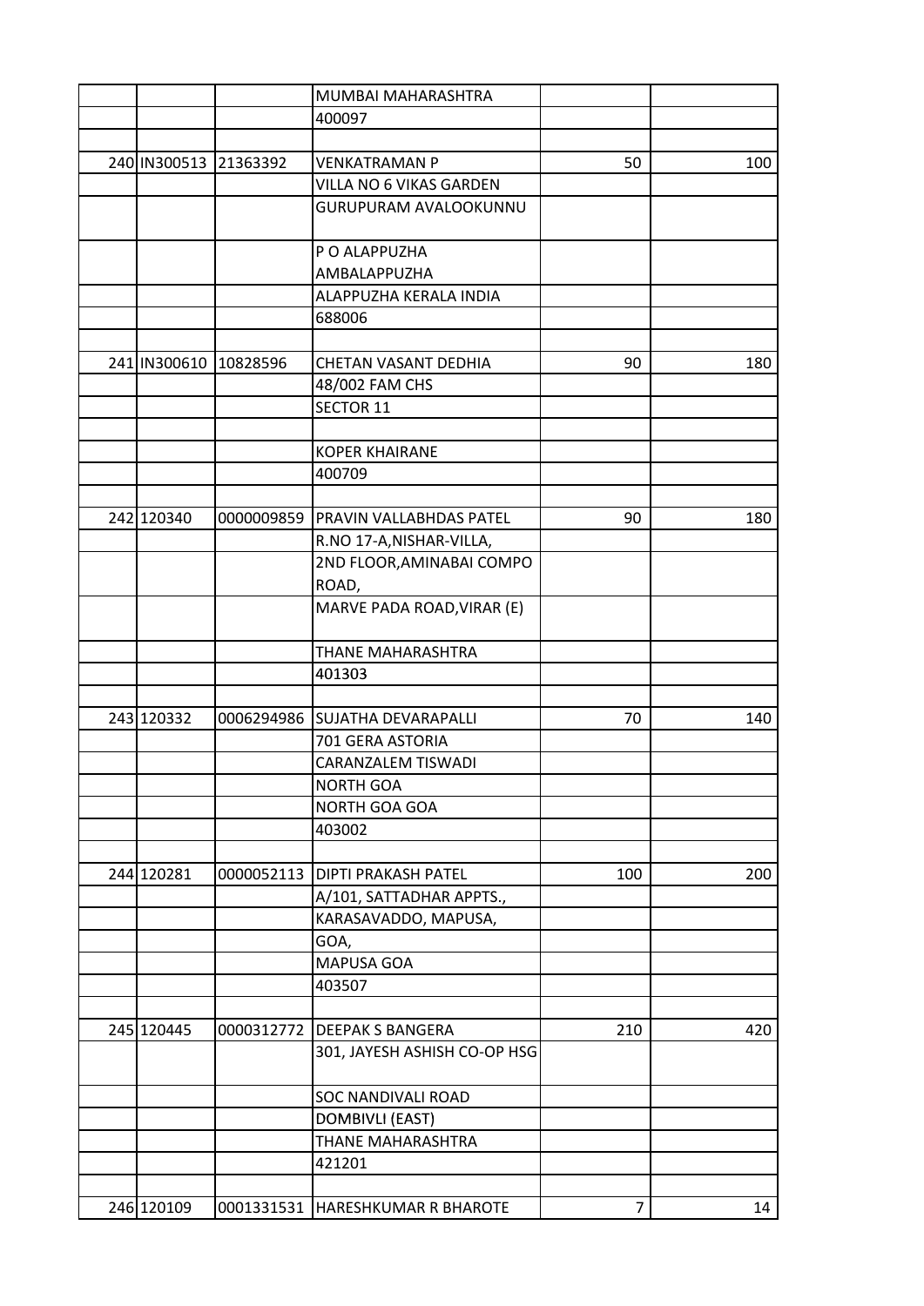| | | | | | |
|---|---|---|---|---|---|
| | | | MUMBAI MAHARASHTRA | | |
| | | | 400097 | | |
| | | | | | |
| 240 | IN300513 | 21363392 | VENKATRAMAN P | 50 | 100 |
| | | | VILLA NO 6 VIKAS GARDEN | | |
| | | | GURUPURAM AVALOOKUNNU | | |
| | | | P O ALAPPUZHA | | |
| | | | AMBALAPPUZHA | | |
| | | | ALAPPUZHA KERALA INDIA | | |
| | | | 688006 | | |
| | | | | | |
| 241 | IN300610 | 10828596 | CHETAN VASANT DEDHIA | 90 | 180 |
| | | | 48/002 FAM CHS | | |
| | | | SECTOR 11 | | |
| | | | | | |
| | | | KOPER KHAIRANE | | |
| | | | 400709 | | |
| | | | | | |
| 242 | 120340 | 0000009859 | PRAVIN VALLABHDAS PATEL | 90 | 180 |
| | | | R.NO 17-A,NISHAR-VILLA, | | |
| | | | 2ND FLOOR,AMINABAI COMPO ROAD, | | |
| | | | MARVE PADA ROAD,VIRAR (E) | | |
| | | | THANE MAHARASHTRA | | |
| | | | 401303 | | |
| | | | | | |
| 243 | 120332 | 0006294986 | SUJATHA DEVARAPALLI | 70 | 140 |
| | | | 701 GERA ASTORIA | | |
| | | | CARANZALEM TISWADI | | |
| | | | NORTH GOA | | |
| | | | NORTH GOA GOA | | |
| | | | 403002 | | |
| | | | | | |
| 244 | 120281 | 0000052113 | DIPTI PRAKASH PATEL | 100 | 200 |
| | | | A/101, SATTADHAR APPTS., | | |
| | | | KARASAVADDO, MAPUSA, | | |
| | | | GOA, | | |
| | | | MAPUSA GOA | | |
| | | | 403507 | | |
| | | | | | |
| 245 | 120445 | 0000312772 | DEEPAK S BANGERA | 210 | 420 |
| | | | 301, JAYESH ASHISH CO-OP HSG | | |
| | | | SOC NANDIVALI ROAD | | |
| | | | DOMBIVLI (EAST) | | |
| | | | THANE MAHARASHTRA | | |
| | | | 421201 | | |
| | | | | | |
| 246 | 120109 | 0001331531 | HARESHKUMAR R BHAROTE | 7 | 14 |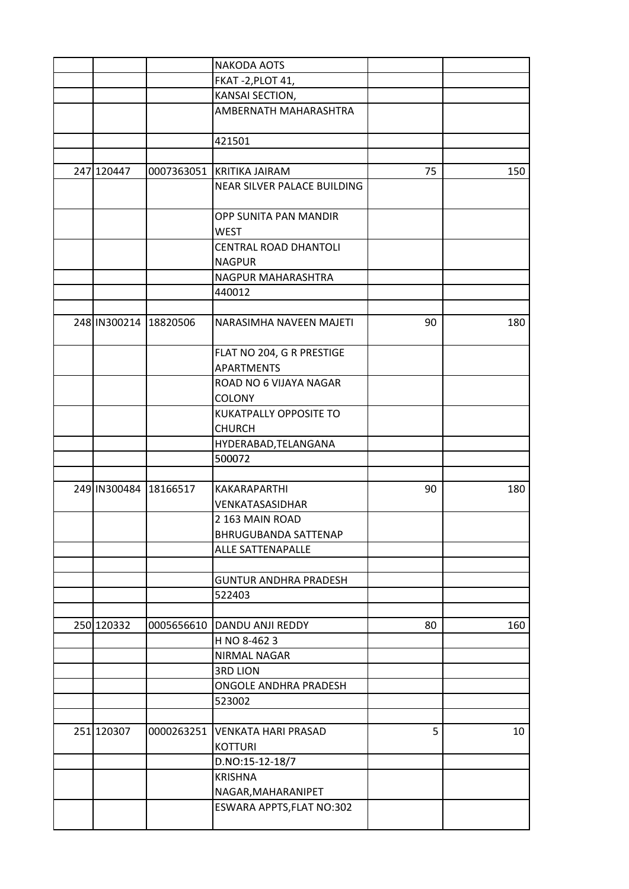| | | | | | |
|---|---|---|---|---|---|
| | | | NAKODA AOTS | | |
| | | | FKAT -2,PLOT 41, | | |
| | | | KANSAI SECTION, | | |
| | | | AMBERNATH MAHARASHTRA | | |
| | | | 421501 | | |
| | | | | | |
| 247 | 120447 | 0007363051 | KRITIKA JAIRAM | 75 | 150 |
| | | | NEAR SILVER PALACE BUILDING | | |
| | | | OPP SUNITA PAN MANDIR WEST | | |
| | | | CENTRAL ROAD DHANTOLI NAGPUR | | |
| | | | NAGPUR MAHARASHTRA | | |
| | | | 440012 | | |
| | | | | | |
| 248 | IN300214 | 18820506 | NARASIMHA NAVEEN MAJETI | 90 | 180 |
| | | | FLAT NO 204, G R PRESTIGE APARTMENTS | | |
| | | | ROAD NO 6 VIJAYA NAGAR COLONY | | |
| | | | KUKATPALLY OPPOSITE TO CHURCH | | |
| | | | HYDERABAD,TELANGANA | | |
| | | | 500072 | | |
| | | | | | |
| 249 | IN300484 | 18166517 | KAKARAPARTHI VENKATASASIDHAR | 90 | 180 |
| | | | 2 163 MAIN ROAD BHRUGUBANDA SATTENAP | | |
| | | | ALLE SATTENAPALLE | | |
| | | | | | |
| | | | GUNTUR ANDHRA PRADESH | | |
| | | | 522403 | | |
| | | | | | |
| 250 | 120332 | 0005656610 | DANDU ANJI REDDY | 80 | 160 |
| | | | H NO 8-462 3 | | |
| | | | NIRMAL NAGAR | | |
| | | | 3RD LION | | |
| | | | ONGOLE ANDHRA PRADESH | | |
| | | | 523002 | | |
| | | | | | |
| 251 | 120307 | 0000263251 | VENKATA HARI PRASAD KOTTURI | 5 | 10 |
| | | | D.NO:15-12-18/7 | | |
| | | | KRISHNA NAGAR,MAHARANIPET | | |
| | | | ESWARA APPTS,FLAT NO:302 | | |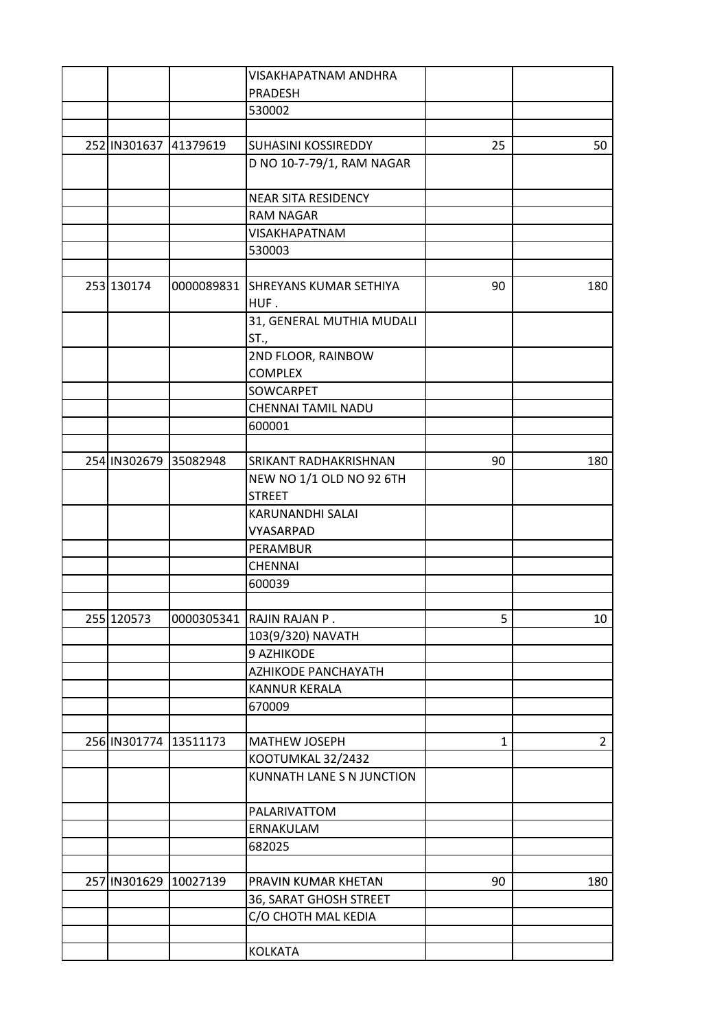| | | | | | |
|---|---|---|---|---|---|
| | | | VISAKHAPATNAM ANDHRA PRADESH | | |
| | | | 530002 | | |
| | | | | | |
| 252 | IN301637 | 41379619 | SUHASINI KOSSIREDDY | 25 | 50 |
| | | | D NO 10-7-79/1, RAM NAGAR | | |
| | | | NEAR SITA RESIDENCY | | |
| | | | RAM NAGAR | | |
| | | | VISAKHAPATNAM | | |
| | | | 530003 | | |
| | | | | | |
| 253 | 130174 | 0000089831 | SHREYANS KUMAR SETHIYA HUF . | 90 | 180 |
| | | | 31, GENERAL MUTHIA MUDALI ST., | | |
| | | | 2ND FLOOR, RAINBOW COMPLEX | | |
| | | | SOWCARPET | | |
| | | | CHENNAI TAMIL NADU | | |
| | | | 600001 | | |
| | | | | | |
| 254 | IN302679 | 35082948 | SRIKANT RADHAKRISHNAN | 90 | 180 |
| | | | NEW NO 1/1 OLD NO 92 6TH STREET | | |
| | | | KARUNANDHI SALAI VYASARPAD | | |
| | | | PERAMBUR | | |
| | | | CHENNAI | | |
| | | | 600039 | | |
| | | | | | |
| 255 | 120573 | 0000305341 | RAJIN RAJAN P . | 5 | 10 |
| | | | 103(9/320) NAVATH | | |
| | | | 9 AZHIKODE | | |
| | | | AZHIKODE PANCHAYATH | | |
| | | | KANNUR KERALA | | |
| | | | 670009 | | |
| | | | | | |
| 256 | IN301774 | 13511173 | MATHEW JOSEPH | 1 | 2 |
| | | | KOOTUMKAL 32/2432 | | |
| | | | KUNNATH LANE S N JUNCTION | | |
| | | | PALARIVATTOM | | |
| | | | ERNAKULAM | | |
| | | | 682025 | | |
| | | | | | |
| 257 | IN301629 | 10027139 | PRAVIN KUMAR KHETAN | 90 | 180 |
| | | | 36, SARAT GHOSH STREET | | |
| | | | C/O CHOTH MAL KEDIA | | |
| | | | | | |
| | | | KOLKATA | | |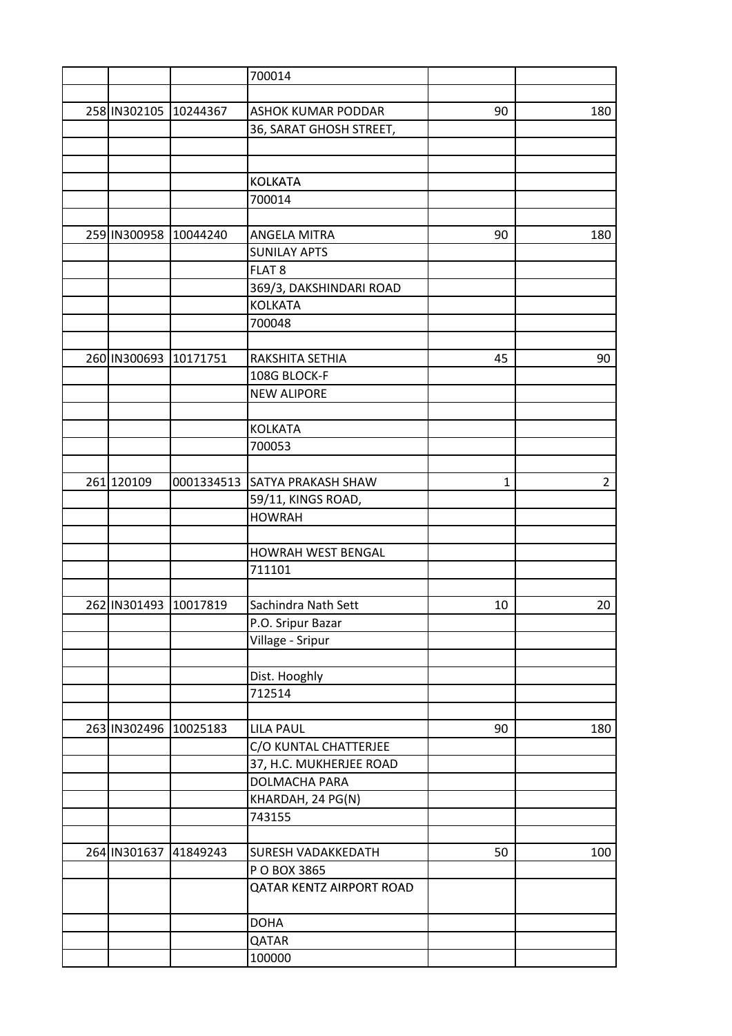| | | | | | |
|---|---|---|---|---|---|
| | | | 700014 | | |
| | | | | | |
| 258 | IN302105 | 10244367 | ASHOK KUMAR PODDAR | 90 | 180 |
| | | | 36, SARAT GHOSH STREET, | | |
| | | | | | |
| | | | | | |
| | | | KOLKATA | | |
| | | | 700014 | | |
| | | | | | |
| 259 | IN300958 | 10044240 | ANGELA MITRA | 90 | 180 |
| | | | SUNILAY APTS | | |
| | | | FLAT 8 | | |
| | | | 369/3, DAKSHINDARI ROAD | | |
| | | | KOLKATA | | |
| | | | 700048 | | |
| | | | | | |
| 260 | IN300693 | 10171751 | RAKSHITA SETHIA | 45 | 90 |
| | | | 108G BLOCK-F | | |
| | | | NEW ALIPORE | | |
| | | | | | |
| | | | KOLKATA | | |
| | | | 700053 | | |
| | | | | | |
| 261 | 120109 | 0001334513 | SATYA PRAKASH SHAW | 1 | 2 |
| | | | 59/11, KINGS ROAD, | | |
| | | | HOWRAH | | |
| | | | | | |
| | | | HOWRAH WEST BENGAL | | |
| | | | 711101 | | |
| | | | | | |
| 262 | IN301493 | 10017819 | Sachindra Nath Sett | 10 | 20 |
| | | | P.O. Sripur Bazar | | |
| | | | Village - Sripur | | |
| | | | | | |
| | | | Dist. Hooghly | | |
| | | | 712514 | | |
| | | | | | |
| 263 | IN302496 | 10025183 | LILA PAUL | 90 | 180 |
| | | | C/O KUNTAL CHATTERJEE | | |
| | | | 37, H.C. MUKHERJEE ROAD | | |
| | | | DOLMACHA PARA | | |
| | | | KHARDAH, 24 PG(N) | | |
| | | | 743155 | | |
| | | | | | |
| 264 | IN301637 | 41849243 | SURESH VADAKKEDATH | 50 | 100 |
| | | | P O BOX 3865 | | |
| | | | QATAR KENTZ AIRPORT ROAD | | |
| | | | DOHA | | |
| | | | QATAR | | |
| | | | 100000 | | |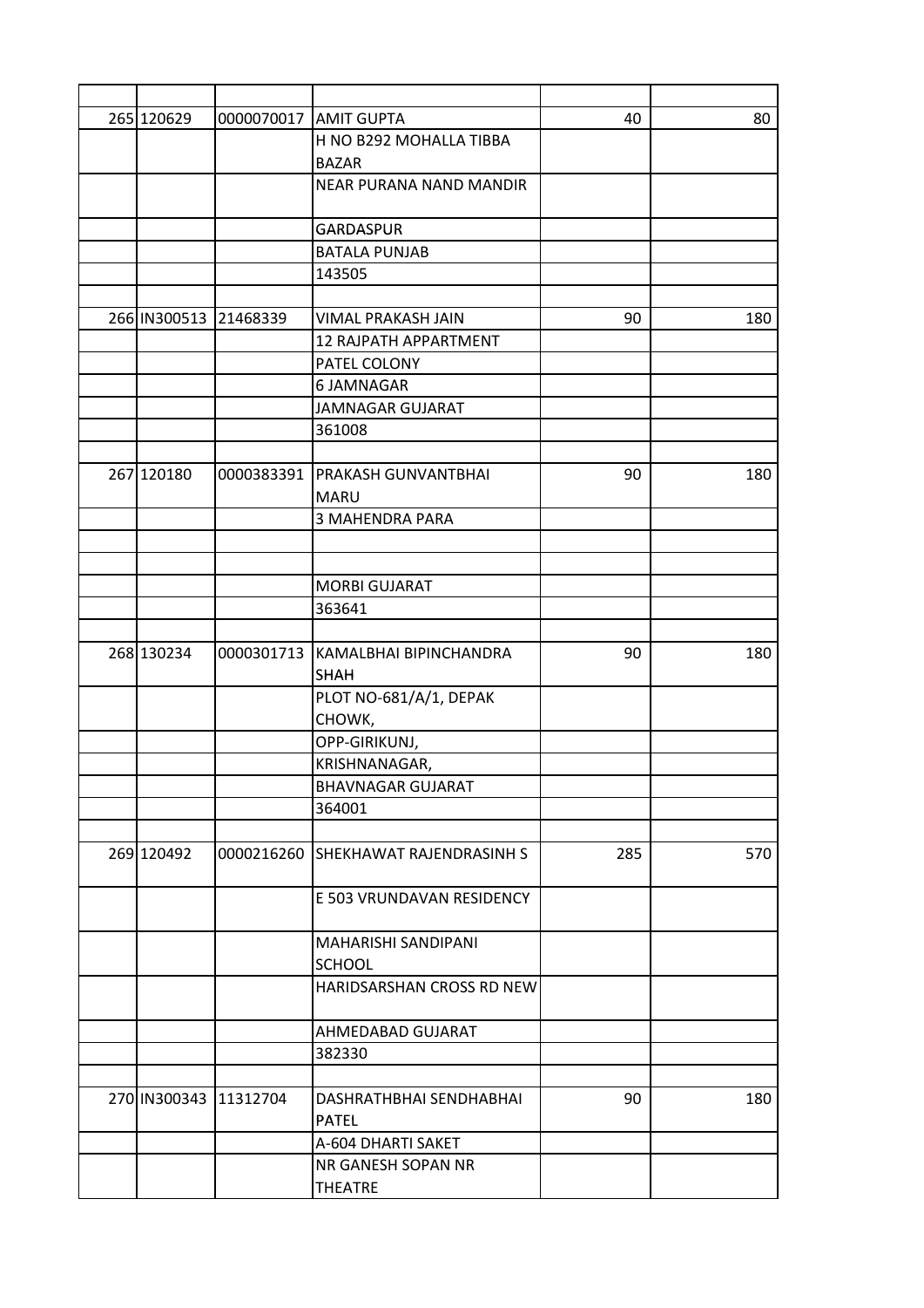| | | | | | |
|---|---|---|---|---|---|
| 265 | 120629 | 0000070017 | AMIT GUPTA | 40 | 80 |
| | | | H NO B292 MOHALLA TIBBA BAZAR | | |
| | | | NEAR PURANA NAND MANDIR | | |
| | | | GARDASPUR | | |
| | | | BATALA PUNJAB | | |
| | | | 143505 | | |
| | | | | | |
| 266 | IN300513 | 21468339 | VIMAL PRAKASH JAIN | 90 | 180 |
| | | | 12 RAJPATH APPARTMENT | | |
| | | | PATEL COLONY | | |
| | | | 6 JAMNAGAR | | |
| | | | JAMNAGAR GUJARAT | | |
| | | | 361008 | | |
| | | | | | |
| 267 | 120180 | 0000383391 | PRAKASH GUNVANTBHAI MARU | 90 | 180 |
| | | | 3 MAHENDRA PARA | | |
| | | | | | |
| | | | | | |
| | | | MORBI GUJARAT | | |
| | | | 363641 | | |
| | | | | | |
| 268 | 130234 | 0000301713 | KAMALBHAI BIPINCHANDRA SHAH | 90 | 180 |
| | | | PLOT NO-681/A/1, DEPAK CHOWK, | | |
| | | | OPP-GIRIKUNJ, | | |
| | | | KRISHNANAGAR, | | |
| | | | BHAVNAGAR GUJARAT | | |
| | | | 364001 | | |
| | | | | | |
| 269 | 120492 | 0000216260 | SHEKHAWAT RAJENDRASINH S | 285 | 570 |
| | | | E 503 VRUNDAVAN RESIDENCY | | |
| | | | MAHARISHI SANDIPANI SCHOOL | | |
| | | | HARIDSARSHAN CROSS RD NEW | | |
| | | | AHMEDABAD GUJARAT | | |
| | | | 382330 | | |
| | | | | | |
| 270 | IN300343 | 11312704 | DASHRATHBHAI SENDHABHAI PATEL | 90 | 180 |
| | | | A-604 DHARTI SAKET | | |
| | | | NR GANESH SOPAN NR THEATRE | | |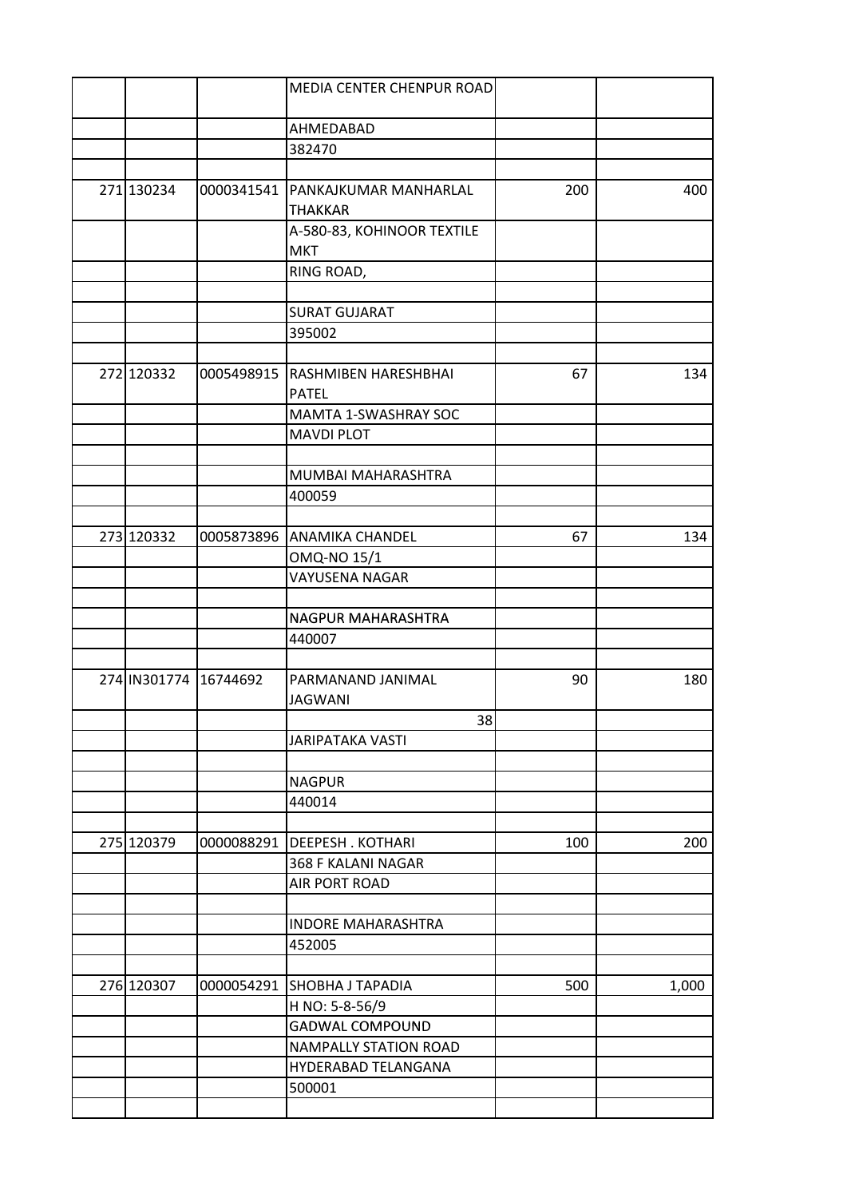| | | | | | |
|---|---|---|---|---|---|
| | | | MEDIA CENTER CHENPUR ROAD | | |
| | | | AHMEDABAD | | |
| | | | 382470 | | |
| | | | | | |
| 271 | 130234 | 0000341541 | PANKAJKUMAR MANHARLAL THAKKAR | 200 | 400 |
| | | | A-580-83, KOHINOOR TEXTILE MKT | | |
| | | | RING ROAD, | | |
| | | | | | |
| | | | SURAT GUJARAT | | |
| | | | 395002 | | |
| | | | | | |
| 272 | 120332 | 0005498915 | RASHMIBEN HARESHBHAI PATEL | 67 | 134 |
| | | | MAMTA 1-SWASHRAY SOC | | |
| | | | MAVDI PLOT | | |
| | | | | | |
| | | | MUMBAI MAHARASHTRA | | |
| | | | 400059 | | |
| | | | | | |
| 273 | 120332 | 0005873896 | ANAMIKA CHANDEL | 67 | 134 |
| | | | OMQ-NO 15/1 | | |
| | | | VAYUSENA NAGAR | | |
| | | | | | |
| | | | NAGPUR MAHARASHTRA | | |
| | | | 440007 | | |
| | | | | | |
| 274 | IN301774 | 16744692 | PARMANAND JANIMAL JAGWANI | 90 | 180 |
| | | | 38 | | |
| | | | JARIPATAKA VASTI | | |
| | | | | | |
| | | | NAGPUR | | |
| | | | 440014 | | |
| | | | | | |
| 275 | 120379 | 0000088291 | DEEPESH . KOTHARI | 100 | 200 |
| | | | 368 F KALANI NAGAR | | |
| | | | AIR PORT ROAD | | |
| | | | | | |
| | | | INDORE MAHARASHTRA | | |
| | | | 452005 | | |
| | | | | | |
| 276 | 120307 | 0000054291 | SHOBHA J TAPADIA | 500 | 1,000 |
| | | | H NO: 5-8-56/9 | | |
| | | | GADWAL COMPOUND | | |
| | | | NAMPALLY STATION ROAD | | |
| | | | HYDERABAD TELANGANA | | |
| | | | 500001 | | |
| | | | | | |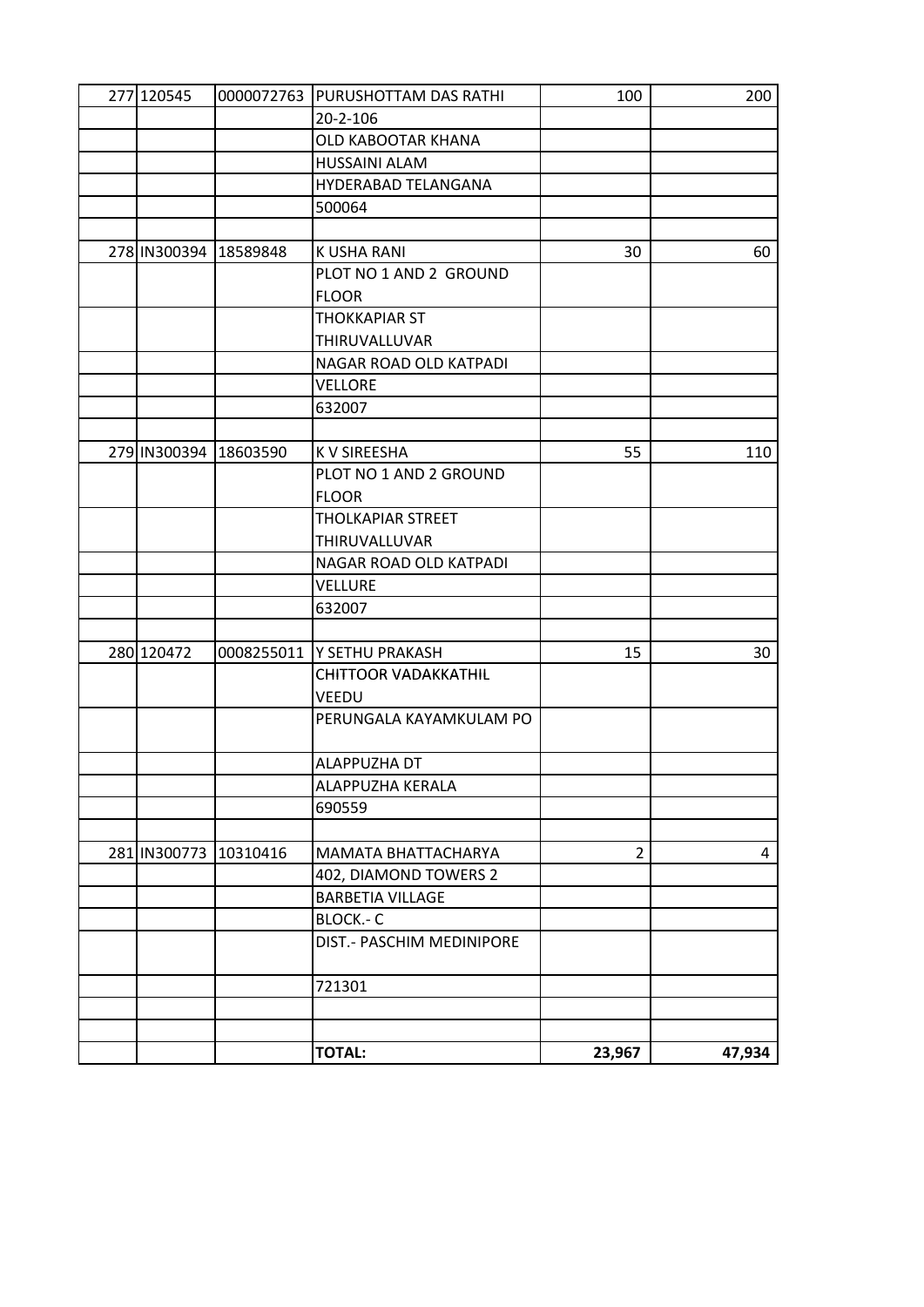| | | | | | |
|---|---|---|---|---|---|
| 277 | 120545 | 0000072763 | PURUSHOTTAM DAS RATHI | 100 | 200 |
| | | | 20-2-106 | | |
| | | | OLD KABOOTAR KHANA | | |
| | | | HUSSAINI ALAM | | |
| | | | HYDERABAD TELANGANA | | |
| | | | 500064 | | |
| | | | | | |
| 278 | IN300394 | 18589848 | K USHA RANI | 30 | 60 |
| | | | PLOT NO 1 AND 2 GROUND | | |
| | | | FLOOR | | |
| | | | THOKKAPIAR ST | | |
| | | | THIRUVALLUVAR | | |
| | | | NAGAR ROAD OLD KATPADI | | |
| | | | VELLORE | | |
| | | | 632007 | | |
| | | | | | |
| 279 | IN300394 | 18603590 | K V SIREESHA | 55 | 110 |
| | | | PLOT NO 1 AND 2 GROUND | | |
| | | | FLOOR | | |
| | | | THOLKAPIAR STREET | | |
| | | | THIRUVALLUVAR | | |
| | | | NAGAR ROAD OLD KATPADI | | |
| | | | VELLURE | | |
| | | | 632007 | | |
| | | | | | |
| 280 | 120472 | 0008255011 | Y SETHU PRAKASH | 15 | 30 |
| | | | CHITTOOR VADAKKATHIL | | |
| | | | VEEDU | | |
| | | | PERUNGALA KAYAMKULAM PO | | |
| | | | ALAPPUZHA DT | | |
| | | | ALAPPUZHA KERALA | | |
| | | | 690559 | | |
| | | | | | |
| 281 | IN300773 | 10310416 | MAMATA BHATTACHARYA | 2 | 4 |
| | | | 402, DIAMOND TOWERS 2 | | |
| | | | BARBETIA VILLAGE | | |
| | | | BLOCK.- C | | |
| | | | DIST.- PASCHIM MEDINIPORE | | |
| | | | 721301 | | |
| | | | | | |
| | | | | | |
| | | | **TOTAL:** | **23,967** | **47,934** |